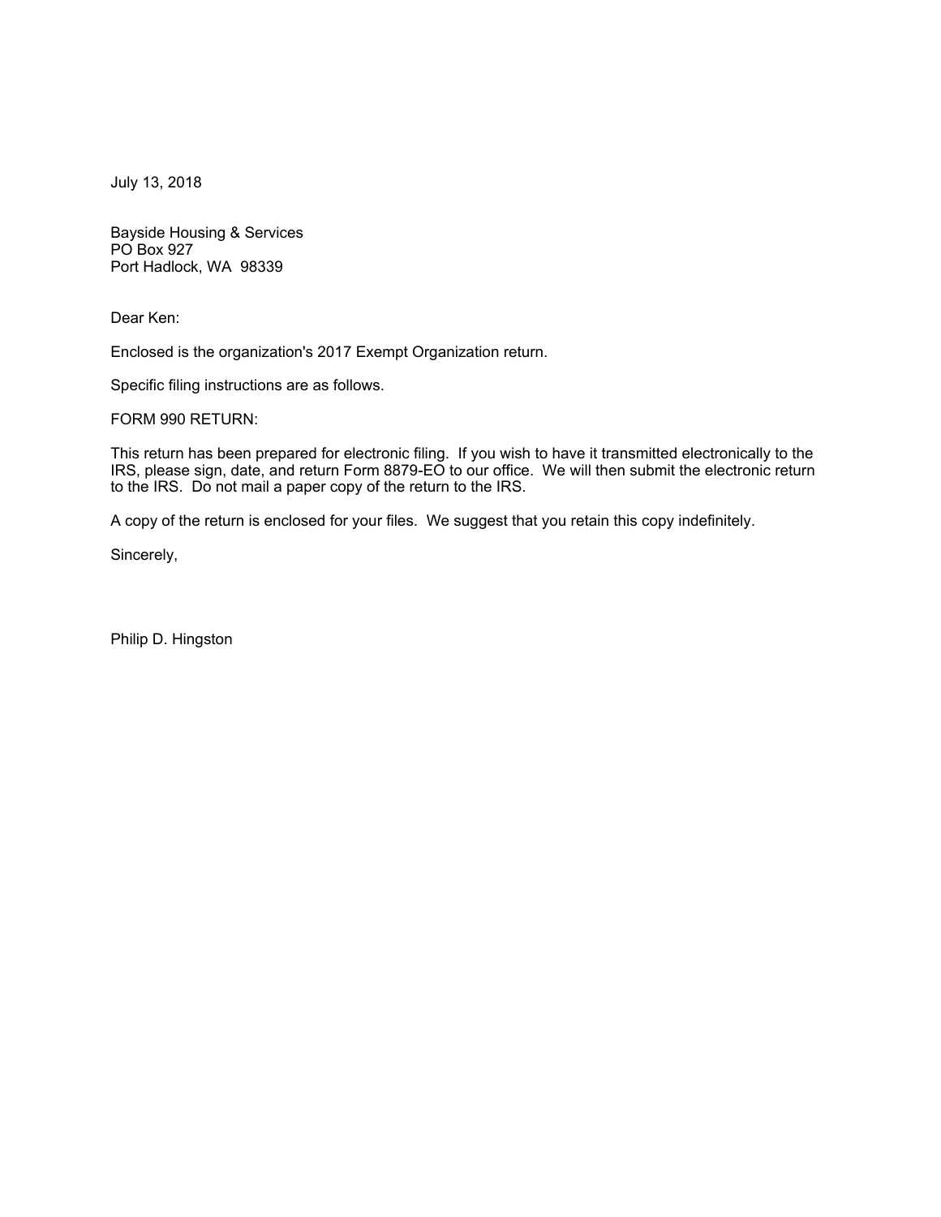July 13, 2018

Bayside Housing & Services  
PO Box 927  
Port Hadlock, WA 98339

Dear Ken:

Enclosed is the organization's 2017 Exempt Organization return.

Specific filing instructions are as follows.

FORM 990 RETURN:

This return has been prepared for electronic filing. If you wish to have it transmitted electronically to the IRS, please sign, date, and return Form 8879-EO to our office. We will then submit the electronic return to the IRS. Do not mail a paper copy of the return to the IRS.

A copy of the return is enclosed for your files. We suggest that you retain this copy indefinitely.

Sincerely,

Philip D. Hingston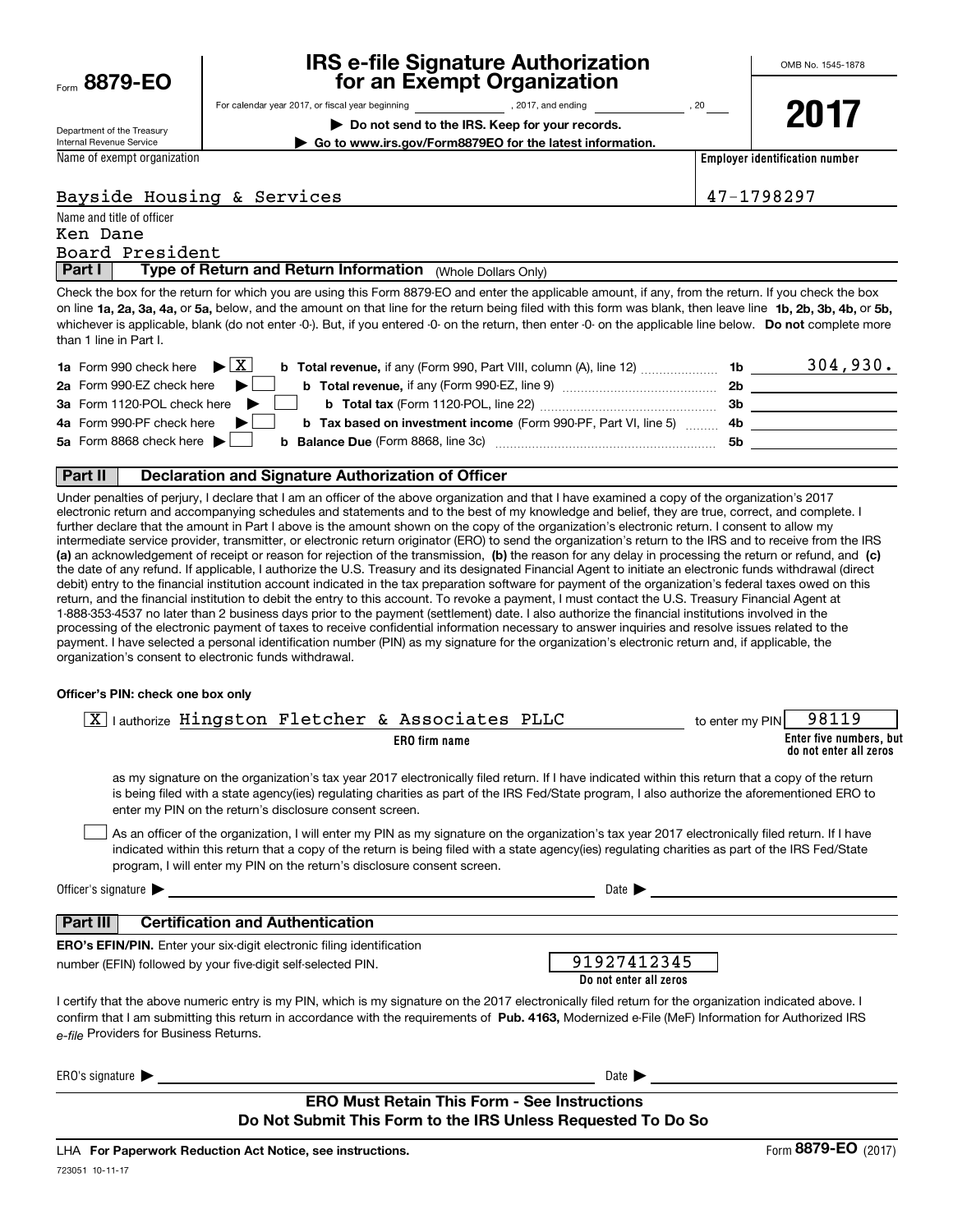Form **8879-EO**

Department of the Treasury
Internal Revenue Service

# IRS e-file Signature Authorization for an Exempt Organization

For calendar year 2017, or fiscal year beginning ____________, 2017, and ending ____________, 20____

▶ **Do not send to the IRS. Keep for your records.**

▶ **Go to www.irs.gov/Form8879EO for the latest information.**

OMB No. 1545-1878

**2017**

Name of exempt organization: Bayside Housing & Services

**Employer identification number**: 47-1798297

Name and title of officer:
Ken Dane
Board President

## Part I — Type of Return and Return Information (Whole Dollars Only)

Check the box for the return for which you are using this Form 8879-EO and enter the applicable amount, if any, from the return. If you check the box on line **1a, 2a, 3a, 4a,** or **5a,** below, and the amount on that line for the return being filed with this form was blank, then leave line **1b, 2b, 3b, 4b,** or **5b,** whichever is applicable, blank (do not enter -0-). But, if you entered -0- on the return, then enter -0- on the applicable line below. **Do not** complete more than 1 line in Part I.

| | | | | |
|---|---|---|---|---|
| **1a** Form 990 check here | ▶ X | **b Total revenue,** if any (Form 990, Part VIII, column (A), line 12) | **1b** | 304,930. |
| **2a** Form 990-EZ check here | ▶ ☐ | **b Total revenue,** if any (Form 990-EZ, line 9) | **2b** | |
| **3a** Form 1120-POL check here | ▶ ☐ | **b Total tax** (Form 1120-POL, line 22) | **3b** | |
| **4a** Form 990-PF check here | ▶ ☐ | **b Tax based on investment income** (Form 990-PF, Part VI, line 5) | **4b** | |
| **5a** Form 8868 check here | ▶ ☐ | **b Balance Due** (Form 8868, line 3c) | **5b** | |

## Part II — Declaration and Signature Authorization of Officer

Under penalties of perjury, I declare that I am an officer of the above organization and that I have examined a copy of the organization's 2017 electronic return and accompanying schedules and statements and to the best of my knowledge and belief, they are true, correct, and complete. I further declare that the amount in Part I above is the amount shown on the copy of the organization's electronic return. I consent to allow my intermediate service provider, transmitter, or electronic return originator (ERO) to send the organization's return to the IRS and to receive from the IRS **(a)** an acknowledgement of receipt or reason for rejection of the transmission, **(b)** the reason for any delay in processing the return or refund, and **(c)** the date of any refund. If applicable, I authorize the U.S. Treasury and its designated Financial Agent to initiate an electronic funds withdrawal (direct debit) entry to the financial institution account indicated in the tax preparation software for payment of the organization's federal taxes owed on this return, and the financial institution to debit the entry to this account. To revoke a payment, I must contact the U.S. Treasury Financial Agent at 1-888-353-4537 no later than 2 business days prior to the payment (settlement) date. I also authorize the financial institutions involved in the processing of the electronic payment of taxes to receive confidential information necessary to answer inquiries and resolve issues related to the payment. I have selected a personal identification number (PIN) as my signature for the organization's electronic return and, if applicable, the organization's consent to electronic funds withdrawal.

**Officer's PIN: check one box only**

X I authorize Hingston Fletcher & Associates PLLC (**ERO firm name**) to enter my PIN 98119 (**Enter five numbers, but do not enter all zeros**)

as my signature on the organization's tax year 2017 electronically filed return. If I have indicated within this return that a copy of the return is being filed with a state agency(ies) regulating charities as part of the IRS Fed/State program, I also authorize the aforementioned ERO to enter my PIN on the return's disclosure consent screen.

☐ As an officer of the organization, I will enter my PIN as my signature on the organization's tax year 2017 electronically filed return. If I have indicated within this return that a copy of the return is being filed with a state agency(ies) regulating charities as part of the IRS Fed/State program, I will enter my PIN on the return's disclosure consent screen.

Officer's signature ▶ ______________________ Date ▶ ______________

## Part III — Certification and Authentication

**ERO's EFIN/PIN.** Enter your six-digit electronic filing identification number (EFIN) followed by your five-digit self-selected PIN. 91927412345 (**Do not enter all zeros**)

I certify that the above numeric entry is my PIN, which is my signature on the 2017 electronically filed return for the organization indicated above. I confirm that I am submitting this return in accordance with the requirements of **Pub. 4163,** Modernized e-File (MeF) Information for Authorized IRS *e-file* Providers for Business Returns.

ERO's signature ▶ ______________________ Date ▶ ______________

**ERO Must Retain This Form - See Instructions**
**Do Not Submit This Form to the IRS Unless Requested To Do So**

LHA **For Paperwork Reduction Act Notice, see instructions.** Form **8879-EO** (2017)

723051 10-11-17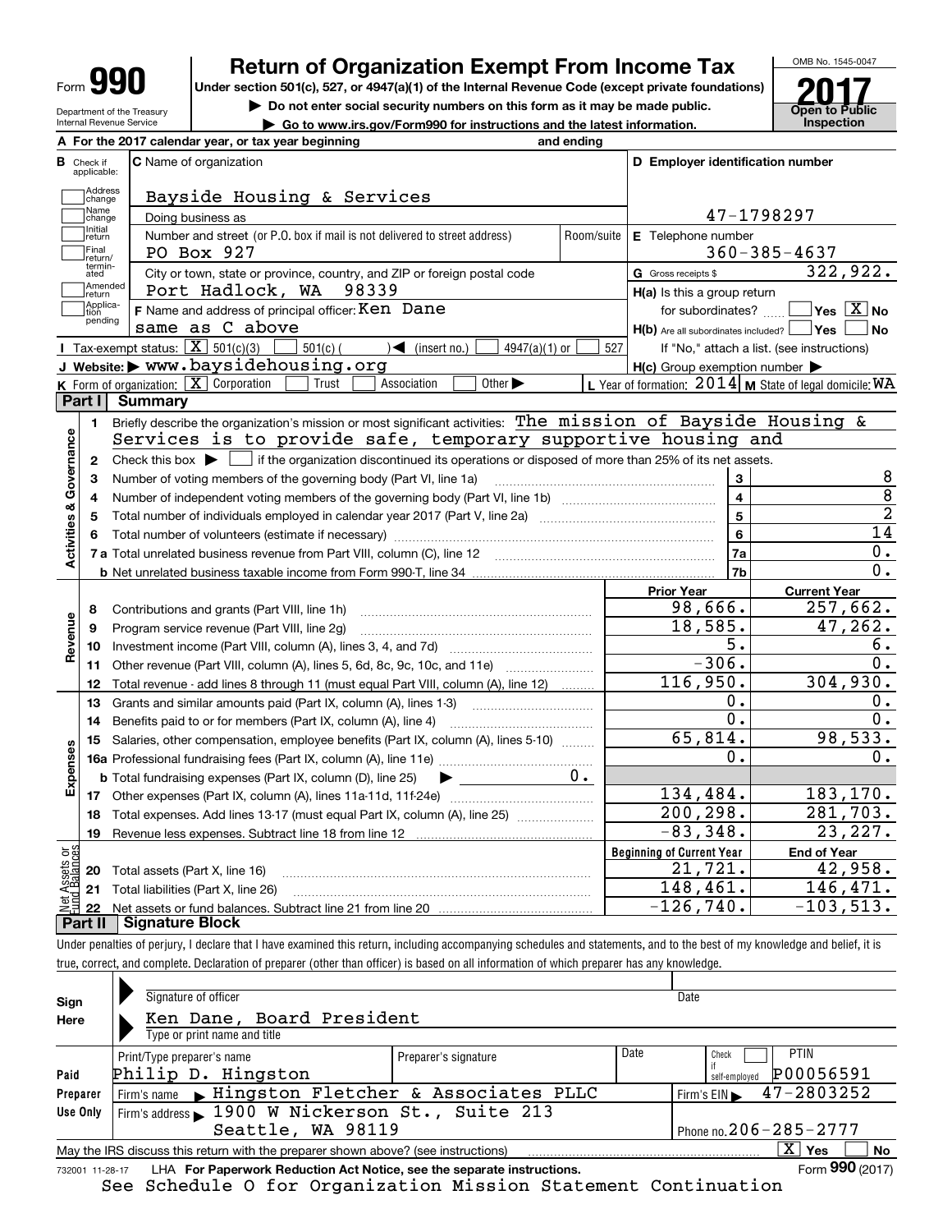Form **990**

Department of the Treasury
Internal Revenue Service

# Return of Organization Exempt From Income Tax

**Under section 501(c), 527, or 4947(a)(1) of the Internal Revenue Code (except private foundations)**

▶ **Do not enter social security numbers on this form as it may be made public.**

▶ **Go to www.irs.gov/Form990 for instructions and the latest information.**

OMB No. 1545-0047

**2017**

**Open to Public Inspection**

**A** For the 2017 calendar year, or tax year beginning and ending

**B** Check if applicable: Address change, Name change, Initial return, Final return/terminated, Amended return, Application pending

**C** Name of organization: Bayside Housing & Services

Doing business as

Number and street (or P.O. box if mail is not delivered to street address): PO Box 927 | Room/suite

City or town, state or province, country, and ZIP or foreign postal code: Port Hadlock, WA 98339

**F** Name and address of principal officer: Ken Dane, same as C above

**D** Employer identification number: 47-1798297

**E** Telephone number: 360-385-4637

**G** Gross receipts $ 322,922.

**H(a)** Is this a group return for subordinates? ☐ Yes ☒ No

**H(b)** Are all subordinates included? ☐ Yes ☐ No
If "No," attach a list. (see instructions)

**H(c)** Group exemption number ▶

**I** Tax-exempt status: ☒ 501(c)(3) ☐ 501(c) ( ) ◀ (insert no.) ☐ 4947(a)(1) or ☐ 527

**J** Website: ▶ www.baysidehousing.org

**K** Form of organization: ☒ Corporation ☐ Trust ☐ Association ☐ Other ▶

**L** Year of formation: 2014 **M** State of legal domicile: WA

## Part I Summary

| | | | | |
|---|---|---|---|---|
| **Activities & Governance** | 1 | Briefly describe the organization's mission or most significant activities: The mission of Bayside Housing & Services is to provide safe, temporary supportive housing and | | |
| | 2 | Check this box ▶ ☐ if the organization discontinued its operations or disposed of more than 25% of its net assets. | | |
| | 3 | Number of voting members of the governing body (Part VI, line 1a) | 3 | 8 |
| | 4 | Number of independent voting members of the governing body (Part VI, line 1b) | 4 | 8 |
| | 5 | Total number of individuals employed in calendar year 2017 (Part V, line 2a) | 5 | 2 |
| | 6 | Total number of volunteers (estimate if necessary) | 6 | 14 |
| | 7a | Total unrelated business revenue from Part VIII, column (C), line 12 | 7a | 0. |
| | b | Net unrelated business taxable income from Form 990-T, line 34 | 7b | 0. |

| | | | Prior Year | Current Year |
|---|---|---|---|---|
| **Revenue** | 8 | Contributions and grants (Part VIII, line 1h) | 98,666. | 257,662. |
| | 9 | Program service revenue (Part VIII, line 2g) | 18,585. | 47,262. |
| | 10 | Investment income (Part VIII, column (A), lines 3, 4, and 7d) | 5. | 6. |
| | 11 | Other revenue (Part VIII, column (A), lines 5, 6d, 8c, 9c, 10c, and 11e) | -306. | 0. |
| | 12 | Total revenue - add lines 8 through 11 (must equal Part VIII, column (A), line 12) | 116,950. | 304,930. |
| **Expenses** | 13 | Grants and similar amounts paid (Part IX, column (A), lines 1-3) | 0. | 0. |
| | 14 | Benefits paid to or for members (Part IX, column (A), line 4) | 0. | 0. |
| | 15 | Salaries, other compensation, employee benefits (Part IX, column (A), lines 5-10) | 65,814. | 98,533. |
| | 16a | Professional fundraising fees (Part IX, column (A), line 11e) | 0. | 0. |
| | b | Total fundraising expenses (Part IX, column (D), line 25) ▶ 0. | | |
| | 17 | Other expenses (Part IX, column (A), lines 11a-11d, 11f-24e) | 134,484. | 183,170. |
| | 18 | Total expenses. Add lines 13-17 (must equal Part IX, column (A), line 25) | 200,298. | 281,703. |
| | 19 | Revenue less expenses. Subtract line 18 from line 12 | -83,348. | 23,227. |

| | | | Beginning of Current Year | End of Year |
|---|---|---|---|---|
| **Net Assets or Fund Balances** | 20 | Total assets (Part X, line 16) | 21,721. | 42,958. |
| | 21 | Total liabilities (Part X, line 26) | 148,461. | 146,471. |
| | 22 | Net assets or fund balances. Subtract line 21 from line 20 | -126,740. | -103,513. |

## Part II Signature Block

Under penalties of perjury, I declare that I have examined this return, including accompanying schedules and statements, and to the best of my knowledge and belief, it is true, correct, and complete. Declaration of preparer (other than officer) is based on all information of which preparer has any knowledge.

**Sign Here**

Signature of officer | Date

Ken Dane, Board President
Type or print name and title

| | | | | | |
|---|---|---|---|---|---|
| **Paid Preparer Use Only** | Print/Type preparer's name: Philip D. Hingston | Preparer's signature | Date | Check ☐ if self-employed | PTIN: P00056591 |
| | Firm's name ▶ Hingston Fletcher & Associates PLLC | | | Firm's EIN ▶ 47-2803252 | |
| | Firm's address ▶ 1900 W Nickerson St., Suite 213, Seattle, WA 98119 | | | Phone no. 206-285-2777 | |

May the IRS discuss this return with the preparer shown above? (see instructions) ☒ Yes ☐ No

732001 11-28-17 LHA **For Paperwork Reduction Act Notice, see the separate instructions.** Form **990** (2017)

See Schedule O for Organization Mission Statement Continuation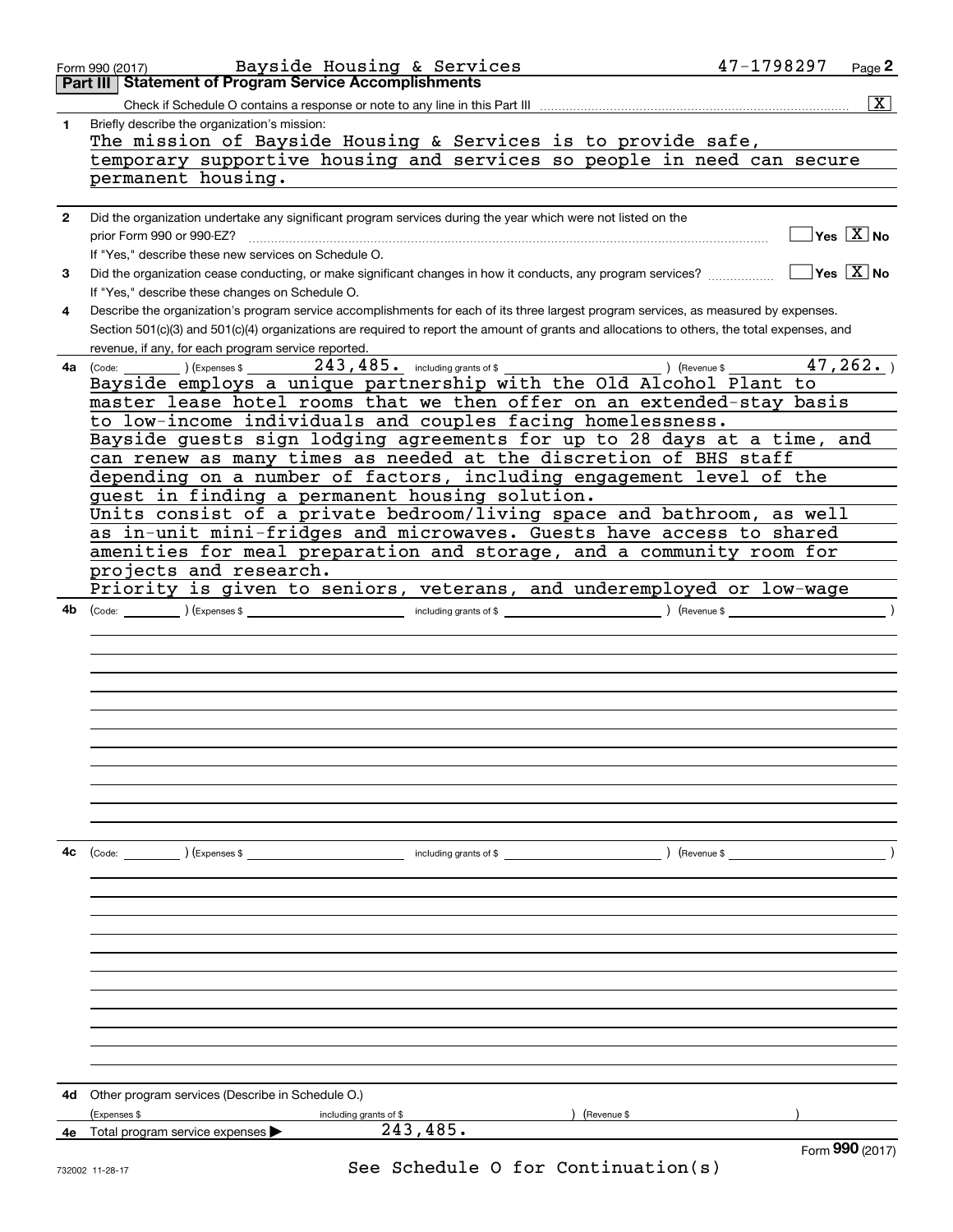Form 990 (2017) Bayside Housing & Services 47-1798297 Page **2**

## Part III | Statement of Program Service Accomplishments

Check if Schedule O contains a response or note to any line in this Part III .......... [X]

**1** Briefly describe the organization's mission:

The mission of Bayside Housing & Services is to provide safe, temporary supportive housing and services so people in need can secure permanent housing.

**2** Did the organization undertake any significant program services during the year which were not listed on the prior Form 990 or 990-EZ? .......... [ ] Yes [X] No

If "Yes," describe these new services on Schedule O.

**3** Did the organization cease conducting, or make significant changes in how it conducts, any program services? .......... [ ] Yes [X] No

If "Yes," describe these changes on Schedule O.

**4** Describe the organization's program service accomplishments for each of its three largest program services, as measured by expenses. Section 501(c)(3) and 501(c)(4) organizations are required to report the amount of grants and allocations to others, the total expenses, and revenue, if any, for each program service reported.

**4a** (Code: ) (Expenses $ 243,485. including grants of $ ) (Revenue $ 47,262. )

Bayside employs a unique partnership with the Old Alcohol Plant to master lease hotel rooms that we then offer on an extended-stay basis to low-income individuals and couples facing homelessness.

Bayside guests sign lodging agreements for up to 28 days at a time, and can renew as many times as needed at the discretion of BHS staff depending on a number of factors, including engagement level of the guest in finding a permanent housing solution.

Units consist of a private bedroom/living space and bathroom, as well as in-unit mini-fridges and microwaves. Guests have access to shared amenities for meal preparation and storage, and a community room for projects and research.

Priority is given to seniors, veterans, and underemployed or low-wage

**4b** (Code: ) (Expenses $ including grants of $ ) (Revenue $ )

**4c** (Code: ) (Expenses $ including grants of $ ) (Revenue $ )

**4d** Other program services (Describe in Schedule O.)

(Expenses $ including grants of $ ) (Revenue $ )

**4e** Total program service expenses ▶ 243,485.

See Schedule O for Continuation(s)

Form **990** (2017)

732002 11-28-17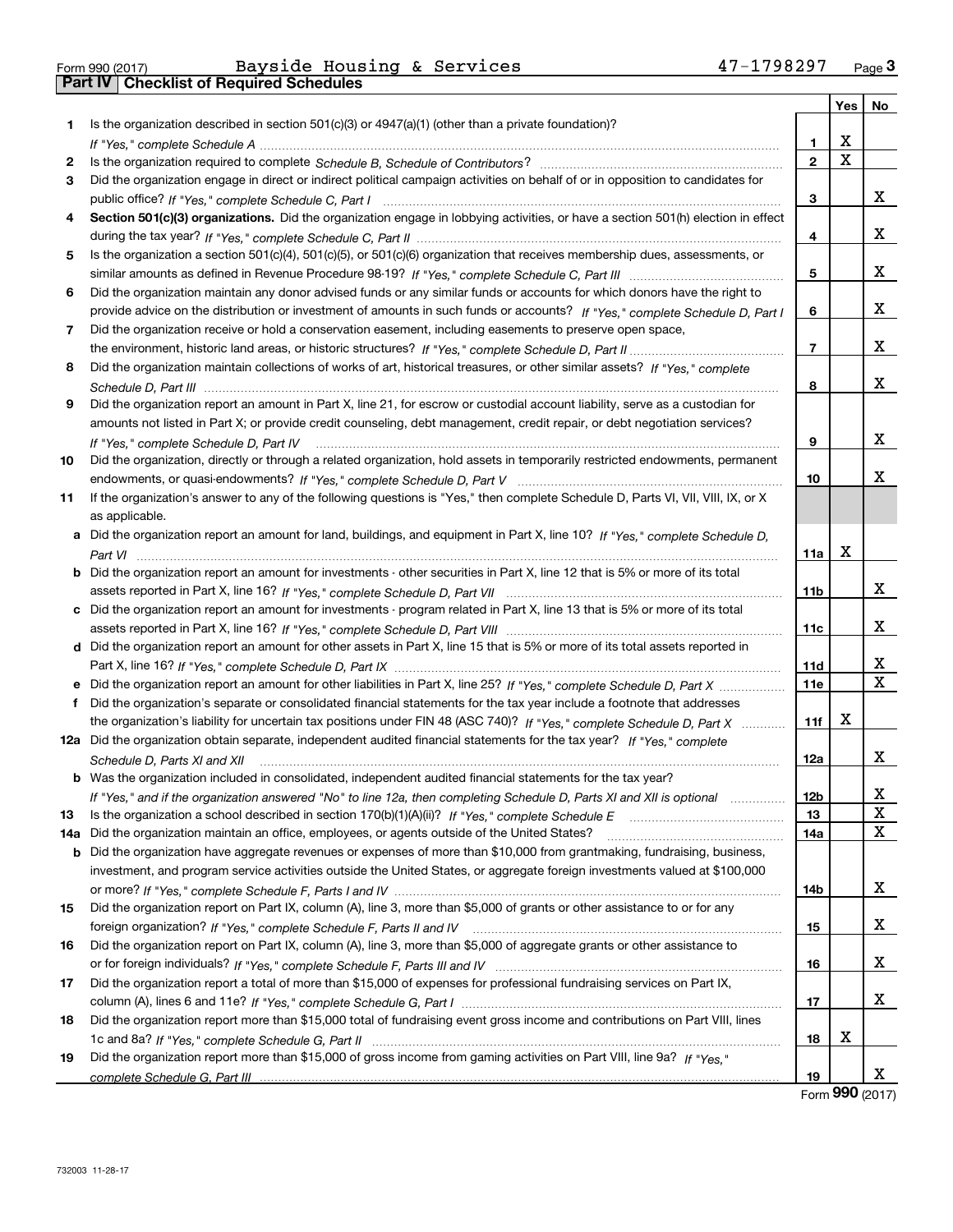Form 990 (2017) Bayside Housing & Services 47-1798297 Page 3

## Part IV Checklist of Required Schedules

| | | | Yes | No |
|---|---|---|---|---|
| 1 | Is the organization described in section 501(c)(3) or 4947(a)(1) (other than a private foundation)? *If "Yes," complete Schedule A* | 1 | X | |
| 2 | Is the organization required to complete *Schedule B, Schedule of Contributors*? | 2 | X | |
| 3 | Did the organization engage in direct or indirect political campaign activities on behalf of or in opposition to candidates for public office? *If "Yes," complete Schedule C, Part I* | 3 | | X |
| 4 | **Section 501(c)(3) organizations.** Did the organization engage in lobbying activities, or have a section 501(h) election in effect during the tax year? *If "Yes," complete Schedule C, Part II* | 4 | | X |
| 5 | Is the organization a section 501(c)(4), 501(c)(5), or 501(c)(6) organization that receives membership dues, assessments, or similar amounts as defined in Revenue Procedure 98-19? *If "Yes," complete Schedule C, Part III* | 5 | | X |
| 6 | Did the organization maintain any donor advised funds or any similar funds or accounts for which donors have the right to provide advice on the distribution or investment of amounts in such funds or accounts? *If "Yes," complete Schedule D, Part I* | 6 | | X |
| 7 | Did the organization receive or hold a conservation easement, including easements to preserve open space, the environment, historic land areas, or historic structures? *If "Yes," complete Schedule D, Part II* | 7 | | X |
| 8 | Did the organization maintain collections of works of art, historical treasures, or other similar assets? *If "Yes," complete Schedule D, Part III* | 8 | | X |
| 9 | Did the organization report an amount in Part X, line 21, for escrow or custodial account liability, serve as a custodian for amounts not listed in Part X; or provide credit counseling, debt management, credit repair, or debt negotiation services? *If "Yes," complete Schedule D, Part IV* | 9 | | X |
| 10 | Did the organization, directly or through a related organization, hold assets in temporarily restricted endowments, permanent endowments, or quasi-endowments? *If "Yes," complete Schedule D, Part V* | 10 | | X |
| 11 | If the organization's answer to any of the following questions is "Yes," then complete Schedule D, Parts VI, VII, VIII, IX, or X as applicable. | | | |
| a | Did the organization report an amount for land, buildings, and equipment in Part X, line 10? *If "Yes," complete Schedule D, Part VI* | 11a | X | |
| b | Did the organization report an amount for investments - other securities in Part X, line 12 that is 5% or more of its total assets reported in Part X, line 16? *If "Yes," complete Schedule D, Part VII* | 11b | | X |
| c | Did the organization report an amount for investments - program related in Part X, line 13 that is 5% or more of its total assets reported in Part X, line 16? *If "Yes," complete Schedule D, Part VIII* | 11c | | X |
| d | Did the organization report an amount for other assets in Part X, line 15 that is 5% or more of its total assets reported in Part X, line 16? *If "Yes," complete Schedule D, Part IX* | 11d | | X |
| e | Did the organization report an amount for other liabilities in Part X, line 25? *If "Yes," complete Schedule D, Part X* | 11e | | X |
| f | Did the organization's separate or consolidated financial statements for the tax year include a footnote that addresses the organization's liability for uncertain tax positions under FIN 48 (ASC 740)? *If "Yes," complete Schedule D, Part X* | 11f | X | |
| 12a | Did the organization obtain separate, independent audited financial statements for the tax year? *If "Yes," complete Schedule D, Parts XI and XII* | 12a | | X |
| b | Was the organization included in consolidated, independent audited financial statements for the tax year? *If "Yes," and if the organization answered "No" to line 12a, then completing Schedule D, Parts XI and XII is optional* | 12b | | X |
| 13 | Is the organization a school described in section 170(b)(1)(A)(ii)? *If "Yes," complete Schedule E* | 13 | | X |
| 14a | Did the organization maintain an office, employees, or agents outside of the United States? | 14a | | X |
| b | Did the organization have aggregate revenues or expenses of more than $10,000 from grantmaking, fundraising, business, investment, and program service activities outside the United States, or aggregate foreign investments valued at $100,000 or more? *If "Yes," complete Schedule F, Parts I and IV* | 14b | | X |
| 15 | Did the organization report on Part IX, column (A), line 3, more than $5,000 of grants or other assistance to or for any foreign organization? *If "Yes," complete Schedule F, Parts II and IV* | 15 | | X |
| 16 | Did the organization report on Part IX, column (A), line 3, more than $5,000 of aggregate grants or other assistance to or for foreign individuals? *If "Yes," complete Schedule F, Parts III and IV* | 16 | | X |
| 17 | Did the organization report a total of more than $15,000 of expenses for professional fundraising services on Part IX, column (A), lines 6 and 11e? *If "Yes," complete Schedule G, Part I* | 17 | | X |
| 18 | Did the organization report more than $15,000 total of fundraising event gross income and contributions on Part VIII, lines 1c and 8a? *If "Yes," complete Schedule G, Part II* | 18 | X | |
| 19 | Did the organization report more than $15,000 of gross income from gaming activities on Part VIII, line 9a? *If "Yes," complete Schedule G, Part III* | 19 | | X |

Form **990** (2017)

732003 11-28-17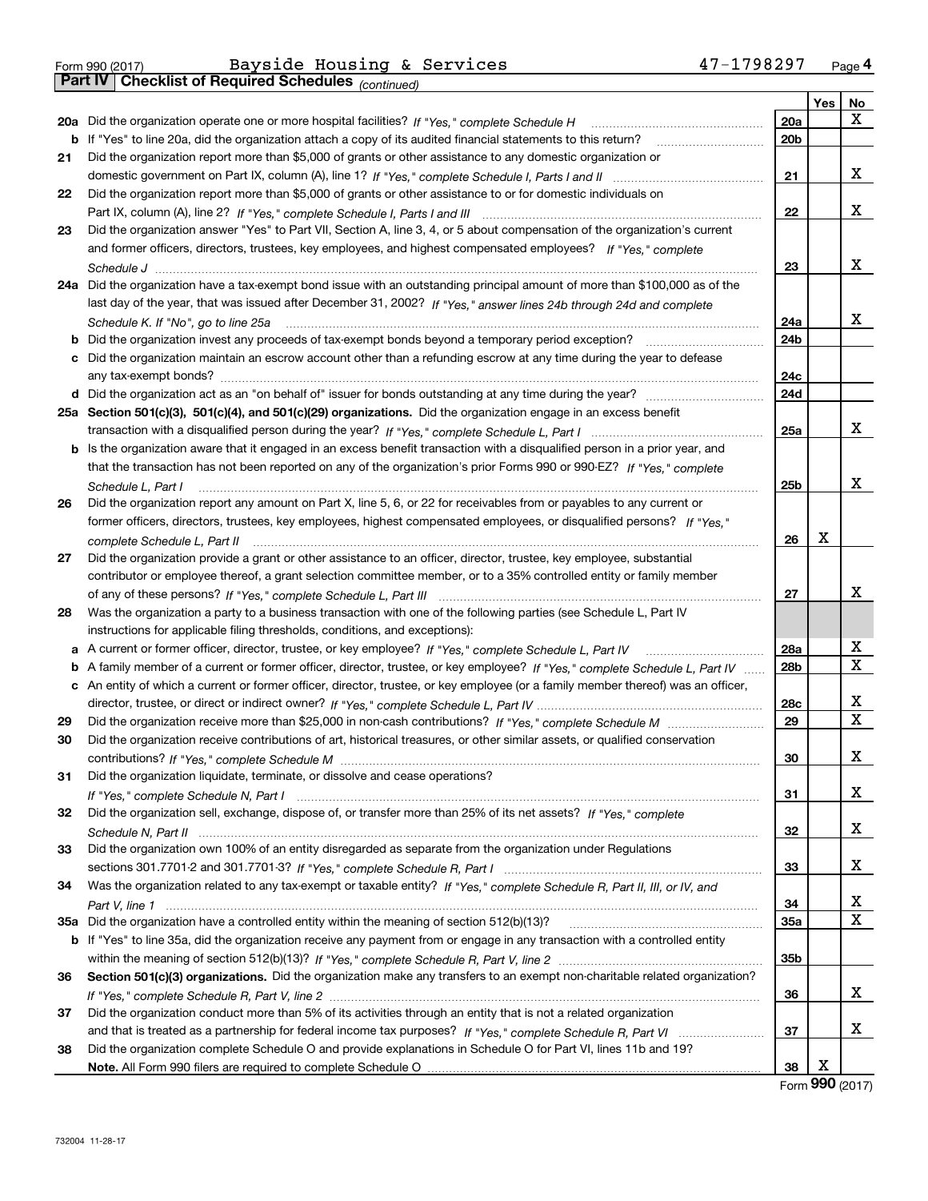Form 990 (2017) Bayside Housing & Services 47-1798297 Page **4**

**Part IV Checklist of Required Schedules** *(continued)*

| | | | Yes | No |
|---|---|---|---|---|
| **20a** | Did the organization operate one or more hospital facilities? *If "Yes," complete Schedule H* | **20a** | | X |
| **b** | If "Yes" to line 20a, did the organization attach a copy of its audited financial statements to this return? | **20b** | | |
| **21** | Did the organization report more than $5,000 of grants or other assistance to any domestic organization or domestic government on Part IX, column (A), line 1? *If "Yes," complete Schedule I, Parts I and II* | **21** | | X |
| **22** | Did the organization report more than $5,000 of grants or other assistance to or for domestic individuals on Part IX, column (A), line 2? *If "Yes," complete Schedule I, Parts I and III* | **22** | | X |
| **23** | Did the organization answer "Yes" to Part VII, Section A, line 3, 4, or 5 about compensation of the organization's current and former officers, directors, trustees, key employees, and highest compensated employees? *If "Yes," complete Schedule J* | **23** | | X |
| **24a** | Did the organization have a tax-exempt bond issue with an outstanding principal amount of more than $100,000 as of the last day of the year, that was issued after December 31, 2002? *If "Yes," answer lines 24b through 24d and complete Schedule K. If "No", go to line 25a* | **24a** | | X |
| **b** | Did the organization invest any proceeds of tax-exempt bonds beyond a temporary period exception? | **24b** | | |
| **c** | Did the organization maintain an escrow account other than a refunding escrow at any time during the year to defease any tax-exempt bonds? | **24c** | | |
| **d** | Did the organization act as an "on behalf of" issuer for bonds outstanding at any time during the year? | **24d** | | |
| **25a** | **Section 501(c)(3), 501(c)(4), and 501(c)(29) organizations.** Did the organization engage in an excess benefit transaction with a disqualified person during the year? *If "Yes," complete Schedule L, Part I* | **25a** | | X |
| **b** | Is the organization aware that it engaged in an excess benefit transaction with a disqualified person in a prior year, and that the transaction has not been reported on any of the organization's prior Forms 990 or 990-EZ? *If "Yes," complete Schedule L, Part I* | **25b** | | X |
| **26** | Did the organization report any amount on Part X, line 5, 6, or 22 for receivables from or payables to any current or former officers, directors, trustees, key employees, highest compensated employees, or disqualified persons? *If "Yes," complete Schedule L, Part II* | **26** | X | |
| **27** | Did the organization provide a grant or other assistance to an officer, director, trustee, key employee, substantial contributor or employee thereof, a grant selection committee member, or to a 35% controlled entity or family member of any of these persons? *If "Yes," complete Schedule L, Part III* | **27** | | X |
| **28** | Was the organization a party to a business transaction with one of the following parties (see Schedule L, Part IV instructions for applicable filing thresholds, conditions, and exceptions): | | | |
| **a** | A current or former officer, director, trustee, or key employee? *If "Yes," complete Schedule L, Part IV* | **28a** | | X |
| **b** | A family member of a current or former officer, director, trustee, or key employee? *If "Yes," complete Schedule L, Part IV* | **28b** | | X |
| **c** | An entity of which a current or former officer, director, trustee, or key employee (or a family member thereof) was an officer, director, trustee, or direct or indirect owner? *If "Yes," complete Schedule L, Part IV* | **28c** | | X |
| **29** | Did the organization receive more than $25,000 in non-cash contributions? *If "Yes," complete Schedule M* | **29** | | X |
| **30** | Did the organization receive contributions of art, historical treasures, or other similar assets, or qualified conservation contributions? *If "Yes," complete Schedule M* | **30** | | X |
| **31** | Did the organization liquidate, terminate, or dissolve and cease operations? *If "Yes," complete Schedule N, Part I* | **31** | | X |
| **32** | Did the organization sell, exchange, dispose of, or transfer more than 25% of its net assets? *If "Yes," complete Schedule N, Part II* | **32** | | X |
| **33** | Did the organization own 100% of an entity disregarded as separate from the organization under Regulations sections 301.7701-2 and 301.7701-3? *If "Yes," complete Schedule R, Part I* | **33** | | X |
| **34** | Was the organization related to any tax-exempt or taxable entity? *If "Yes," complete Schedule R, Part II, III, or IV, and Part V, line 1* | **34** | | X |
| **35a** | Did the organization have a controlled entity within the meaning of section 512(b)(13)? | **35a** | | X |
| **b** | If "Yes" to line 35a, did the organization receive any payment from or engage in any transaction with a controlled entity within the meaning of section 512(b)(13)? *If "Yes," complete Schedule R, Part V, line 2* | **35b** | | |
| **36** | **Section 501(c)(3) organizations.** Did the organization make any transfers to an exempt non-charitable related organization? *If "Yes," complete Schedule R, Part V, line 2* | **36** | | X |
| **37** | Did the organization conduct more than 5% of its activities through an entity that is not a related organization and that is treated as a partnership for federal income tax purposes? *If "Yes," complete Schedule R, Part VI* | **37** | | X |
| **38** | Did the organization complete Schedule O and provide explanations in Schedule O for Part VI, lines 11b and 19? **Note.** All Form 990 filers are required to complete Schedule O | **38** | X | |

Form **990** (2017)

732004 11-28-17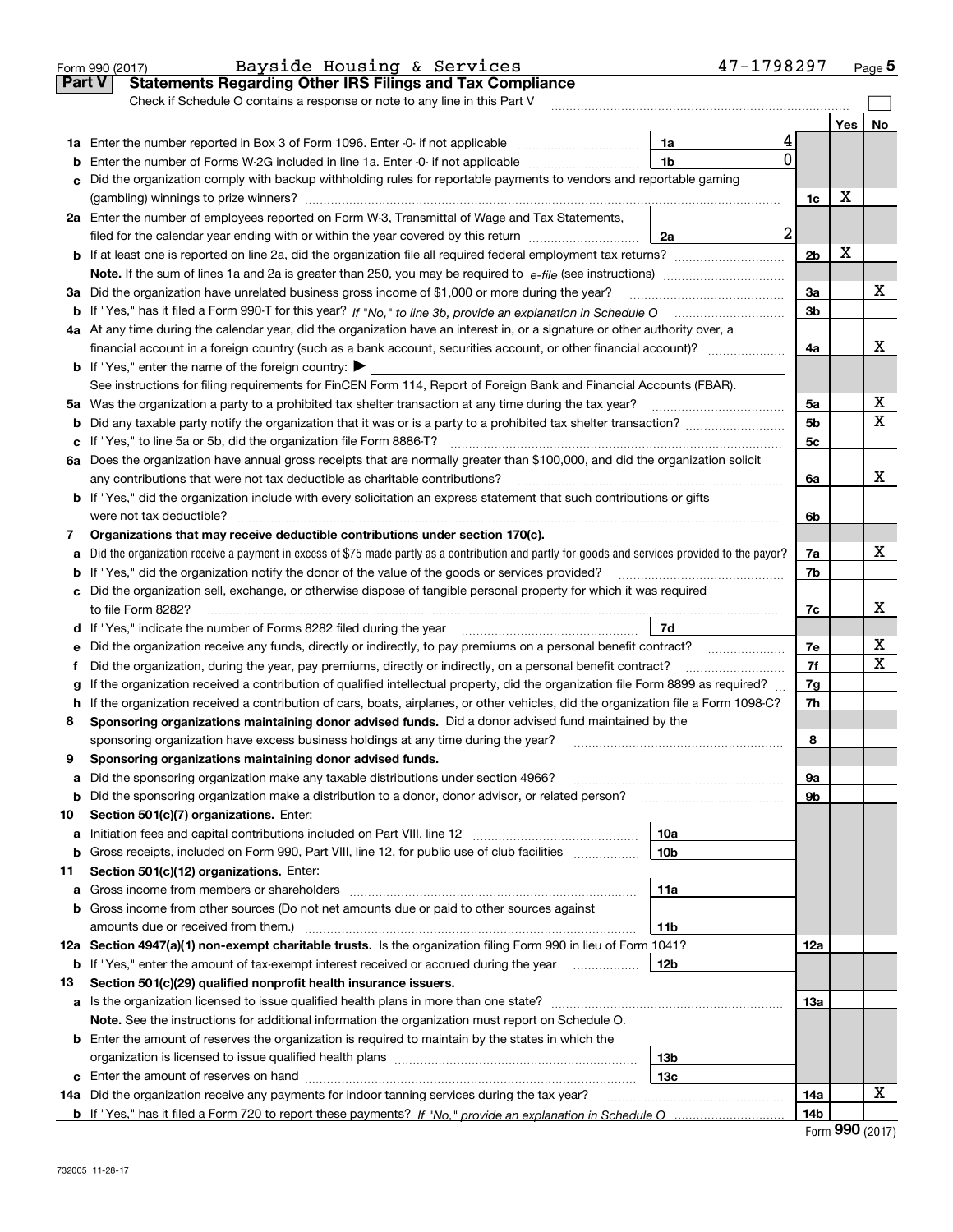Form 990 (2017) Bayside Housing & Services 47-1798297 Page **5**

## Part V Statements Regarding Other IRS Filings and Tax Compliance

Check if Schedule O contains a response or note to any line in this Part V

| | | | | | Yes | No |
|---|---|---|---|---|---|---|
| **1a** | Enter the number reported in Box 3 of Form 1096. Enter -0- if not applicable | 1a | 4 | | | |
| **b** | Enter the number of Forms W-2G included in line 1a. Enter -0- if not applicable | 1b | 0 | | | |
| **c** | Did the organization comply with backup withholding rules for reportable payments to vendors and reportable gaming (gambling) winnings to prize winners? | | | 1c | X | |
| **2a** | Enter the number of employees reported on Form W-3, Transmittal of Wage and Tax Statements, filed for the calendar year ending with or within the year covered by this return | 2a | 2 | | | |
| **b** | If at least one is reported on line 2a, did the organization file all required federal employment tax returns? | | | 2b | X | |
| | **Note.** If the sum of lines 1a and 2a is greater than 250, you may be required to *e-file* (see instructions) | | | | | |
| **3a** | Did the organization have unrelated business gross income of $1,000 or more during the year? | | | 3a | | X |
| **b** | If "Yes," has it filed a Form 990-T for this year? *If "No," to line 3b, provide an explanation in Schedule O* | | | 3b | | |
| **4a** | At any time during the calendar year, did the organization have an interest in, or a signature or other authority over, a financial account in a foreign country (such as a bank account, securities account, or other financial account)? | | | 4a | | X |
| **b** | If "Yes," enter the name of the foreign country: ▶ | | | | | |
| | See instructions for filing requirements for FinCEN Form 114, Report of Foreign Bank and Financial Accounts (FBAR). | | | | | |
| **5a** | Was the organization a party to a prohibited tax shelter transaction at any time during the tax year? | | | 5a | | X |
| **b** | Did any taxable party notify the organization that it was or is a party to a prohibited tax shelter transaction? | | | 5b | | X |
| **c** | If "Yes," to line 5a or 5b, did the organization file Form 8886-T? | | | 5c | | |
| **6a** | Does the organization have annual gross receipts that are normally greater than $100,000, and did the organization solicit any contributions that were not tax deductible as charitable contributions? | | | 6a | | X |
| **b** | If "Yes," did the organization include with every solicitation an express statement that such contributions or gifts were not tax deductible? | | | 6b | | |
| **7** | **Organizations that may receive deductible contributions under section 170(c).** | | | | | |
| **a** | Did the organization receive a payment in excess of $75 made partly as a contribution and partly for goods and services provided to the payor? | | | 7a | | X |
| **b** | If "Yes," did the organization notify the donor of the value of the goods or services provided? | | | 7b | | |
| **c** | Did the organization sell, exchange, or otherwise dispose of tangible personal property for which it was required to file Form 8282? | | | 7c | | X |
| **d** | If "Yes," indicate the number of Forms 8282 filed during the year | 7d | | | | |
| **e** | Did the organization receive any funds, directly or indirectly, to pay premiums on a personal benefit contract? | | | 7e | | X |
| **f** | Did the organization, during the year, pay premiums, directly or indirectly, on a personal benefit contract? | | | 7f | | X |
| **g** | If the organization received a contribution of qualified intellectual property, did the organization file Form 8899 as required? | | | 7g | | |
| **h** | If the organization received a contribution of cars, boats, airplanes, or other vehicles, did the organization file a Form 1098-C? | | | 7h | | |
| **8** | **Sponsoring organizations maintaining donor advised funds.** Did a donor advised fund maintained by the sponsoring organization have excess business holdings at any time during the year? | | | 8 | | |
| **9** | **Sponsoring organizations maintaining donor advised funds.** | | | | | |
| **a** | Did the sponsoring organization make any taxable distributions under section 4966? | | | 9a | | |
| **b** | Did the sponsoring organization make a distribution to a donor, donor advisor, or related person? | | | 9b | | |
| **10** | **Section 501(c)(7) organizations.** Enter: | | | | | |
| **a** | Initiation fees and capital contributions included on Part VIII, line 12 | 10a | | | | |
| **b** | Gross receipts, included on Form 990, Part VIII, line 12, for public use of club facilities | 10b | | | | |
| **11** | **Section 501(c)(12) organizations.** Enter: | | | | | |
| **a** | Gross income from members or shareholders | 11a | | | | |
| **b** | Gross income from other sources (Do not net amounts due or paid to other sources against amounts due or received from them.) | 11b | | | | |
| **12a** | **Section 4947(a)(1) non-exempt charitable trusts.** Is the organization filing Form 990 in lieu of Form 1041? | | | 12a | | |
| **b** | If "Yes," enter the amount of tax-exempt interest received or accrued during the year | 12b | | | | |
| **13** | **Section 501(c)(29) qualified nonprofit health insurance issuers.** | | | | | |
| **a** | Is the organization licensed to issue qualified health plans in more than one state? | | | 13a | | |
| | **Note.** See the instructions for additional information the organization must report on Schedule O. | | | | | |
| **b** | Enter the amount of reserves the organization is required to maintain by the states in which the organization is licensed to issue qualified health plans | 13b | | | | |
| **c** | Enter the amount of reserves on hand | 13c | | | | |
| **14a** | Did the organization receive any payments for indoor tanning services during the tax year? | | | 14a | | X |
| **b** | If "Yes," has it filed a Form 720 to report these payments? *If "No," provide an explanation in Schedule O* | | | 14b | | |

Form **990** (2017)

732005 11-28-17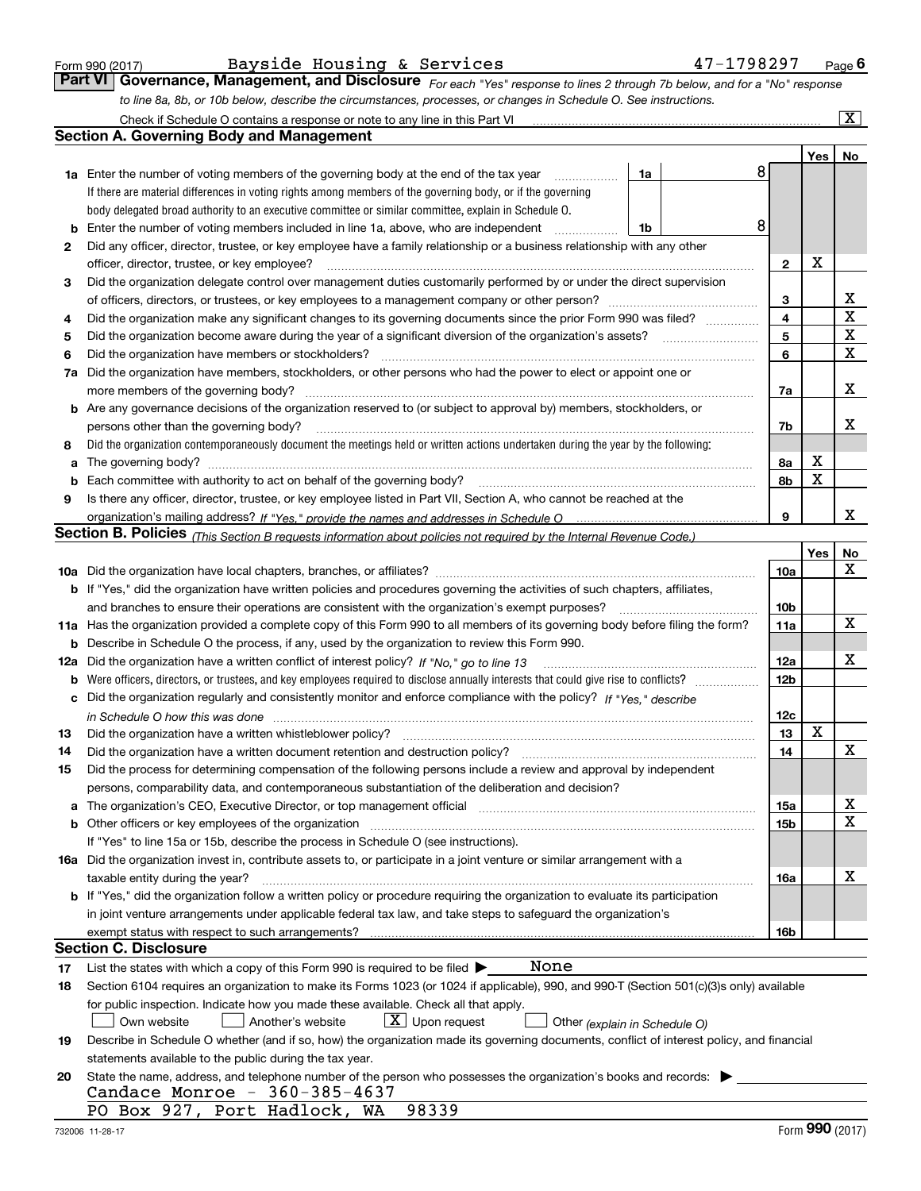Form 990 (2017) Bayside Housing & Services 47-1798297 Page **6**

## Part VI Governance, Management, and Disclosure

*For each "Yes" response to lines 2 through 7b below, and for a "No" response to line 8a, 8b, or 10b below, describe the circumstances, processes, or changes in Schedule O. See instructions.*

Check if Schedule O contains a response or note to any line in this Part VI ... [X]

### Section A. Governing Body and Management

| | | | | Yes | No |
|---|---|---|---|---|---|
| **1a** | Enter the number of voting members of the governing body at the end of the tax year ... **1a** 8 | | | | |
| | If there are material differences in voting rights among members of the governing body, or if the governing body delegated broad authority to an executive committee or similar committee, explain in Schedule O. | | | | |
| **b** | Enter the number of voting members included in line 1a, above, who are independent ... **1b** 8 | | | | |
| **2** | Did any officer, director, trustee, or key employee have a family relationship or a business relationship with any other officer, director, trustee, or key employee? | | **2** | X | |
| **3** | Did the organization delegate control over management duties customarily performed by or under the direct supervision of officers, directors, or trustees, or key employees to a management company or other person? | | **3** | | X |
| **4** | Did the organization make any significant changes to its governing documents since the prior Form 990 was filed? | | **4** | | X |
| **5** | Did the organization become aware during the year of a significant diversion of the organization's assets? | | **5** | | X |
| **6** | Did the organization have members or stockholders? | | **6** | | X |
| **7a** | Did the organization have members, stockholders, or other persons who had the power to elect or appoint one or more members of the governing body? | | **7a** | | X |
| **b** | Are any governance decisions of the organization reserved to (or subject to approval by) members, stockholders, or persons other than the governing body? | | **7b** | | X |
| **8** | Did the organization contemporaneously document the meetings held or written actions undertaken during the year by the following: | | | | |
| **a** | The governing body? | | **8a** | X | |
| **b** | Each committee with authority to act on behalf of the governing body? | | **8b** | X | |
| **9** | Is there any officer, director, trustee, or key employee listed in Part VII, Section A, who cannot be reached at the organization's mailing address? *If "Yes," provide the names and addresses in Schedule O* | | **9** | | X |

### Section B. Policies *(This Section B requests information about policies not required by the Internal Revenue Code.)*

| | | | Yes | No |
|---|---|---|---|---|
| **10a** | Did the organization have local chapters, branches, or affiliates? | **10a** | | X |
| **b** | If "Yes," did the organization have written policies and procedures governing the activities of such chapters, affiliates, and branches to ensure their operations are consistent with the organization's exempt purposes? | **10b** | | |
| **11a** | Has the organization provided a complete copy of this Form 990 to all members of its governing body before filing the form? | **11a** | | X |
| **b** | Describe in Schedule O the process, if any, used by the organization to review this Form 990. | | | |
| **12a** | Did the organization have a written conflict of interest policy? *If "No," go to line 13* | **12a** | | X |
| **b** | Were officers, directors, or trustees, and key employees required to disclose annually interests that could give rise to conflicts? | **12b** | | |
| **c** | Did the organization regularly and consistently monitor and enforce compliance with the policy? *If "Yes," describe in Schedule O how this was done* | **12c** | | |
| **13** | Did the organization have a written whistleblower policy? | **13** | X | |
| **14** | Did the organization have a written document retention and destruction policy? | **14** | | X |
| **15** | Did the process for determining compensation of the following persons include a review and approval by independent persons, comparability data, and contemporaneous substantiation of the deliberation and decision? | | | |
| **a** | The organization's CEO, Executive Director, or top management official | **15a** | | X |
| **b** | Other officers or key employees of the organization | **15b** | | X |
| | If "Yes" to line 15a or 15b, describe the process in Schedule O (see instructions). | | | |
| **16a** | Did the organization invest in, contribute assets to, or participate in a joint venture or similar arrangement with a taxable entity during the year? | **16a** | | X |
| **b** | If "Yes," did the organization follow a written policy or procedure requiring the organization to evaluate its participation in joint venture arrangements under applicable federal tax law, and take steps to safeguard the organization's exempt status with respect to such arrangements? | **16b** | | |

### Section C. Disclosure

**17** List the states with which a copy of this Form 990 is required to be filed ▶ None

**18** Section 6104 requires an organization to make its Forms 1023 (or 1024 if applicable), 990, and 990-T (Section 501(c)(3)s only) available for public inspection. Indicate how you made these available. Check all that apply.

[ ] Own website [ ] Another's website [X] Upon request [ ] Other *(explain in Schedule O)*

**19** Describe in Schedule O whether (and if so, how) the organization made its governing documents, conflict of interest policy, and financial statements available to the public during the tax year.

**20** State the name, address, and telephone number of the person who possesses the organization's books and records: ▶

Candace Monroe - 360-385-4637
PO Box 927, Port Hadlock, WA 98339

732006 11-28-17 Form **990** (2017)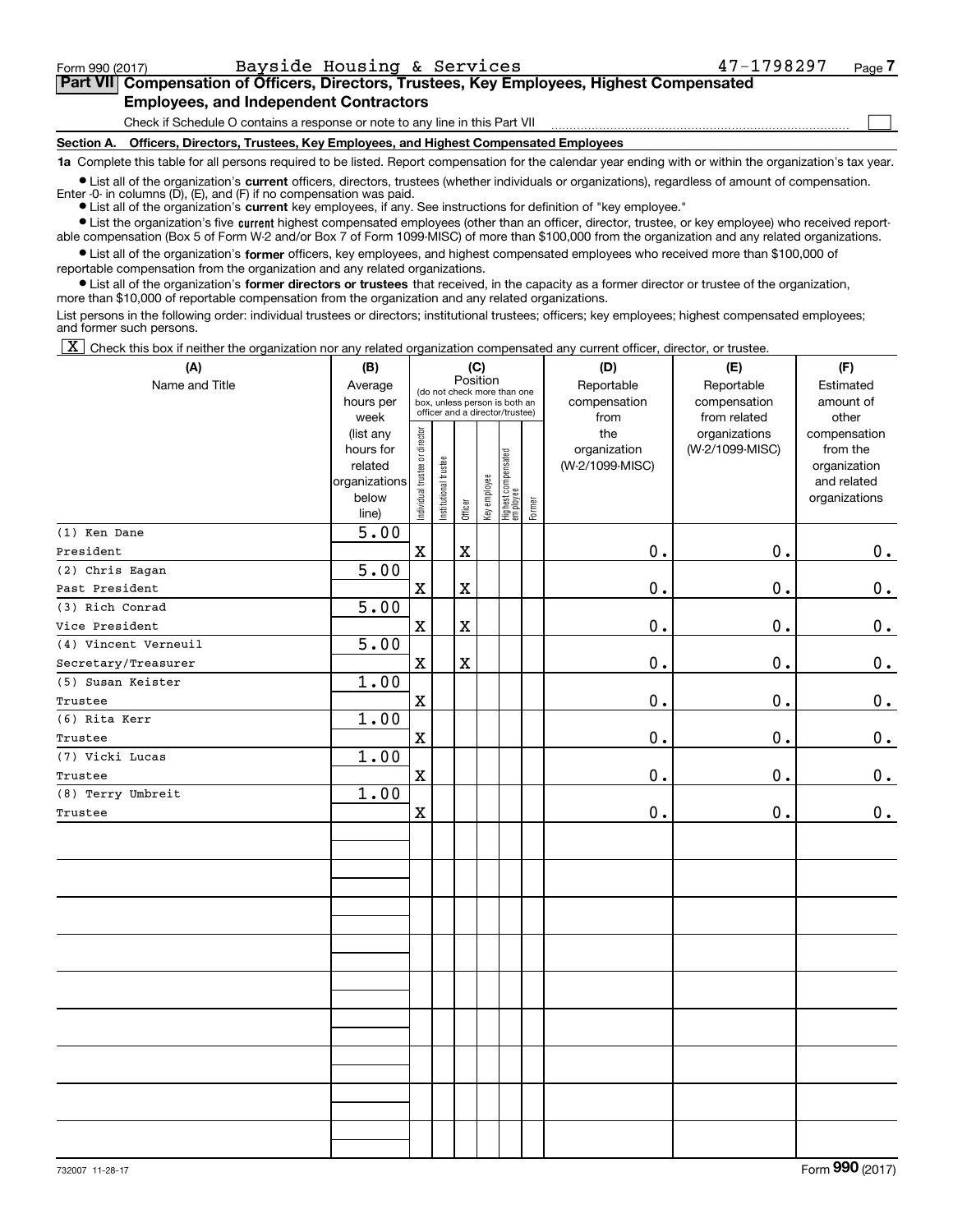Form 990 (2017) Bayside Housing & Services 47-1798297

## Part VII Compensation of Officers, Directors, Trustees, Key Employees, Highest Compensated Employees, and Independent Contractors

Check if Schedule O contains a response or note to any line in this Part VII ☐

### Section A. Officers, Directors, Trustees, Key Employees, and Highest Compensated Employees

**1a** Complete this table for all persons required to be listed. Report compensation for the calendar year ending with or within the organization's tax year.

- List all of the organization's **current** officers, directors, trustees (whether individuals or organizations), regardless of amount of compensation. Enter -0- in columns (D), (E), and (F) if no compensation was paid.
- List all of the organization's **current** key employees, if any. See instructions for definition of "key employee."
- List the organization's five **current** highest compensated employees (other than an officer, director, trustee, or key employee) who received reportable compensation (Box 5 of Form W-2 and/or Box 7 of Form 1099-MISC) of more than $100,000 from the organization and any related organizations.
- List all of the organization's **former** officers, key employees, and highest compensated employees who received more than $100,000 of reportable compensation from the organization and any related organizations.
- List all of the organization's **former directors or trustees** that received, in the capacity as a former director or trustee of the organization, more than $10,000 of reportable compensation from the organization and any related organizations.

List persons in the following order: individual trustees or directors; institutional trustees; officers; key employees; highest compensated employees; and former such persons.

☒ Check this box if neither the organization nor any related organization compensated any current officer, director, or trustee.

| (A) Name and Title | (B) Average hours per week (list any hours for related organizations below line) | (C) Position: Individual trustee or director | Institutional trustee | Officer | Key employee | Highest compensated employee | Former | (D) Reportable compensation from the organization (W-2/1099-MISC) | (E) Reportable compensation from related organizations (W-2/1099-MISC) | (F) Estimated amount of other compensation from the organization and related organizations |
|---|---|---|---|---|---|---|---|---|---|---|
| (1) Ken Dane<br>President | 5.00 | X | | X | | | | 0. | 0. | 0. |
| (2) Chris Eagan<br>Past President | 5.00 | X | | X | | | | 0. | 0. | 0. |
| (3) Rich Conrad<br>Vice President | 5.00 | X | | X | | | | 0. | 0. | 0. |
| (4) Vincent Verneuil<br>Secretary/Treasurer | 5.00 | X | | X | | | | 0. | 0. | 0. |
| (5) Susan Keister<br>Trustee | 1.00 | X | | | | | | 0. | 0. | 0. |
| (6) Rita Kerr<br>Trustee | 1.00 | X | | | | | | 0. | 0. | 0. |
| (7) Vicki Lucas<br>Trustee | 1.00 | X | | | | | | 0. | 0. | 0. |
| (8) Terry Umbreit<br>Trustee | 1.00 | X | | | | | | 0. | 0. | 0. |

732007 11-28-17 Form 990 (2017)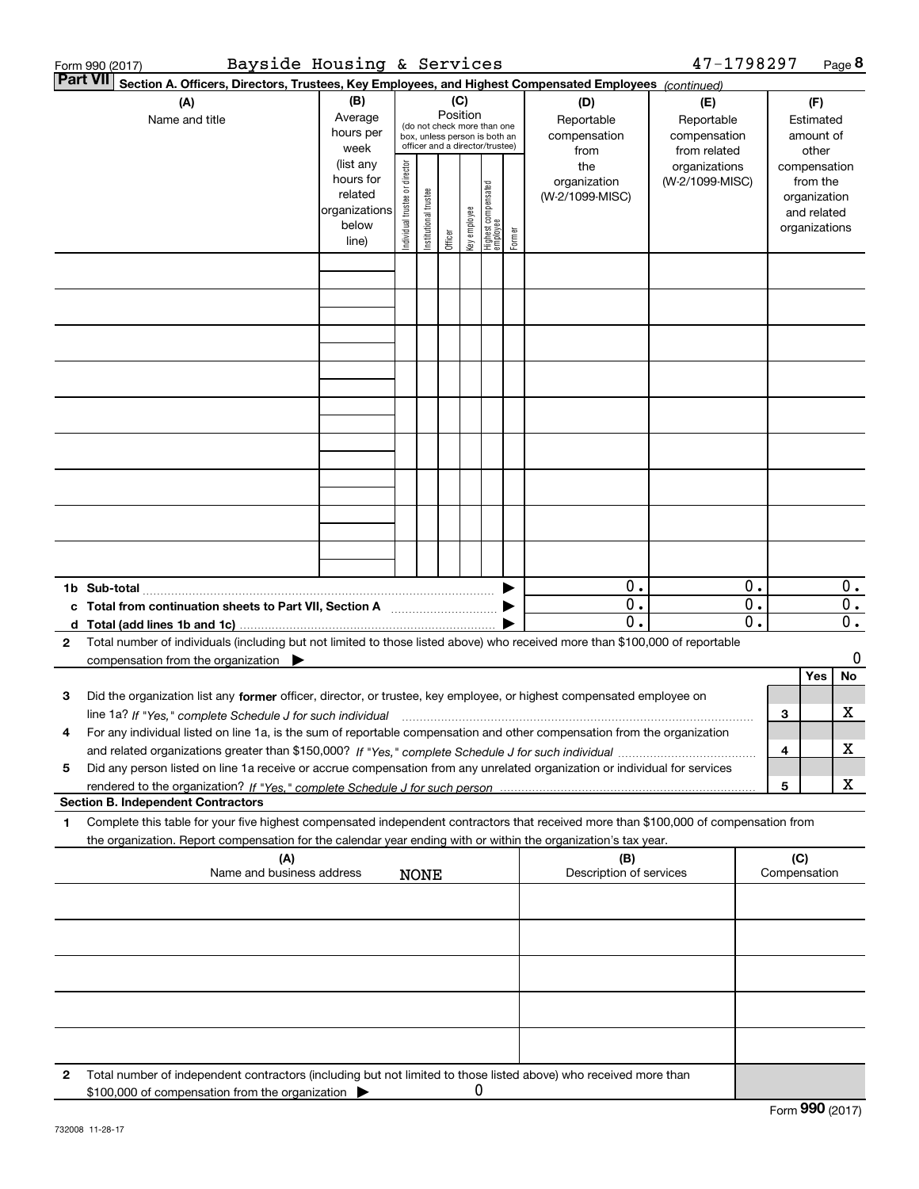Form 990 (2017) Bayside Housing & Services 47-1798297

**Part VII** **Section A. Officers, Directors, Trustees, Key Employees, and Highest Compensated Employees** *(continued)*

| (A) Name and title | (B) Average hours per week (list any hours for related organizations below line) | (C) Position (do not check more than one box, unless person is both an officer and a director/trustee): Individual trustee or director | Institutional trustee | Officer | Key employee | Highest compensated employee | Former | (D) Reportable compensation from the organization (W-2/1099-MISC) | (E) Reportable compensation from related organizations (W-2/1099-MISC) | (F) Estimated amount of other compensation from the organization and related organizations |
|---|---|---|---|---|---|---|---|---|---|---|
| | | | | | | | | | | |
| | | | | | | | | | | |
| | | | | | | | | | | |
| | | | | | | | | | | |
| | | | | | | | | | | |
| | | | | | | | | | | |
| | | | | | | | | | | |
| | | | | | | | | | | |
| | | | | | | | | | | |
| **1b Sub-total** | | | | | | | ▶ | 0. | 0. | 0. |
| **c Total from continuation sheets to Part VII, Section A** | | | | | | | ▶ | 0. | 0. | 0. |
| **d Total (add lines 1b and 1c)** | | | | | | | ▶ | 0. | 0. | 0. |

**2** Total number of individuals (including but not limited to those listed above) who received more than $100,000 of reportable compensation from the organization ▶ 0

| | | | Yes | No |
|---|---|---|---|---|
| **3** | Did the organization list any **former** officer, director, or trustee, key employee, or highest compensated employee on line 1a? *If "Yes," complete Schedule J for such individual* | 3 | | X |
| **4** | For any individual listed on line 1a, is the sum of reportable compensation and other compensation from the organization and related organizations greater than $150,000? *If "Yes," complete Schedule J for such individual* | 4 | | X |
| **5** | Did any person listed on line 1a receive or accrue compensation from any unrelated organization or individual for services rendered to the organization? *If "Yes," complete Schedule J for such person* | 5 | | X |

**Section B. Independent Contractors**

**1** Complete this table for your five highest compensated independent contractors that received more than $100,000 of compensation from the organization. Report compensation for the calendar year ending with or within the organization's tax year.

| (A) Name and business address | (B) Description of services | (C) Compensation |
|---|---|---|
| NONE | | |
| | | |
| | | |
| | | |
| | | |

**2** Total number of independent contractors (including but not limited to those listed above) who received more than $100,000 of compensation from the organization ▶ 0

Form **990** (2017)

732008 11-28-17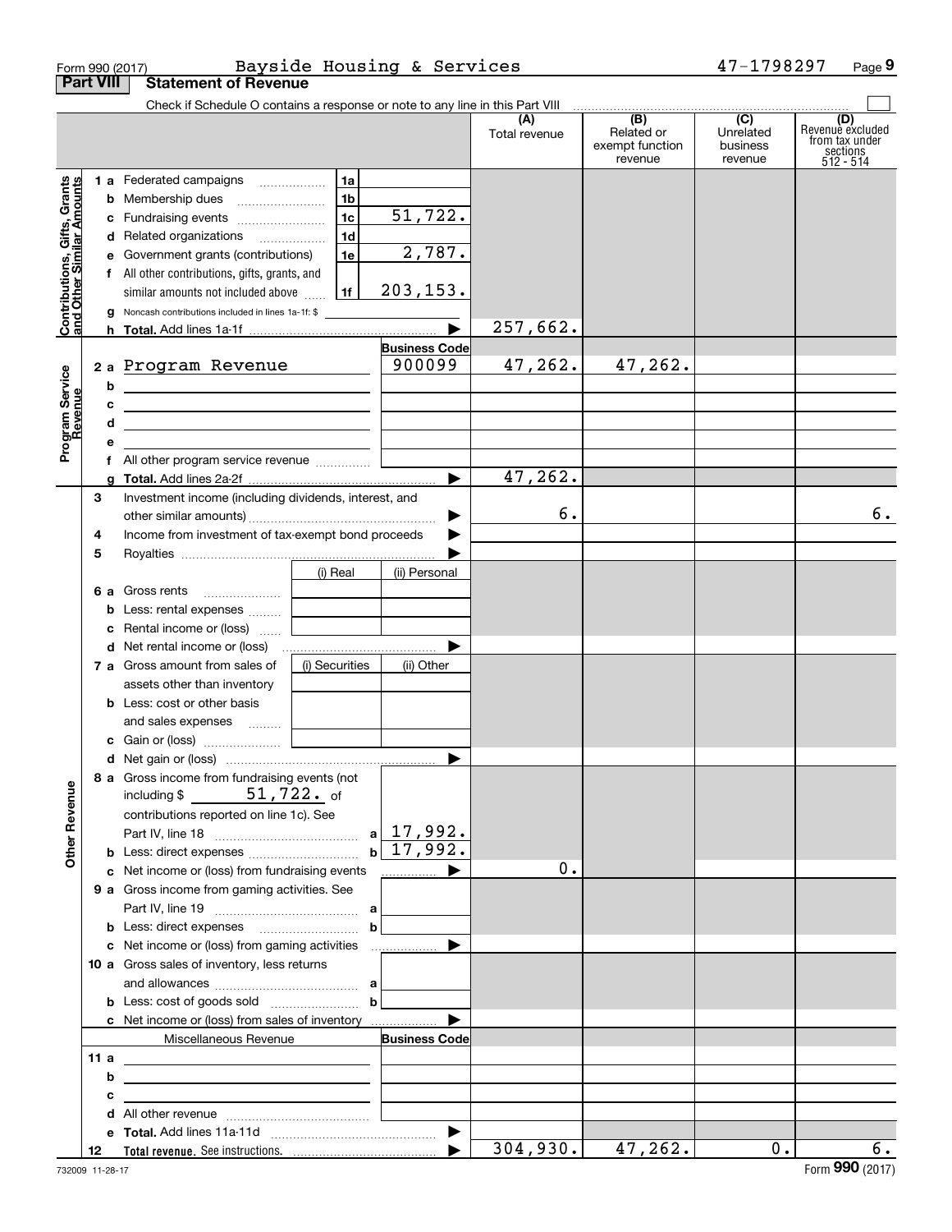Form 990 (2017) Bayside Housing & Services 47-1798297 Page 9

## Part VIII Statement of Revenue

Check if Schedule O contains a response or note to any line in this Part VIII

| | | | (A) Total revenue | (B) Related or exempt function revenue | (C) Unrelated business revenue | (D) Revenue excluded from tax under sections 512 - 514 |
|---|---|---|---|---|---|---|
| **Contributions, Gifts, Grants and Other Similar Amounts** | 1a Federated campaigns | 1a | | | | |
| | b Membership dues | 1b | | | | |
| | c Fundraising events | 1c 51,722. | | | | |
| | d Related organizations | 1d | | | | |
| | e Government grants (contributions) | 1e 2,787. | | | | |
| | f All other contributions, gifts, grants, and similar amounts not included above | 1f 203,153. | | | | |
| | g Noncash contributions included in lines 1a-1f: $ | | | | | |
| | h **Total.** Add lines 1a-1f | ▶ | 257,662. | | | |
| **Program Service Revenue** | | **Business Code** | | | | |
| | 2a Program Revenue | 900099 | 47,262. | 47,262. | | |
| | b | | | | | |
| | c | | | | | |
| | d | | | | | |
| | e | | | | | |
| | f All other program service revenue | | | | | |
| | g **Total.** Add lines 2a-2f | ▶ | 47,262. | | | |
| **Other Revenue** | 3 Investment income (including dividends, interest, and other similar amounts) | ▶ | 6. | | | 6. |
| | 4 Income from investment of tax-exempt bond proceeds | ▶ | | | | |
| | 5 Royalties | ▶ | | | | |
| | 6a Gross rents — (i) Real / (ii) Personal | | | | | |
| | b Less: rental expenses | | | | | |
| | c Rental income or (loss) | | | | | |
| | d Net rental income or (loss) | ▶ | | | | |
| | 7a Gross amount from sales of assets other than inventory — (i) Securities / (ii) Other | | | | | |
| | b Less: cost or other basis and sales expenses | | | | | |
| | c Gain or (loss) | | | | | |
| | d Net gain or (loss) | ▶ | | | | |
| | 8a Gross income from fundraising events (not including $ 51,722. of contributions reported on line 1c). See Part IV, line 18 | a 17,992. | | | | |
| | b Less: direct expenses | b 17,992. | | | | |
| | c Net income or (loss) from fundraising events | ▶ | 0. | | | |
| | 9a Gross income from gaming activities. See Part IV, line 19 | a | | | | |
| | b Less: direct expenses | b | | | | |
| | c Net income or (loss) from gaming activities | ▶ | | | | |
| | 10a Gross sales of inventory, less returns and allowances | a | | | | |
| | b Less: cost of goods sold | b | | | | |
| | c Net income or (loss) from sales of inventory | ▶ | | | | |
| | Miscellaneous Revenue | **Business Code** | | | | |
| | 11a | | | | | |
| | b | | | | | |
| | c | | | | | |
| | d All other revenue | | | | | |
| | e **Total.** Add lines 11a-11d | ▶ | | | | |
| | 12 **Total revenue.** See instructions. | ▶ | 304,930. | 47,262. | 0. | 6. |

732009 11-28-17 Form **990** (2017)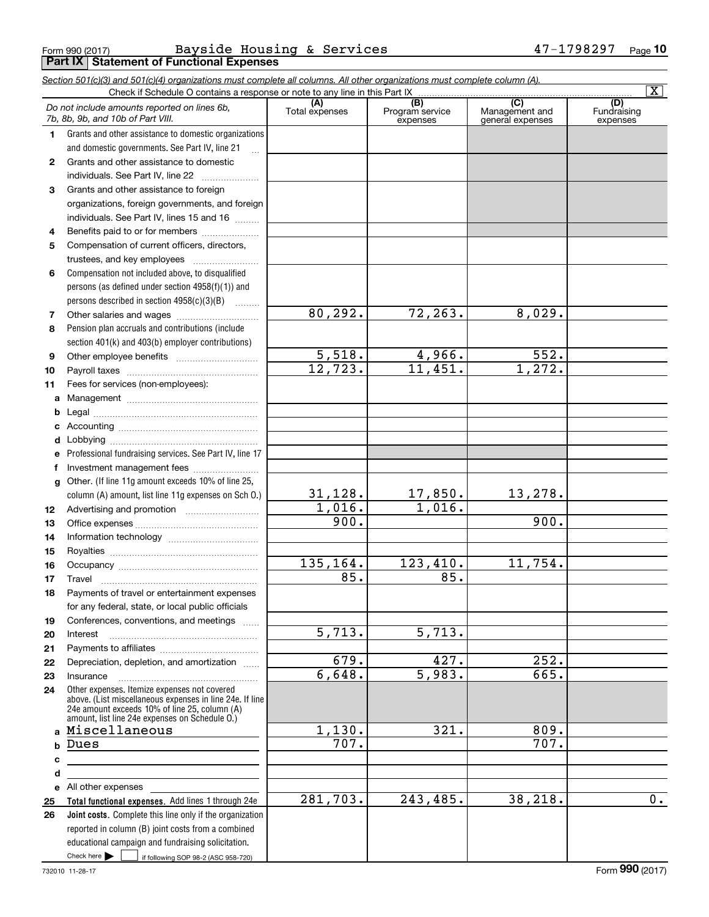Form 990 (2017) Bayside Housing & Services 47-1798297 Page 10

## Part IX Statement of Functional Expenses

*Section 501(c)(3) and 501(c)(4) organizations must complete all columns. All other organizations must complete column (A).*

Check if Schedule O contains a response or note to any line in this Part IX [X]

| *Do not include amounts reported on lines 6b, 7b, 8b, 9b, and 10b of Part VIII.* | (A) Total expenses | (B) Program service expenses | (C) Management and general expenses | (D) Fundraising expenses |
|---|---|---|---|---|
| 1 Grants and other assistance to domestic organizations and domestic governments. See Part IV, line 21 | | | | |
| 2 Grants and other assistance to domestic individuals. See Part IV, line 22 | | | | |
| 3 Grants and other assistance to foreign organizations, foreign governments, and foreign individuals. See Part IV, lines 15 and 16 | | | | |
| 4 Benefits paid to or for members | | | | |
| 5 Compensation of current officers, directors, trustees, and key employees | | | | |
| 6 Compensation not included above, to disqualified persons (as defined under section 4958(f)(1)) and persons described in section 4958(c)(3)(B) | | | | |
| 7 Other salaries and wages | 80,292. | 72,263. | 8,029. | |
| 8 Pension plan accruals and contributions (include section 401(k) and 403(b) employer contributions) | | | | |
| 9 Other employee benefits | 5,518. | 4,966. | 552. | |
| 10 Payroll taxes | 12,723. | 11,451. | 1,272. | |
| 11 Fees for services (non-employees): | | | | |
| a Management | | | | |
| b Legal | | | | |
| c Accounting | | | | |
| d Lobbying | | | | |
| e Professional fundraising services. See Part IV, line 17 | | | | |
| f Investment management fees | | | | |
| g Other. (If line 11g amount exceeds 10% of line 25, column (A) amount, list line 11g expenses on Sch O.) | 31,128. | 17,850. | 13,278. | |
| 12 Advertising and promotion | 1,016. | 1,016. | | |
| 13 Office expenses | 900. | | 900. | |
| 14 Information technology | | | | |
| 15 Royalties | | | | |
| 16 Occupancy | 135,164. | 123,410. | 11,754. | |
| 17 Travel | 85. | 85. | | |
| 18 Payments of travel or entertainment expenses for any federal, state, or local public officials | | | | |
| 19 Conferences, conventions, and meetings | | | | |
| 20 Interest | 5,713. | 5,713. | | |
| 21 Payments to affiliates | | | | |
| 22 Depreciation, depletion, and amortization | 679. | 427. | 252. | |
| 23 Insurance | 6,648. | 5,983. | 665. | |
| 24 Other expenses. Itemize expenses not covered above. (List miscellaneous expenses in line 24e. If line 24e amount exceeds 10% of line 25, column (A) amount, list line 24e expenses on Schedule O.) | | | | |
| a Miscellaneous | 1,130. | 321. | 809. | |
| b Dues | 707. | | 707. | |
| c | | | | |
| d | | | | |
| e All other expenses | | | | |
| 25 **Total functional expenses.** Add lines 1 through 24e | 281,703. | 243,485. | 38,218. | 0. |
| 26 **Joint costs.** Complete this line only if the organization reported in column (B) joint costs from a combined educational campaign and fundraising solicitation. Check here [ ] if following SOP 98-2 (ASC 958-720) | | | | |

732010 11-28-17

Form **990** (2017)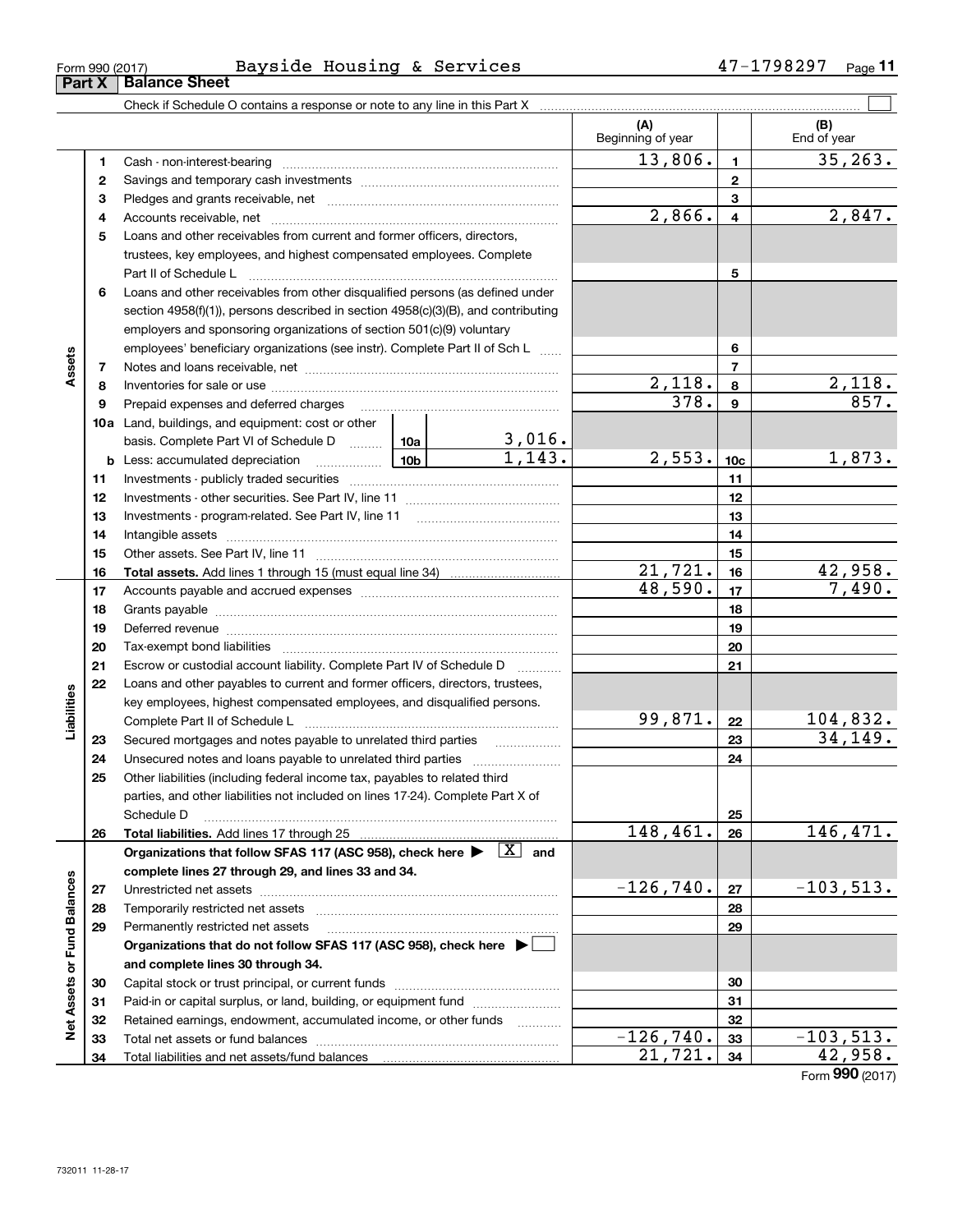Form 990 (2017) Bayside Housing & Services 47-1798297

## Part X Balance Sheet

Check if Schedule O contains a response or note to any line in this Part X

| | | | | (A) Beginning of year | | (B) End of year |
|---|---|---|---|---|---|---|
| **Assets** | 1 | Cash - non-interest-bearing | | 13,806. | 1 | 35,263. |
| | 2 | Savings and temporary cash investments | | | 2 | |
| | 3 | Pledges and grants receivable, net | | | 3 | |
| | 4 | Accounts receivable, net | | 2,866. | 4 | 2,847. |
| | 5 | Loans and other receivables from current and former officers, directors, trustees, key employees, and highest compensated employees. Complete Part II of Schedule L | | | 5 | |
| | 6 | Loans and other receivables from other disqualified persons (as defined under section 4958(f)(1)), persons described in section 4958(c)(3)(B), and contributing employers and sponsoring organizations of section 501(c)(9) voluntary employees' beneficiary organizations (see instr). Complete Part II of Sch L | | | 6 | |
| | 7 | Notes and loans receivable, net | | | 7 | |
| | 8 | Inventories for sale or use | | 2,118. | 8 | 2,118. |
| | 9 | Prepaid expenses and deferred charges | | 378. | 9 | 857. |
| | 10a | Land, buildings, and equipment: cost or other basis. Complete Part VI of Schedule D | 10a 3,016. | | | |
| | b | Less: accumulated depreciation | 10b 1,143. | 2,553. | 10c | 1,873. |
| | 11 | Investments - publicly traded securities | | | 11 | |
| | 12 | Investments - other securities. See Part IV, line 11 | | | 12 | |
| | 13 | Investments - program-related. See Part IV, line 11 | | | 13 | |
| | 14 | Intangible assets | | | 14 | |
| | 15 | Other assets. See Part IV, line 11 | | | 15 | |
| | 16 | **Total assets.** Add lines 1 through 15 (must equal line 34) | | 21,721. | 16 | 42,958. |
| **Liabilities** | 17 | Accounts payable and accrued expenses | | 48,590. | 17 | 7,490. |
| | 18 | Grants payable | | | 18 | |
| | 19 | Deferred revenue | | | 19 | |
| | 20 | Tax-exempt bond liabilities | | | 20 | |
| | 21 | Escrow or custodial account liability. Complete Part IV of Schedule D | | | 21 | |
| | 22 | Loans and other payables to current and former officers, directors, trustees, key employees, highest compensated employees, and disqualified persons. Complete Part II of Schedule L | | 99,871. | 22 | 104,832. |
| | 23 | Secured mortgages and notes payable to unrelated third parties | | | 23 | 34,149. |
| | 24 | Unsecured notes and loans payable to unrelated third parties | | | 24 | |
| | 25 | Other liabilities (including federal income tax, payables to related third parties, and other liabilities not included on lines 17-24). Complete Part X of Schedule D | | | 25 | |
| | 26 | **Total liabilities.** Add lines 17 through 25 | | 148,461. | 26 | 146,471. |
| **Net Assets or Fund Balances** | | **Organizations that follow SFAS 117 (ASC 958), check here ▶ [X] and complete lines 27 through 29, and lines 33 and 34.** | | | | |
| | 27 | Unrestricted net assets | | -126,740. | 27 | -103,513. |
| | 28 | Temporarily restricted net assets | | | 28 | |
| | 29 | Permanently restricted net assets | | | 29 | |
| | | **Organizations that do not follow SFAS 117 (ASC 958), check here ▶ [ ] and complete lines 30 through 34.** | | | | |
| | 30 | Capital stock or trust principal, or current funds | | | 30 | |
| | 31 | Paid-in or capital surplus, or land, building, or equipment fund | | | 31 | |
| | 32 | Retained earnings, endowment, accumulated income, or other funds | | | 32 | |
| | 33 | Total net assets or fund balances | | -126,740. | 33 | -103,513. |
| | 34 | Total liabilities and net assets/fund balances | | 21,721. | 34 | 42,958. |

Form **990** (2017)

732011 11-28-17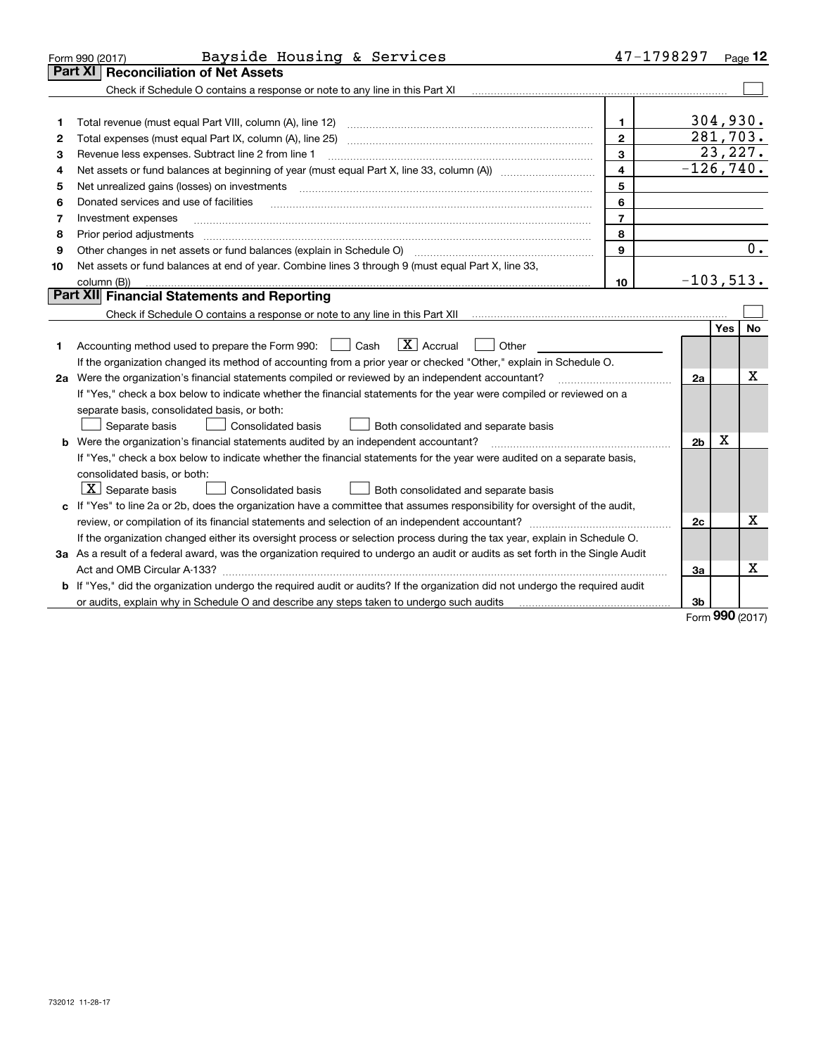Form 990 (2017) Bayside Housing & Services 47-1798297 Page 12

## Part XI Reconciliation of Net Assets

Check if Schedule O contains a response or note to any line in this Part XI ☐

| | | | |
|---|---|---|---|
| 1 | Total revenue (must equal Part VIII, column (A), line 12) | 1 | 304,930. |
| 2 | Total expenses (must equal Part IX, column (A), line 25) | 2 | 281,703. |
| 3 | Revenue less expenses. Subtract line 2 from line 1 | 3 | 23,227. |
| 4 | Net assets or fund balances at beginning of year (must equal Part X, line 33, column (A)) | 4 | -126,740. |
| 5 | Net unrealized gains (losses) on investments | 5 | |
| 6 | Donated services and use of facilities | 6 | |
| 7 | Investment expenses | 7 | |
| 8 | Prior period adjustments | 8 | |
| 9 | Other changes in net assets or fund balances (explain in Schedule O) | 9 | 0. |
| 10 | Net assets or fund balances at end of year. Combine lines 3 through 9 (must equal Part X, line 33, column (B)) | 10 | -103,513. |

## Part XII Financial Statements and Reporting

Check if Schedule O contains a response or note to any line in this Part XII ☐

| | | | Yes | No |
|---|---|---|---|---|
| 1 | Accounting method used to prepare the Form 990: ☐ Cash ☒ Accrual ☐ Other<br>If the organization changed its method of accounting from a prior year or checked "Other," explain in Schedule O. | | | |
| 2a | Were the organization's financial statements compiled or reviewed by an independent accountant?<br>If "Yes," check a box below to indicate whether the financial statements for the year were compiled or reviewed on a separate basis, consolidated basis, or both:<br>☐ Separate basis ☐ Consolidated basis ☐ Both consolidated and separate basis | 2a | | X |
| b | Were the organization's financial statements audited by an independent accountant?<br>If "Yes," check a box below to indicate whether the financial statements for the year were audited on a separate basis, consolidated basis, or both:<br>☒ Separate basis ☐ Consolidated basis ☐ Both consolidated and separate basis | 2b | X | |
| c | If "Yes" to line 2a or 2b, does the organization have a committee that assumes responsibility for oversight of the audit, review, or compilation of its financial statements and selection of an independent accountant?<br>If the organization changed either its oversight process or selection process during the tax year, explain in Schedule O. | 2c | | X |
| 3a | As a result of a federal award, was the organization required to undergo an audit or audits as set forth in the Single Audit Act and OMB Circular A-133? | 3a | | X |
| b | If "Yes," did the organization undergo the required audit or audits? If the organization did not undergo the required audit or audits, explain why in Schedule O and describe any steps taken to undergo such audits | 3b | | |

Form 990 (2017)

732012 11-28-17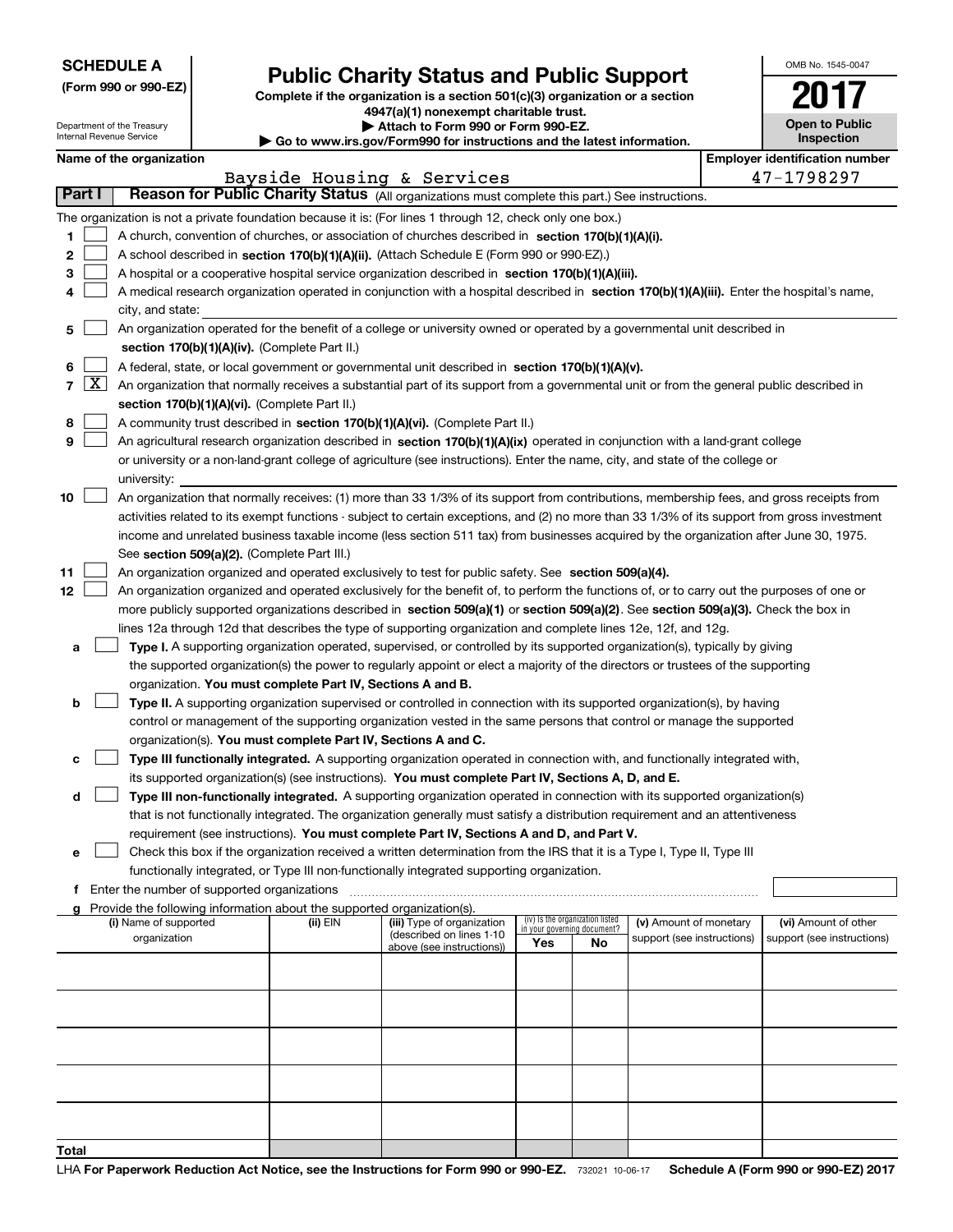**SCHEDULE A**
**(Form 990 or 990-EZ)**

Department of the Treasury
Internal Revenue Service

# Public Charity Status and Public Support

**Complete if the organization is a section 501(c)(3) organization or a section 4947(a)(1) nonexempt charitable trust.**
**▶ Attach to Form 990 or Form 990-EZ.**
**▶ Go to www.irs.gov/Form990 for instructions and the latest information.**

OMB No. 1545-0047

**2017**

**Open to Public Inspection**

**Name of the organization:** Bayside Housing & Services

**Employer identification number:** 47-1798297

## Part I Reason for Public Charity Status (All organizations must complete this part.) See instructions.

The organization is not a private foundation because it is: (For lines 1 through 12, check only one box.)

1 [ ] A church, convention of churches, or association of churches described in **section 170(b)(1)(A)(i).**

2 [ ] A school described in **section 170(b)(1)(A)(ii).** (Attach Schedule E (Form 990 or 990-EZ).)

3 [ ] A hospital or a cooperative hospital service organization described in **section 170(b)(1)(A)(iii).**

4 [ ] A medical research organization operated in conjunction with a hospital described in **section 170(b)(1)(A)(iii).** Enter the hospital's name, city, and state:

5 [ ] An organization operated for the benefit of a college or university owned or operated by a governmental unit described in **section 170(b)(1)(A)(iv).** (Complete Part II.)

6 [ ] A federal, state, or local government or governmental unit described in **section 170(b)(1)(A)(v).**

7 [X] An organization that normally receives a substantial part of its support from a governmental unit or from the general public described in **section 170(b)(1)(A)(vi).** (Complete Part II.)

8 [ ] A community trust described in **section 170(b)(1)(A)(vi).** (Complete Part II.)

9 [ ] An agricultural research organization described in **section 170(b)(1)(A)(ix)** operated in conjunction with a land-grant college or university or a non-land-grant college of agriculture (see instructions). Enter the name, city, and state of the college or university:

10 [ ] An organization that normally receives: (1) more than 33 1/3% of its support from contributions, membership fees, and gross receipts from activities related to its exempt functions - subject to certain exceptions, and (2) no more than 33 1/3% of its support from gross investment income and unrelated business taxable income (less section 511 tax) from businesses acquired by the organization after June 30, 1975. See **section 509(a)(2).** (Complete Part III.)

11 [ ] An organization organized and operated exclusively to test for public safety. See **section 509(a)(4).**

12 [ ] An organization organized and operated exclusively for the benefit of, to perform the functions of, or to carry out the purposes of one or more publicly supported organizations described in **section 509(a)(1)** or **section 509(a)(2)**. See **section 509(a)(3).** Check the box in lines 12a through 12d that describes the type of supporting organization and complete lines 12e, 12f, and 12g.

a [ ] **Type I.** A supporting organization operated, supervised, or controlled by its supported organization(s), typically by giving the supported organization(s) the power to regularly appoint or elect a majority of the directors or trustees of the supporting organization. **You must complete Part IV, Sections A and B.**

b [ ] **Type II.** A supporting organization supervised or controlled in connection with its supported organization(s), by having control or management of the supporting organization vested in the same persons that control or manage the supported organization(s). **You must complete Part IV, Sections A and C.**

c [ ] **Type III functionally integrated.** A supporting organization operated in connection with, and functionally integrated with, its supported organization(s) (see instructions). **You must complete Part IV, Sections A, D, and E.**

d [ ] **Type III non-functionally integrated.** A supporting organization operated in connection with its supported organization(s) that is not functionally integrated. The organization generally must satisfy a distribution requirement and an attentiveness requirement (see instructions). **You must complete Part IV, Sections A and D, and Part V.**

e [ ] Check this box if the organization received a written determination from the IRS that it is a Type I, Type II, Type III functionally integrated, or Type III non-functionally integrated supporting organization.

f Enter the number of supported organizations

g Provide the following information about the supported organization(s).

| (i) Name of supported organization | (ii) EIN | (iii) Type of organization (described on lines 1-10 above (see instructions)) | (iv) Is the organization listed in your governing document? Yes | No | (v) Amount of monetary support (see instructions) | (vi) Amount of other support (see instructions) |
|---|---|---|---|---|---|---|
| | | | | | | |
| | | | | | | |
| | | | | | | |
| | | | | | | |
| | | | | | | |
| **Total** | | | | | | |

LHA **For Paperwork Reduction Act Notice, see the Instructions for Form 990 or 990-EZ.** 732021 10-06-17 **Schedule A (Form 990 or 990-EZ) 2017**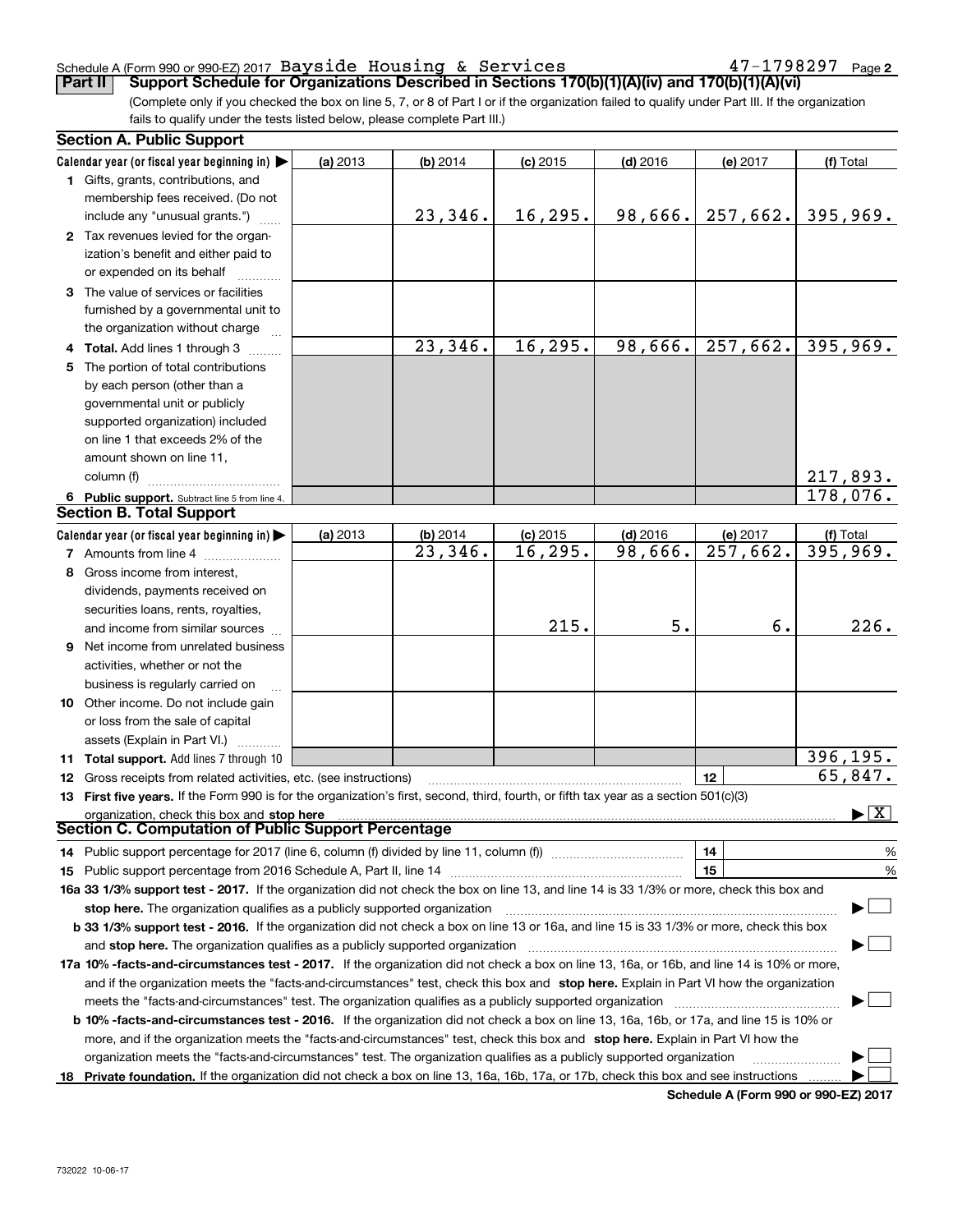Schedule A (Form 990 or 990-EZ) 2017 Bayside Housing & Services 47-1798297 Page 2

**Part II** **Support Schedule for Organizations Described in Sections 170(b)(1)(A)(iv) and 170(b)(1)(A)(vi)**

(Complete only if you checked the box on line 5, 7, or 8 of Part I or if the organization failed to qualify under Part III. If the organization fails to qualify under the tests listed below, please complete Part III.)

**Section A. Public Support**

| Calendar year (or fiscal year beginning in) ▶ | (a) 2013 | (b) 2014 | (c) 2015 | (d) 2016 | (e) 2017 | (f) Total |
|---|---|---|---|---|---|---|
| **1** Gifts, grants, contributions, and membership fees received. (Do not include any "unusual grants.") | | 23,346. | 16,295. | 98,666. | 257,662. | 395,969. |
| **2** Tax revenues levied for the organization's benefit and either paid to or expended on its behalf | | | | | | |
| **3** The value of services or facilities furnished by a governmental unit to the organization without charge | | | | | | |
| **4 Total.** Add lines 1 through 3 | | 23,346. | 16,295. | 98,666. | 257,662. | 395,969. |
| **5** The portion of total contributions by each person (other than a governmental unit or publicly supported organization) included on line 1 that exceeds 2% of the amount shown on line 11, column (f) | | | | | | 217,893. |
| **6 Public support.** Subtract line 5 from line 4. | | | | | | 178,076. |

**Section B. Total Support**

| Calendar year (or fiscal year beginning in) ▶ | (a) 2013 | (b) 2014 | (c) 2015 | (d) 2016 | (e) 2017 | (f) Total |
|---|---|---|---|---|---|---|
| **7** Amounts from line 4 | | 23,346. | 16,295. | 98,666. | 257,662. | 395,969. |
| **8** Gross income from interest, dividends, payments received on securities loans, rents, royalties, and income from similar sources | | | 215. | 5. | 6. | 226. |
| **9** Net income from unrelated business activities, whether or not the business is regularly carried on | | | | | | |
| **10** Other income. Do not include gain or loss from the sale of capital assets (Explain in Part VI.) | | | | | | |
| **11 Total support.** Add lines 7 through 10 | | | | | | 396,195. |

**12** Gross receipts from related activities, etc. (see instructions) | **12** | 65,847.

**13 First five years.** If the Form 990 is for the organization's first, second, third, fourth, or fifth tax year as a section 501(c)(3) organization, check this box and **stop here** ▶ [X]

**Section C. Computation of Public Support Percentage**

**14** Public support percentage for 2017 (line 6, column (f) divided by line 11, column (f)) | **14** | %

**15** Public support percentage from 2016 Schedule A, Part II, line 14 | **15** | %

**16a 33 1/3% support test - 2017.** If the organization did not check the box on line 13, and line 14 is 33 1/3% or more, check this box and **stop here.** The organization qualifies as a publicly supported organization ▶ [ ]

**b 33 1/3% support test - 2016.** If the organization did not check a box on line 13 or 16a, and line 15 is 33 1/3% or more, check this box and **stop here.** The organization qualifies as a publicly supported organization ▶ [ ]

**17a 10% -facts-and-circumstances test - 2017.** If the organization did not check a box on line 13, 16a, or 16b, and line 14 is 10% or more, and if the organization meets the "facts-and-circumstances" test, check this box and **stop here.** Explain in Part VI how the organization meets the "facts-and-circumstances" test. The organization qualifies as a publicly supported organization ▶ [ ]

**b 10% -facts-and-circumstances test - 2016.** If the organization did not check a box on line 13, 16a, 16b, or 17a, and line 15 is 10% or more, and if the organization meets the "facts-and-circumstances" test, check this box and **stop here.** Explain in Part VI how the organization meets the "facts-and-circumstances" test. The organization qualifies as a publicly supported organization ▶ [ ]

**18 Private foundation.** If the organization did not check a box on line 13, 16a, 16b, 17a, or 17b, check this box and see instructions ▶ [ ]

**Schedule A (Form 990 or 990-EZ) 2017**

732022 10-06-17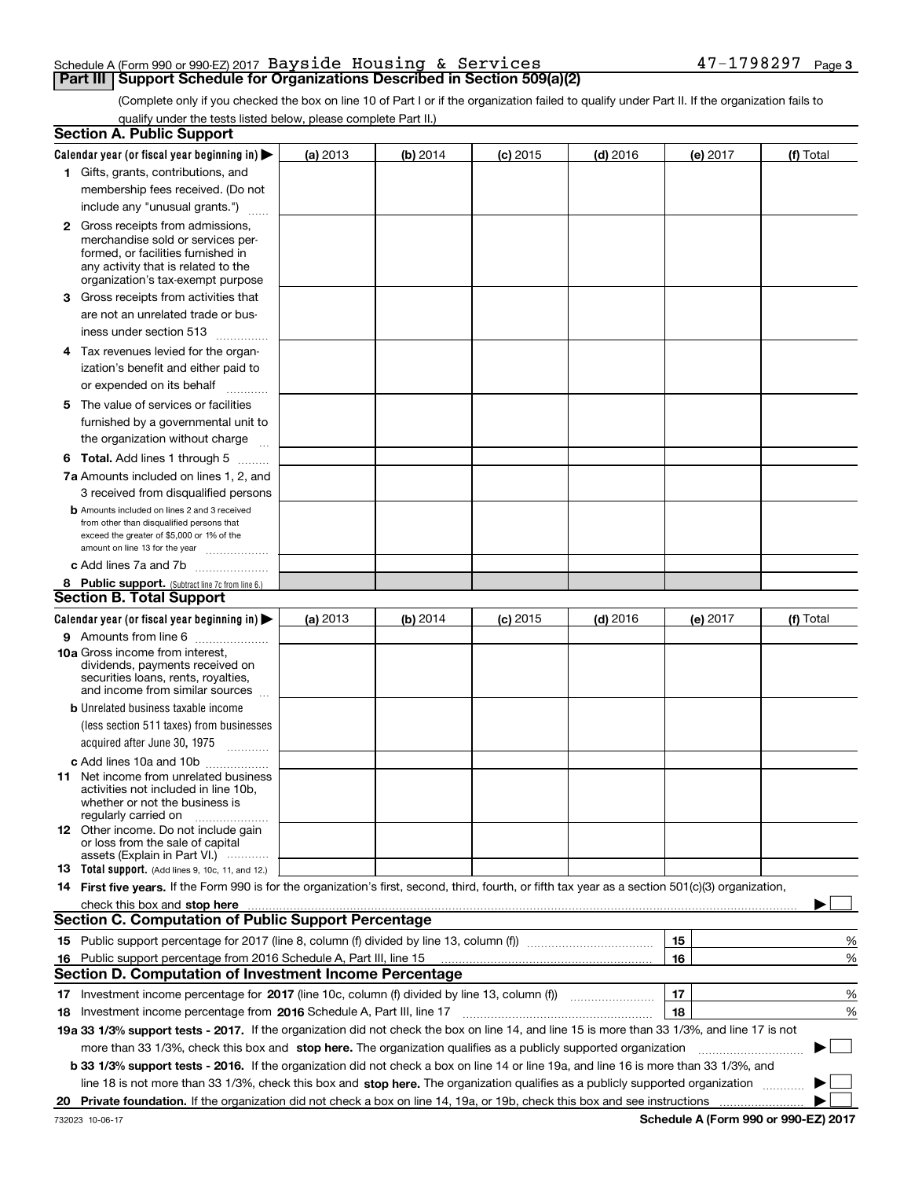Schedule A (Form 990 or 990-EZ) 2017 Bayside Housing & Services 47-1798297 Page 3

## Part III Support Schedule for Organizations Described in Section 509(a)(2)

(Complete only if you checked the box on line 10 of Part I or if the organization failed to qualify under Part II. If the organization fails to qualify under the tests listed below, please complete Part II.)

### Section A. Public Support

| Calendar year (or fiscal year beginning in) ▶ | (a) 2013 | (b) 2014 | (c) 2015 | (d) 2016 | (e) 2017 | (f) Total |
|---|---|---|---|---|---|---|
| 1 Gifts, grants, contributions, and membership fees received. (Do not include any "unusual grants.") | | | | | | |
| 2 Gross receipts from admissions, merchandise sold or services performed, or facilities furnished in any activity that is related to the organization's tax-exempt purpose | | | | | | |
| 3 Gross receipts from activities that are not an unrelated trade or business under section 513 | | | | | | |
| 4 Tax revenues levied for the organization's benefit and either paid to or expended on its behalf | | | | | | |
| 5 The value of services or facilities furnished by a governmental unit to the organization without charge | | | | | | |
| 6 **Total.** Add lines 1 through 5 | | | | | | |
| 7a Amounts included on lines 1, 2, and 3 received from disqualified persons | | | | | | |
| b Amounts included on lines 2 and 3 received from other than disqualified persons that exceed the greater of $5,000 or 1% of the amount on line 13 for the year | | | | | | |
| c Add lines 7a and 7b | | | | | | |
| 8 **Public support.** (Subtract line 7c from line 6.) | | | | | | |

### Section B. Total Support

| Calendar year (or fiscal year beginning in) ▶ | (a) 2013 | (b) 2014 | (c) 2015 | (d) 2016 | (e) 2017 | (f) Total |
|---|---|---|---|---|---|---|
| 9 Amounts from line 6 | | | | | | |
| 10a Gross income from interest, dividends, payments received on securities loans, rents, royalties, and income from similar sources | | | | | | |
| b Unrelated business taxable income (less section 511 taxes) from businesses acquired after June 30, 1975 | | | | | | |
| c Add lines 10a and 10b | | | | | | |
| 11 Net income from unrelated business activities not included in line 10b, whether or not the business is regularly carried on | | | | | | |
| 12 Other income. Do not include gain or loss from the sale of capital assets (Explain in Part VI.) | | | | | | |
| 13 **Total support.** (Add lines 9, 10c, 11, and 12.) | | | | | | |

14 **First five years.** If the Form 990 is for the organization's first, second, third, fourth, or fifth tax year as a section 501(c)(3) organization, check this box and **stop here** ▶ ☐

### Section C. Computation of Public Support Percentage

| | | | |
|---|---|---|---|
| 15 | Public support percentage for 2017 (line 8, column (f) divided by line 13, column (f)) | 15 | % |
| 16 | Public support percentage from 2016 Schedule A, Part III, line 15 | 16 | % |

### Section D. Computation of Investment Income Percentage

| | | | |
|---|---|---|---|
| 17 | Investment income percentage for **2017** (line 10c, column (f) divided by line 13, column (f)) | 17 | % |
| 18 | Investment income percentage from **2016** Schedule A, Part III, line 17 | 18 | % |

**19a 33 1/3% support tests - 2017.** If the organization did not check the box on line 14, and line 15 is more than 33 1/3%, and line 17 is not more than 33 1/3%, check this box and **stop here.** The organization qualifies as a publicly supported organization ▶ ☐

**b 33 1/3% support tests - 2016.** If the organization did not check a box on line 14 or line 19a, and line 16 is more than 33 1/3%, and line 18 is not more than 33 1/3%, check this box and **stop here.** The organization qualifies as a publicly supported organization ▶ ☐

**20 Private foundation.** If the organization did not check a box on line 14, 19a, or 19b, check this box and see instructions ▶ ☐

732023 10-06-17 **Schedule A (Form 990 or 990-EZ) 2017**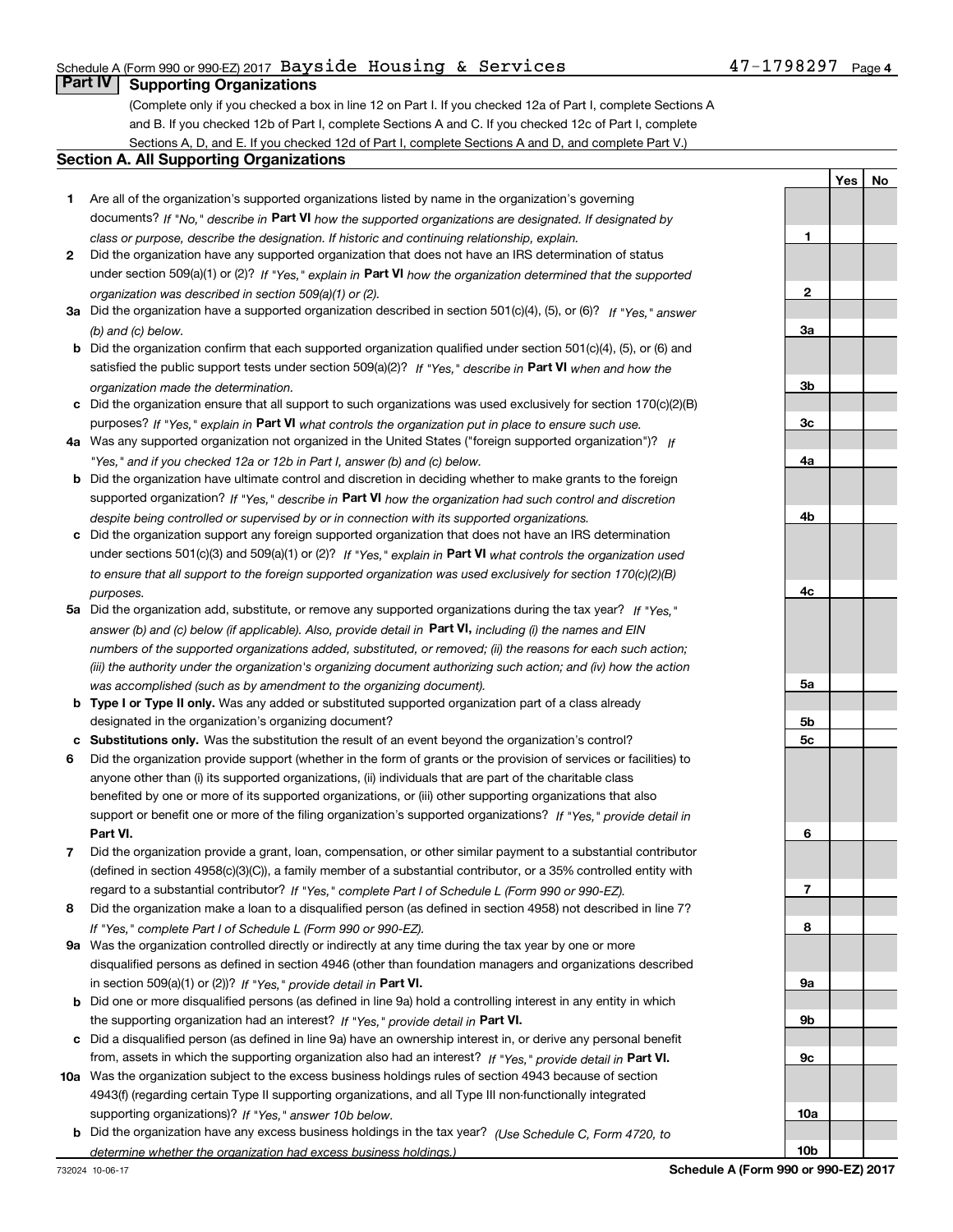## Part IV Supporting Organizations

(Complete only if you checked a box in line 12 on Part I. If you checked 12a of Part I, complete Sections A and B. If you checked 12b of Part I, complete Sections A and C. If you checked 12c of Part I, complete Sections A, D, and E. If you checked 12d of Part I, complete Sections A and D, and complete Part V.)

### Section A. All Supporting Organizations

| | | Line | Yes | No |
|---|---|---|---|---|
| **1** | Are all of the organization's supported organizations listed by name in the organization's governing documents? *If "No," describe in* **Part VI** *how the supported organizations are designated. If designated by class or purpose, describe the designation. If historic and continuing relationship, explain.* | **1** | | |
| **2** | Did the organization have any supported organization that does not have an IRS determination of status under section 509(a)(1) or (2)? *If "Yes," explain in* **Part VI** *how the organization determined that the supported organization was described in section 509(a)(1) or (2).* | **2** | | |
| **3a** | Did the organization have a supported organization described in section 501(c)(4), (5), or (6)? *If "Yes," answer (b) and (c) below.* | **3a** | | |
| **b** | Did the organization confirm that each supported organization qualified under section 501(c)(4), (5), or (6) and satisfied the public support tests under section 509(a)(2)? *If "Yes," describe in* **Part VI** *when and how the organization made the determination.* | **3b** | | |
| **c** | Did the organization ensure that all support to such organizations was used exclusively for section 170(c)(2)(B) purposes? *If "Yes," explain in* **Part VI** *what controls the organization put in place to ensure such use.* | **3c** | | |
| **4a** | Was any supported organization not organized in the United States ("foreign supported organization")? *If "Yes," and if you checked 12a or 12b in Part I, answer (b) and (c) below.* | **4a** | | |
| **b** | Did the organization have ultimate control and discretion in deciding whether to make grants to the foreign supported organization? *If "Yes," describe in* **Part VI** *how the organization had such control and discretion despite being controlled or supervised by or in connection with its supported organizations.* | **4b** | | |
| **c** | Did the organization support any foreign supported organization that does not have an IRS determination under sections 501(c)(3) and 509(a)(1) or (2)? *If "Yes," explain in* **Part VI** *what controls the organization used to ensure that all support to the foreign supported organization was used exclusively for section 170(c)(2)(B) purposes.* | **4c** | | |
| **5a** | Did the organization add, substitute, or remove any supported organizations during the tax year? *If "Yes," answer (b) and (c) below (if applicable). Also, provide detail in* **Part VI,** *including (i) the names and EIN numbers of the supported organizations added, substituted, or removed; (ii) the reasons for each such action; (iii) the authority under the organization's organizing document authorizing such action; and (iv) how the action was accomplished (such as by amendment to the organizing document).* | **5a** | | |
| **b** | **Type I or Type II only.** Was any added or substituted supported organization part of a class already designated in the organization's organizing document? | **5b** | | |
| **c** | **Substitutions only.** Was the substitution the result of an event beyond the organization's control? | **5c** | | |
| **6** | Did the organization provide support (whether in the form of grants or the provision of services or facilities) to anyone other than (i) its supported organizations, (ii) individuals that are part of the charitable class benefited by one or more of its supported organizations, or (iii) other supporting organizations that also support or benefit one or more of the filing organization's supported organizations? *If "Yes," provide detail in* **Part VI.** | **6** | | |
| **7** | Did the organization provide a grant, loan, compensation, or other similar payment to a substantial contributor (defined in section 4958(c)(3)(C)), a family member of a substantial contributor, or a 35% controlled entity with regard to a substantial contributor? *If "Yes," complete Part I of Schedule L (Form 990 or 990-EZ).* | **7** | | |
| **8** | Did the organization make a loan to a disqualified person (as defined in section 4958) not described in line 7? *If "Yes," complete Part I of Schedule L (Form 990 or 990-EZ).* | **8** | | |
| **9a** | Was the organization controlled directly or indirectly at any time during the tax year by one or more disqualified persons as defined in section 4946 (other than foundation managers and organizations described in section 509(a)(1) or (2))? *If "Yes," provide detail in* **Part VI.** | **9a** | | |
| **b** | Did one or more disqualified persons (as defined in line 9a) hold a controlling interest in any entity in which the supporting organization had an interest? *If "Yes," provide detail in* **Part VI.** | **9b** | | |
| **c** | Did a disqualified person (as defined in line 9a) have an ownership interest in, or derive any personal benefit from, assets in which the supporting organization also had an interest? *If "Yes," provide detail in* **Part VI.** | **9c** | | |
| **10a** | Was the organization subject to the excess business holdings rules of section 4943 because of section 4943(f) (regarding certain Type II supporting organizations, and all Type III non-functionally integrated supporting organizations)? *If "Yes," answer 10b below.* | **10a** | | |
| **b** | Did the organization have any excess business holdings in the tax year? *(Use Schedule C, Form 4720, to determine whether the organization had excess business holdings.)* | **10b** | | |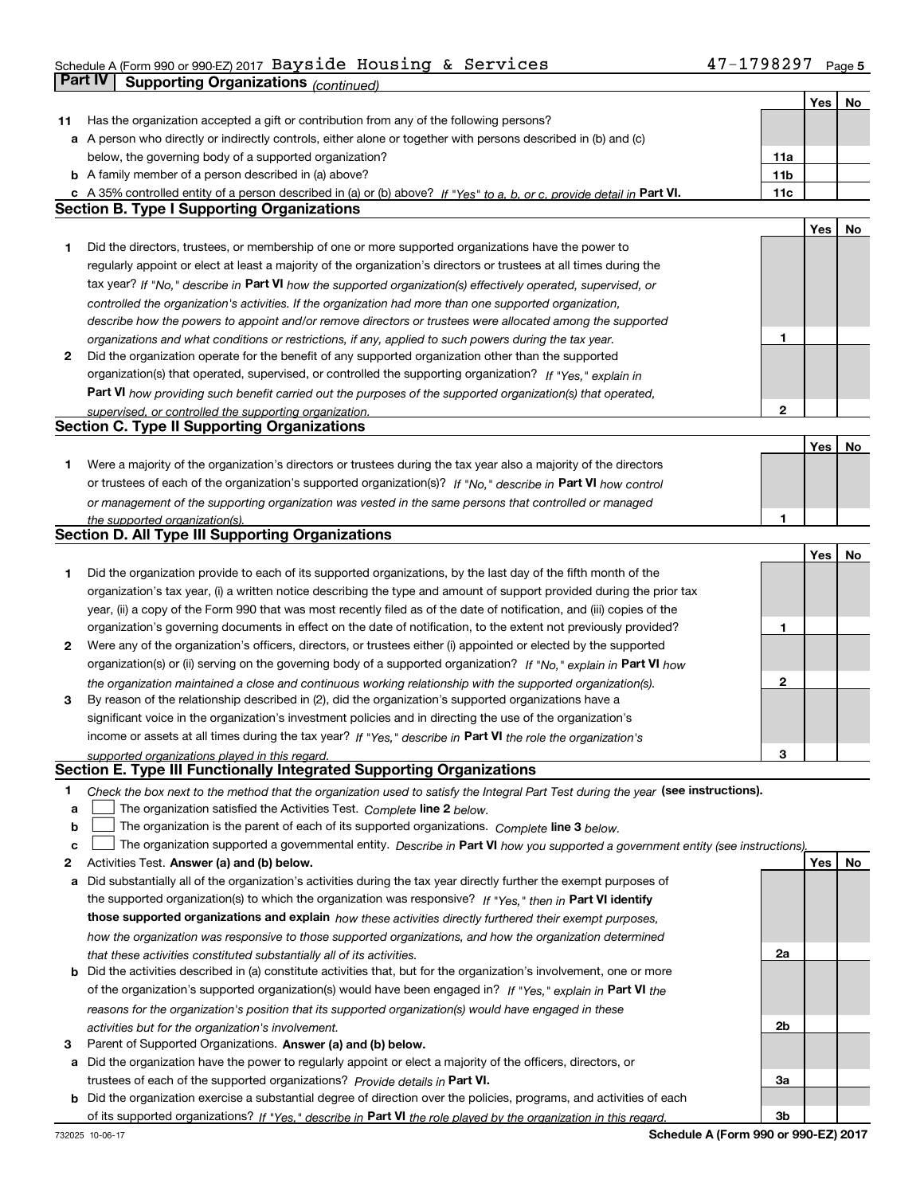## Part IV | Supporting Organizations *(continued)*

| | | | Yes | No |
|---|---|---|---|---|
| **11** | Has the organization accepted a gift or contribution from any of the following persons? | | | |
| **a** | A person who directly or indirectly controls, either alone or together with persons described in (b) and (c) below, the governing body of a supported organization? | **11a** | | |
| **b** | A family member of a person described in (a) above? | **11b** | | |
| **c** | A 35% controlled entity of a person described in (a) or (b) above? *If "Yes" to a, b, or c, provide detail in* **Part VI.** | **11c** | | |

### Section B. Type I Supporting Organizations

| | | | Yes | No |
|---|---|---|---|---|
| **1** | Did the directors, trustees, or membership of one or more supported organizations have the power to regularly appoint or elect at least a majority of the organization's directors or trustees at all times during the tax year? *If "No," describe in* **Part VI** *how the supported organization(s) effectively operated, supervised, or controlled the organization's activities. If the organization had more than one supported organization, describe how the powers to appoint and/or remove directors or trustees were allocated among the supported organizations and what conditions or restrictions, if any, applied to such powers during the tax year.* | **1** | | |
| **2** | Did the organization operate for the benefit of any supported organization other than the supported organization(s) that operated, supervised, or controlled the supporting organization? *If "Yes," explain in* **Part VI** *how providing such benefit carried out the purposes of the supported organization(s) that operated, supervised, or controlled the supporting organization.* | **2** | | |

### Section C. Type II Supporting Organizations

| | | | Yes | No |
|---|---|---|---|---|
| **1** | Were a majority of the organization's directors or trustees during the tax year also a majority of the directors or trustees of each of the organization's supported organization(s)? *If "No," describe in* **Part VI** *how control or management of the supporting organization was vested in the same persons that controlled or managed the supported organization(s).* | **1** | | |

### Section D. All Type III Supporting Organizations

| | | | Yes | No |
|---|---|---|---|---|
| **1** | Did the organization provide to each of its supported organizations, by the last day of the fifth month of the organization's tax year, (i) a written notice describing the type and amount of support provided during the prior tax year, (ii) a copy of the Form 990 that was most recently filed as of the date of notification, and (iii) copies of the organization's governing documents in effect on the date of notification, to the extent not previously provided? | **1** | | |
| **2** | Were any of the organization's officers, directors, or trustees either (i) appointed or elected by the supported organization(s) or (ii) serving on the governing body of a supported organization? *If "No," explain in* **Part VI** *how the organization maintained a close and continuous working relationship with the supported organization(s).* | **2** | | |
| **3** | By reason of the relationship described in (2), did the organization's supported organizations have a significant voice in the organization's investment policies and in directing the use of the organization's income or assets at all times during the tax year? *If "Yes," describe in* **Part VI** *the role the organization's supported organizations played in this regard.* | **3** | | |

### Section E. Type III Functionally Integrated Supporting Organizations

**1** *Check the box next to the method that the organization used to satisfy the Integral Part Test during the year* **(see instructions).**

- **a** ☐ The organization satisfied the Activities Test. *Complete* **line 2** *below.*
- **b** ☐ The organization is the parent of each of its supported organizations. *Complete* **line 3** *below.*
- **c** ☐ The organization supported a governmental entity. *Describe in* **Part VI** *how you supported a government entity (see instructions).*

| | | | Yes | No |
|---|---|---|---|---|
| **2** | Activities Test. **Answer (a) and (b) below.** | | | |
| **a** | Did substantially all of the organization's activities during the tax year directly further the exempt purposes of the supported organization(s) to which the organization was responsive? *If "Yes," then in* **Part VI identify those supported organizations and explain** *how these activities directly furthered their exempt purposes, how the organization was responsive to those supported organizations, and how the organization determined that these activities constituted substantially all of its activities.* | **2a** | | |
| **b** | Did the activities described in (a) constitute activities that, but for the organization's involvement, one or more of the organization's supported organization(s) would have been engaged in? *If "Yes," explain in* **Part VI** *the reasons for the organization's position that its supported organization(s) would have engaged in these activities but for the organization's involvement.* | **2b** | | |
| **3** | Parent of Supported Organizations. **Answer (a) and (b) below.** | | | |
| **a** | Did the organization have the power to regularly appoint or elect a majority of the officers, directors, or trustees of each of the supported organizations? *Provide details in* **Part VI.** | **3a** | | |
| **b** | Did the organization exercise a substantial degree of direction over the policies, programs, and activities of each of its supported organizations? *If "Yes," describe in* **Part VI** *the role played by the organization in this regard.* | **3b** | | |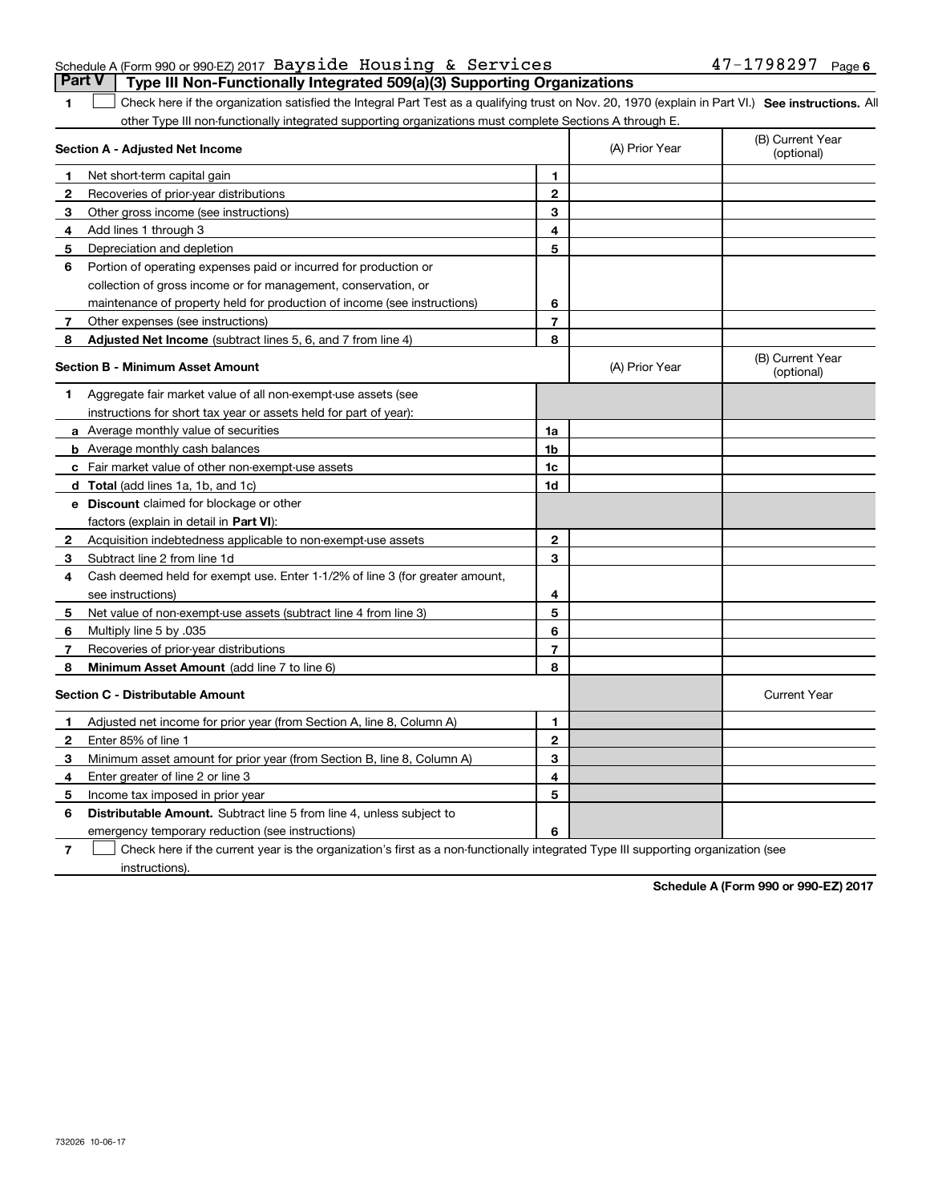Schedule A (Form 990 or 990-EZ) 2017 Bayside Housing & Services 47-1798297 Page 6

## Part V Type III Non-Functionally Integrated 509(a)(3) Supporting Organizations

1 ☐ Check here if the organization satisfied the Integral Part Test as a qualifying trust on Nov. 20, 1970 (explain in Part VI.) **See instructions.** All other Type III non-functionally integrated supporting organizations must complete Sections A through E.

| **Section A - Adjusted Net Income** | | (A) Prior Year | (B) Current Year (optional) |
|---|---|---|---|
| **1** Net short-term capital gain | 1 | | |
| **2** Recoveries of prior-year distributions | 2 | | |
| **3** Other gross income (see instructions) | 3 | | |
| **4** Add lines 1 through 3 | 4 | | |
| **5** Depreciation and depletion | 5 | | |
| **6** Portion of operating expenses paid or incurred for production or collection of gross income or for management, conservation, or maintenance of property held for production of income (see instructions) | 6 | | |
| **7** Other expenses (see instructions) | 7 | | |
| **8** **Adjusted Net Income** (subtract lines 5, 6, and 7 from line 4) | 8 | | |

| **Section B - Minimum Asset Amount** | | (A) Prior Year | (B) Current Year (optional) |
|---|---|---|---|
| **1** Aggregate fair market value of all non-exempt-use assets (see instructions for short tax year or assets held for part of year): | | | |
| **a** Average monthly value of securities | 1a | | |
| **b** Average monthly cash balances | 1b | | |
| **c** Fair market value of other non-exempt-use assets | 1c | | |
| **d** **Total** (add lines 1a, 1b, and 1c) | 1d | | |
| **e** **Discount** claimed for blockage or other factors (explain in detail in **Part VI**): | | | |
| **2** Acquisition indebtedness applicable to non-exempt-use assets | 2 | | |
| **3** Subtract line 2 from line 1d | 3 | | |
| **4** Cash deemed held for exempt use. Enter 1-1/2% of line 3 (for greater amount, see instructions) | 4 | | |
| **5** Net value of non-exempt-use assets (subtract line 4 from line 3) | 5 | | |
| **6** Multiply line 5 by .035 | 6 | | |
| **7** Recoveries of prior-year distributions | 7 | | |
| **8** **Minimum Asset Amount** (add line 7 to line 6) | 8 | | |

| **Section C - Distributable Amount** | | | Current Year |
|---|---|---|---|
| **1** Adjusted net income for prior year (from Section A, line 8, Column A) | 1 | | |
| **2** Enter 85% of line 1 | 2 | | |
| **3** Minimum asset amount for prior year (from Section B, line 8, Column A) | 3 | | |
| **4** Enter greater of line 2 or line 3 | 4 | | |
| **5** Income tax imposed in prior year | 5 | | |
| **6** **Distributable Amount.** Subtract line 5 from line 4, unless subject to emergency temporary reduction (see instructions) | 6 | | |

7 ☐ Check here if the current year is the organization's first as a non-functionally integrated Type III supporting organization (see instructions).

**Schedule A (Form 990 or 990-EZ) 2017**

732026 10-06-17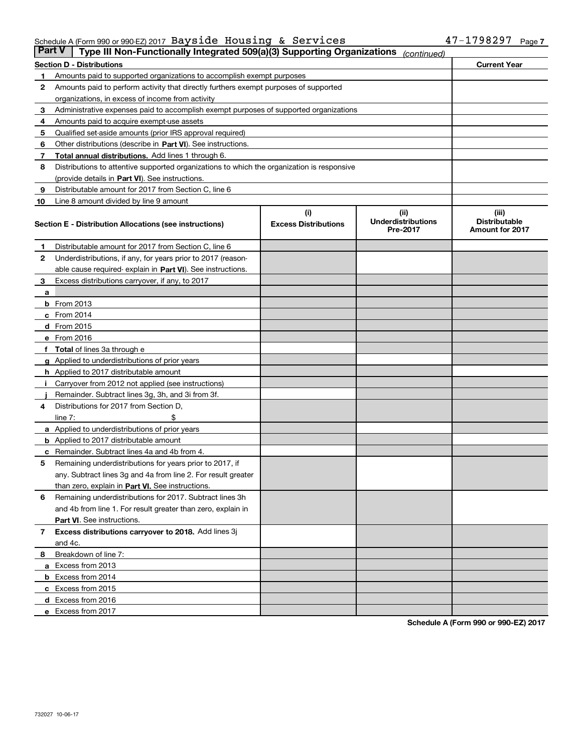Schedule A (Form 990 or 990-EZ) 2017 Bayside Housing & Services 47-1798297

## Part V Type III Non-Functionally Integrated 509(a)(3) Supporting Organizations *(continued)*

| Section D - Distributions | | Current Year |
|---|---|---|
| 1 | Amounts paid to supported organizations to accomplish exempt purposes | |
| 2 | Amounts paid to perform activity that directly furthers exempt purposes of supported organizations, in excess of income from activity | |
| 3 | Administrative expenses paid to accomplish exempt purposes of supported organizations | |
| 4 | Amounts paid to acquire exempt-use assets | |
| 5 | Qualified set-aside amounts (prior IRS approval required) | |
| 6 | Other distributions (describe in **Part VI**). See instructions. | |
| 7 | **Total annual distributions.** Add lines 1 through 6. | |
| 8 | Distributions to attentive supported organizations to which the organization is responsive (provide details in **Part VI**). See instructions. | |
| 9 | Distributable amount for 2017 from Section C, line 6 | |
| 10 | Line 8 amount divided by line 9 amount | |

| | Section E - Distribution Allocations (see instructions) | (i) Excess Distributions | (ii) Underdistributions Pre-2017 | (iii) Distributable Amount for 2017 |
|---|---|---|---|---|
| 1 | Distributable amount for 2017 from Section C, line 6 | | | |
| 2 | Underdistributions, if any, for years prior to 2017 (reasonable cause required- explain in **Part VI**). See instructions. | | | |
| 3 | Excess distributions carryover, if any, to 2017 | | | |
| a | | | | |
| b | From 2013 | | | |
| c | From 2014 | | | |
| d | From 2015 | | | |
| e | From 2016 | | | |
| f | **Total** of lines 3a through e | | | |
| g | Applied to underdistributions of prior years | | | |
| h | Applied to 2017 distributable amount | | | |
| i | Carryover from 2012 not applied (see instructions) | | | |
| j | Remainder. Subtract lines 3g, 3h, and 3i from 3f. | | | |
| 4 | Distributions for 2017 from Section D, line 7: $ | | | |
| a | Applied to underdistributions of prior years | | | |
| b | Applied to 2017 distributable amount | | | |
| c | Remainder. Subtract lines 4a and 4b from 4. | | | |
| 5 | Remaining underdistributions for years prior to 2017, if any. Subtract lines 3g and 4a from line 2. For result greater than zero, explain in **Part VI.** See instructions. | | | |
| 6 | Remaining underdistributions for 2017. Subtract lines 3h and 4b from line 1. For result greater than zero, explain in **Part VI**. See instructions. | | | |
| 7 | **Excess distributions carryover to 2018.** Add lines 3j and 4c. | | | |
| 8 | Breakdown of line 7: | | | |
| a | Excess from 2013 | | | |
| b | Excess from 2014 | | | |
| c | Excess from 2015 | | | |
| d | Excess from 2016 | | | |
| e | Excess from 2017 | | | |

**Schedule A (Form 990 or 990-EZ) 2017**

732027 10-06-17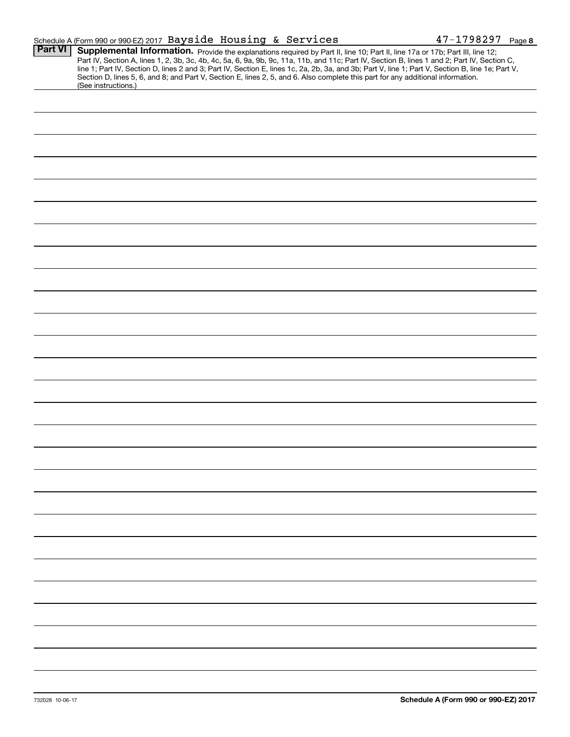Schedule A (Form 990 or 990-EZ) 2017 Bayside Housing & Services 47-1798297 Page **8**

## Part VI Supplemental Information.

Provide the explanations required by Part II, line 10; Part II, line 17a or 17b; Part III, line 12; Part IV, Section A, lines 1, 2, 3b, 3c, 4b, 4c, 5a, 6, 9a, 9b, 9c, 11a, 11b, and 11c; Part IV, Section B, lines 1 and 2; Part IV, Section C, line 1; Part IV, Section D, lines 2 and 3; Part IV, Section E, lines 1c, 2a, 2b, 3a, and 3b; Part V, line 1; Part V, Section B, line 1e; Part V, Section D, lines 5, 6, and 8; and Part V, Section E, lines 2, 5, and 6. Also complete this part for any additional information. (See instructions.)

732028 10-06-17

**Schedule A (Form 990 or 990-EZ) 2017**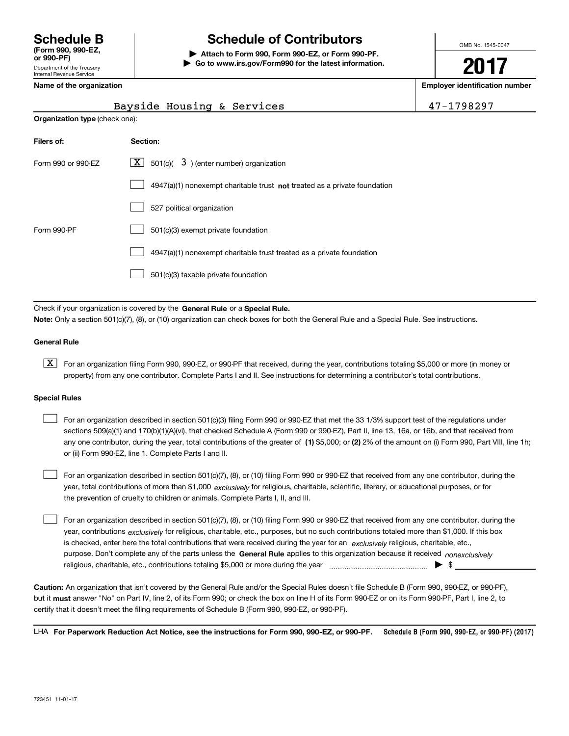# Schedule B

**(Form 990, 990-EZ, or 990-PF)**

Department of the Treasury
Internal Revenue Service

## Schedule of Contributors

**▶ Attach to Form 990, Form 990-EZ, or Form 990-PF.**
**▶ Go to www.irs.gov/Form990 for the latest information.**

OMB No. 1545-0047

**2017**

**Name of the organization**: Bayside Housing & Services

**Employer identification number**: 47-1798297

**Organization type** (check one):

| **Filers of:** | **Section:** |
|---|---|
| Form 990 or 990-EZ | [X] 501(c)( 3 ) (enter number) organization |
| | [ ] 4947(a)(1) nonexempt charitable trust **not** treated as a private foundation |
| | [ ] 527 political organization |
| Form 990-PF | [ ] 501(c)(3) exempt private foundation |
| | [ ] 4947(a)(1) nonexempt charitable trust treated as a private foundation |
| | [ ] 501(c)(3) taxable private foundation |

Check if your organization is covered by the **General Rule** or a **Special Rule.**

**Note:** Only a section 501(c)(7), (8), or (10) organization can check boxes for both the General Rule and a Special Rule. See instructions.

**General Rule**

[X] For an organization filing Form 990, 990-EZ, or 990-PF that received, during the year, contributions totaling $5,000 or more (in money or property) from any one contributor. Complete Parts I and II. See instructions for determining a contributor's total contributions.

**Special Rules**

[ ] For an organization described in section 501(c)(3) filing Form 990 or 990-EZ that met the 33 1/3% support test of the regulations under sections 509(a)(1) and 170(b)(1)(A)(vi), that checked Schedule A (Form 990 or 990-EZ), Part II, line 13, 16a, or 16b, and that received from any one contributor, during the year, total contributions of the greater of **(1)** $5,000; or **(2)** 2% of the amount on (i) Form 990, Part VIII, line 1h; or (ii) Form 990-EZ, line 1. Complete Parts I and II.

[ ] For an organization described in section 501(c)(7), (8), or (10) filing Form 990 or 990-EZ that received from any one contributor, during the year, total contributions of more than $1,000 *exclusively* for religious, charitable, scientific, literary, or educational purposes, or for the prevention of cruelty to children or animals. Complete Parts I, II, and III.

[ ] For an organization described in section 501(c)(7), (8), or (10) filing Form 990 or 990-EZ that received from any one contributor, during the year, contributions *exclusively* for religious, charitable, etc., purposes, but no such contributions totaled more than $1,000. If this box is checked, enter here the total contributions that were received during the year for an *exclusively* religious, charitable, etc., purpose. Don't complete any of the parts unless the **General Rule** applies to this organization because it received *nonexclusively* religious, charitable, etc., contributions totaling $5,000 or more during the year ▶ $ ____________

**Caution:** An organization that isn't covered by the General Rule and/or the Special Rules doesn't file Schedule B (Form 990, 990-EZ, or 990-PF), but it **must** answer "No" on Part IV, line 2, of its Form 990; or check the box on line H of its Form 990-EZ or on its Form 990-PF, Part I, line 2, to certify that it doesn't meet the filing requirements of Schedule B (Form 990, 990-EZ, or 990-PF).

LHA **For Paperwork Reduction Act Notice, see the instructions for Form 990, 990-EZ, or 990-PF.** **Schedule B (Form 990, 990-EZ, or 990-PF) (2017)**

723451 11-01-17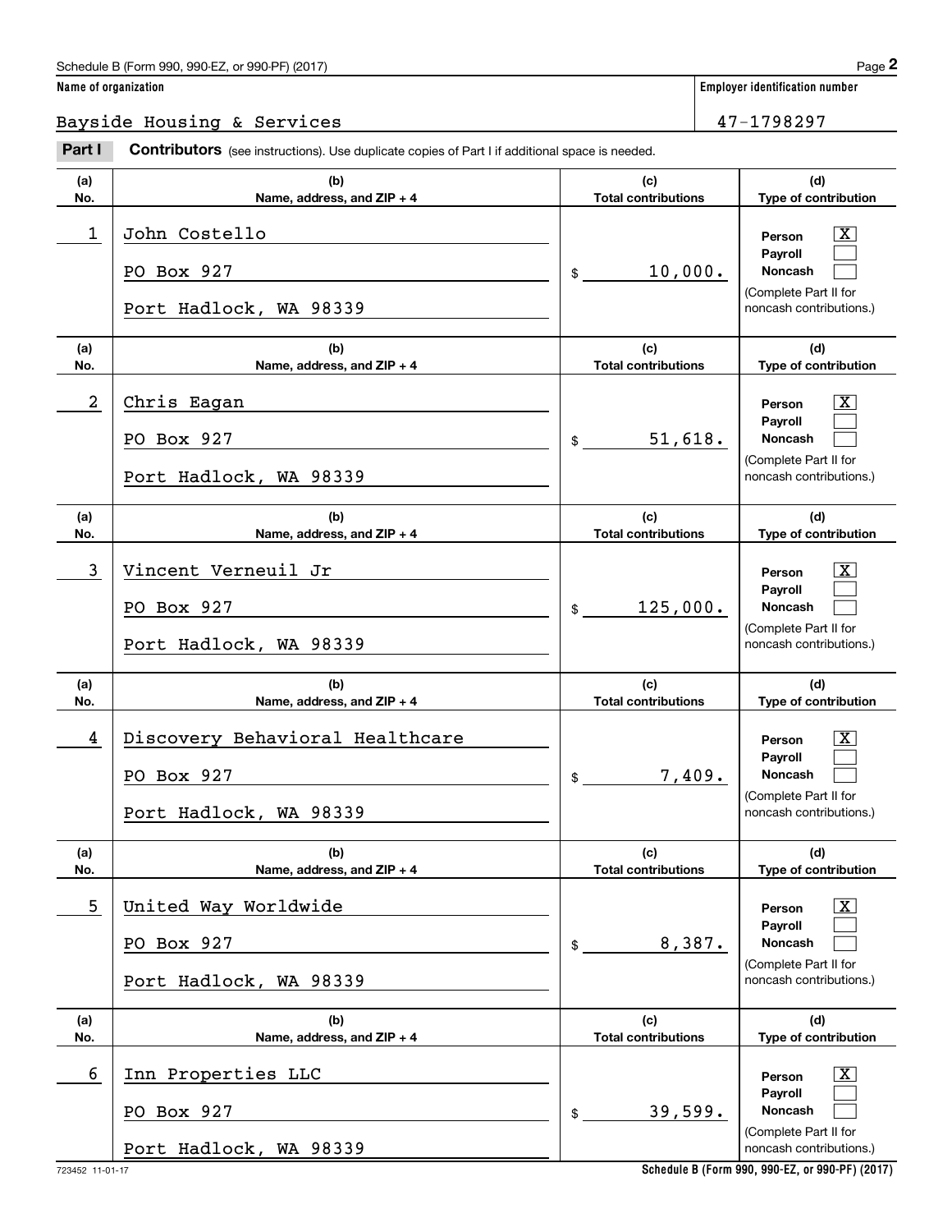Schedule B (Form 990, 990-EZ, or 990-PF) (2017)

**Name of organization**

Bayside Housing & Services

**Employer identification number**

47-1798297

**Part I** **Contributors** (see instructions). Use duplicate copies of Part I if additional space is needed.

| (a) No. | (b) Name, address, and ZIP + 4 | (c) Total contributions | (d) Type of contribution |
|---|---|---|---|
| 1 | John Costello<br>PO Box 927<br>Port Hadlock, WA 98339 | $ 10,000. | Person [X]<br>Payroll [ ]<br>Noncash [ ]<br>(Complete Part II for noncash contributions.) |
| 2 | Chris Eagan<br>PO Box 927<br>Port Hadlock, WA 98339 | $ 51,618. | Person [X]<br>Payroll [ ]<br>Noncash [ ]<br>(Complete Part II for noncash contributions.) |
| 3 | Vincent Verneuil Jr<br>PO Box 927<br>Port Hadlock, WA 98339 | $ 125,000. | Person [X]<br>Payroll [ ]<br>Noncash [ ]<br>(Complete Part II for noncash contributions.) |
| 4 | Discovery Behavioral Healthcare<br>PO Box 927<br>Port Hadlock, WA 98339 | $ 7,409. | Person [X]<br>Payroll [ ]<br>Noncash [ ]<br>(Complete Part II for noncash contributions.) |
| 5 | United Way Worldwide<br>PO Box 927<br>Port Hadlock, WA 98339 | $ 8,387. | Person [X]<br>Payroll [ ]<br>Noncash [ ]<br>(Complete Part II for noncash contributions.) |
| 6 | Inn Properties LLC<br>PO Box 927<br>Port Hadlock, WA 98339 | $ 39,599. | Person [X]<br>Payroll [ ]<br>Noncash [ ]<br>(Complete Part II for noncash contributions.) |

723452 11-01-17

Schedule B (Form 990, 990-EZ, or 990-PF) (2017)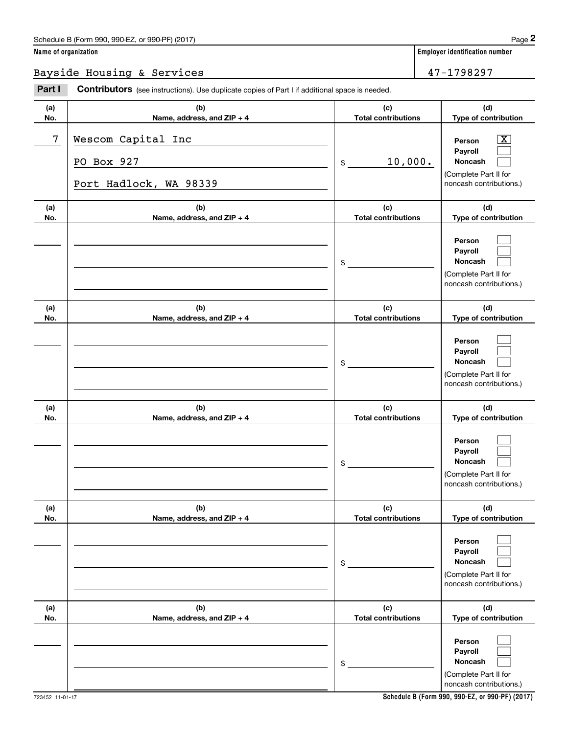Name of organization: Bayside Housing & Services

Employer identification number: 47-1798297

**Part I** **Contributors** (see instructions). Use duplicate copies of Part I if additional space is needed.

| (a) No. | (b) Name, address, and ZIP + 4 | (c) Total contributions | (d) Type of contribution |
|---|---|---|---|
| 7 | Wescom Capital Inc<br>PO Box 927<br>Port Hadlock, WA 98339 | $ 10,000. | Person [X]<br>Payroll [ ]<br>Noncash [ ]<br>(Complete Part II for noncash contributions.) |
| | | $ | Person [ ]<br>Payroll [ ]<br>Noncash [ ]<br>(Complete Part II for noncash contributions.) |
| | | $ | Person [ ]<br>Payroll [ ]<br>Noncash [ ]<br>(Complete Part II for noncash contributions.) |
| | | $ | Person [ ]<br>Payroll [ ]<br>Noncash [ ]<br>(Complete Part II for noncash contributions.) |
| | | $ | Person [ ]<br>Payroll [ ]<br>Noncash [ ]<br>(Complete Part II for noncash contributions.) |
| | | $ | Person [ ]<br>Payroll [ ]<br>Noncash [ ]<br>(Complete Part II for noncash contributions.) |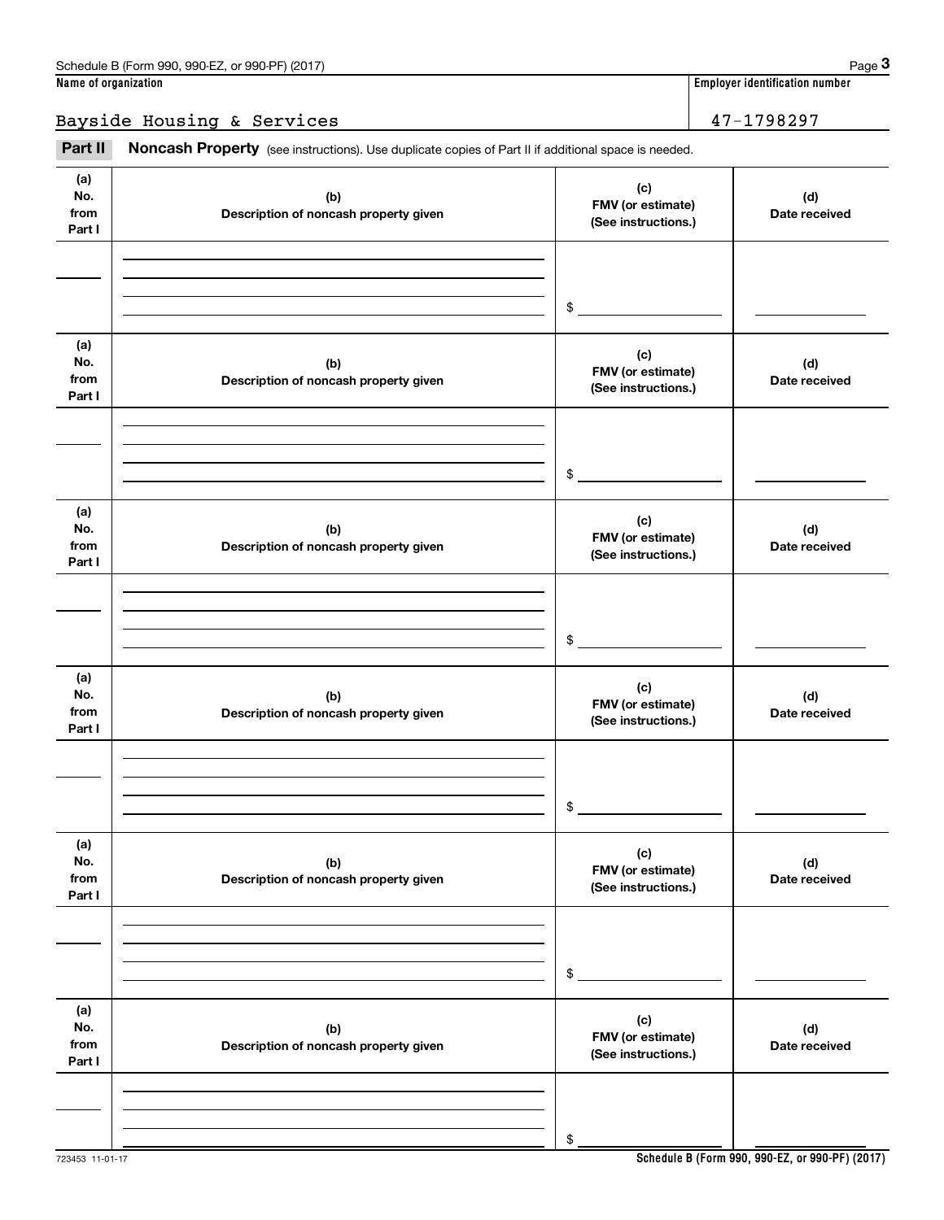**Name of organization**

Bayside Housing & Services

**Employer identification number**

47-1798297

**Part II** **Noncash Property** (see instructions). Use duplicate copies of Part II if additional space is needed.

| (a) No. from Part I | (b) Description of noncash property given | (c) FMV (or estimate) (See instructions.) | (d) Date received |
|---|---|---|---|
| | | $ | |

| (a) No. from Part I | (b) Description of noncash property given | (c) FMV (or estimate) (See instructions.) | (d) Date received |
|---|---|---|---|
| | | $ | |

| (a) No. from Part I | (b) Description of noncash property given | (c) FMV (or estimate) (See instructions.) | (d) Date received |
|---|---|---|---|
| | | $ | |

| (a) No. from Part I | (b) Description of noncash property given | (c) FMV (or estimate) (See instructions.) | (d) Date received |
|---|---|---|---|
| | | $ | |

| (a) No. from Part I | (b) Description of noncash property given | (c) FMV (or estimate) (See instructions.) | (d) Date received |
|---|---|---|---|
| | | $ | |

| (a) No. from Part I | (b) Description of noncash property given | (c) FMV (or estimate) (See instructions.) | (d) Date received |
|---|---|---|---|
| | | $ | |

723453 11-01-17

**Schedule B (Form 990, 990-EZ, or 990-PF) (2017)**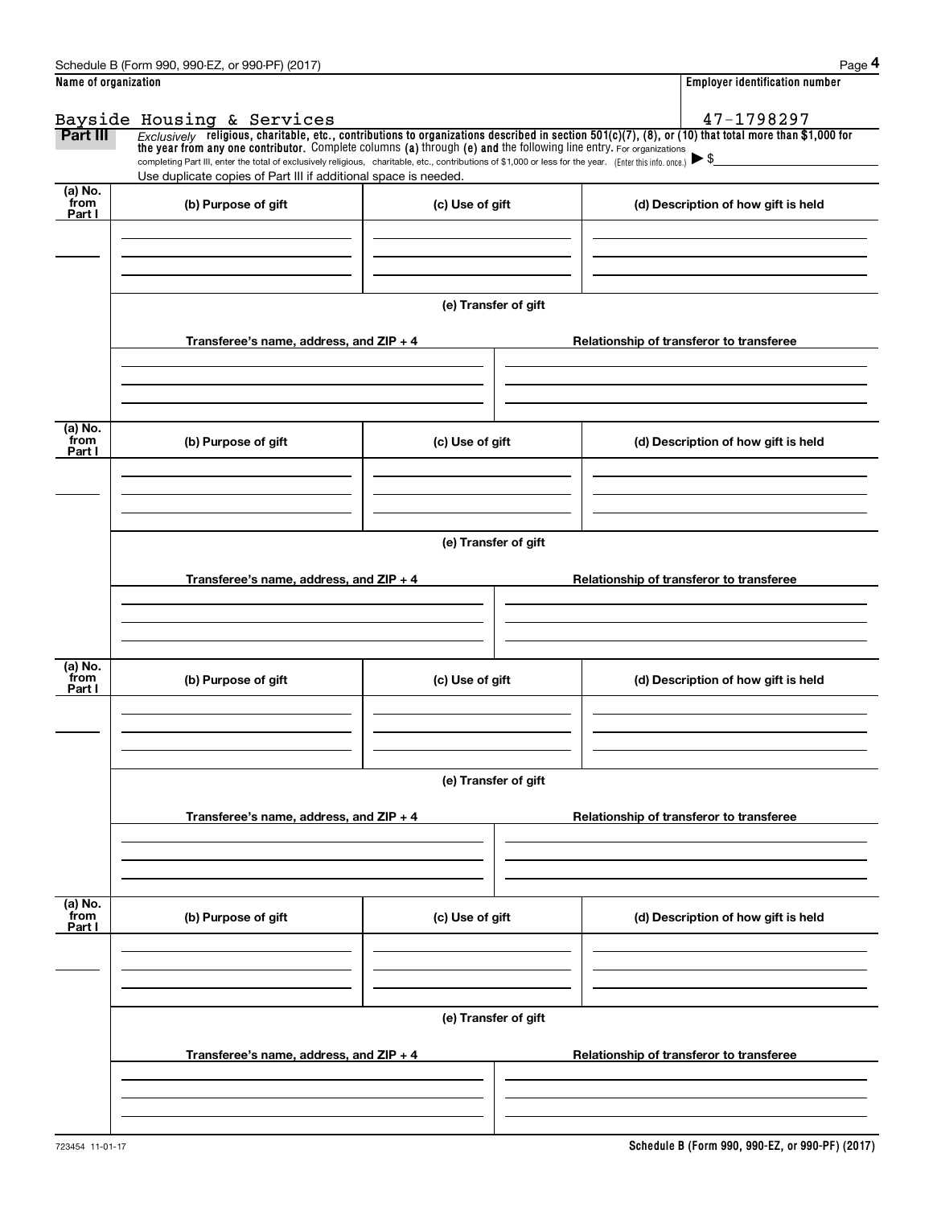Name of organization: Bayside Housing & Services

Employer identification number: 47-1798297

**Part III** *Exclusively* **religious, charitable, etc., contributions to organizations described in section 501(c)(7), (8), or (10) that total more than $1,000 for the year from any one contributor.** Complete columns **(a)** through **(e)** and the following line entry. For organizations completing Part III, enter the total of exclusively religious, charitable, etc., contributions of $1,000 or less for the year. (Enter this info. once.) ▶ $

Use duplicate copies of Part III if additional space is needed.

| (a) No. from Part I | (b) Purpose of gift | (c) Use of gift | (d) Description of how gift is held |
|---|---|---|---|
| | | | |

**(e) Transfer of gift**

| Transferee's name, address, and ZIP + 4 | Relationship of transferor to transferee |
|---|---|
| | |

| (a) No. from Part I | (b) Purpose of gift | (c) Use of gift | (d) Description of how gift is held |
|---|---|---|---|
| | | | |

**(e) Transfer of gift**

| Transferee's name, address, and ZIP + 4 | Relationship of transferor to transferee |
|---|---|
| | |

| (a) No. from Part I | (b) Purpose of gift | (c) Use of gift | (d) Description of how gift is held |
|---|---|---|---|
| | | | |

**(e) Transfer of gift**

| Transferee's name, address, and ZIP + 4 | Relationship of transferor to transferee |
|---|---|
| | |

| (a) No. from Part I | (b) Purpose of gift | (c) Use of gift | (d) Description of how gift is held |
|---|---|---|---|
| | | | |

**(e) Transfer of gift**

| Transferee's name, address, and ZIP + 4 | Relationship of transferor to transferee |
|---|---|
| | |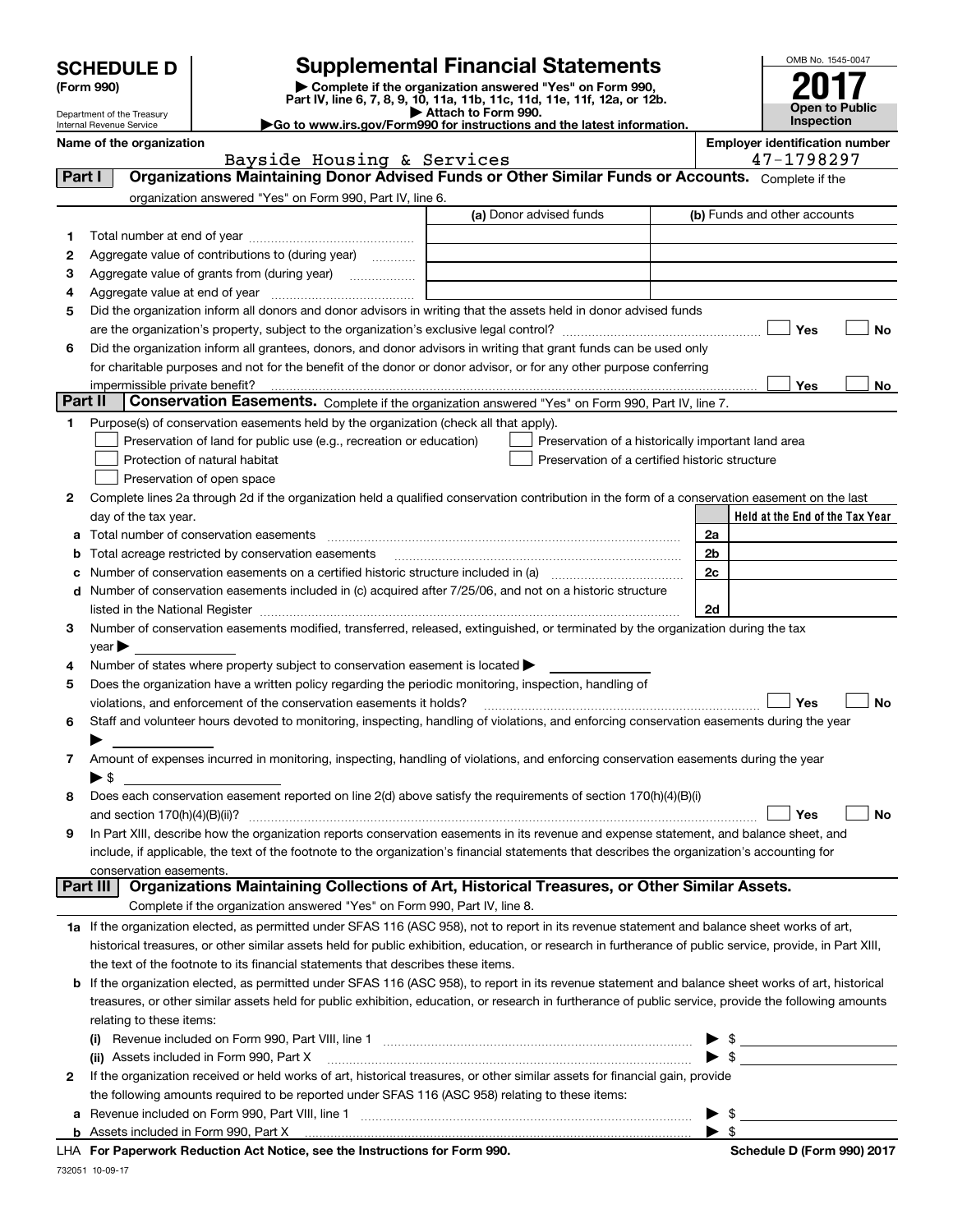# SCHEDULE D (Form 990)

Department of the Treasury
Internal Revenue Service

## Supplemental Financial Statements

▶ Complete if the organization answered "Yes" on Form 990, Part IV, line 6, 7, 8, 9, 10, 11a, 11b, 11c, 11d, 11e, 11f, 12a, or 12b.
▶ Attach to Form 990.
▶Go to www.irs.gov/Form990 for instructions and the latest information.

OMB No. 1545-0047

**2017**

**Open to Public Inspection**

**Name of the organization:** Bayside Housing & Services

**Employer identification number:** 47-1798297

### Part I — Organizations Maintaining Donor Advised Funds or Other Similar Funds or Accounts. Complete if the organization answered "Yes" on Form 990, Part IV, line 6.

| | | (a) Donor advised funds | (b) Funds and other accounts |
|---|---|---|---|
| 1 | Total number at end of year | | |
| 2 | Aggregate value of contributions to (during year) | | |
| 3 | Aggregate value of grants from (during year) | | |
| 4 | Aggregate value at end of year | | |

5 Did the organization inform all donors and donor advisors in writing that the assets held in donor advised funds are the organization's property, subject to the organization's exclusive legal control? ☐ Yes ☐ No

6 Did the organization inform all grantees, donors, and donor advisors in writing that grant funds can be used only for charitable purposes and not for the benefit of the donor or donor advisor, or for any other purpose conferring impermissible private benefit? ☐ Yes ☐ No

### Part II — Conservation Easements. Complete if the organization answered "Yes" on Form 990, Part IV, line 7.

1 Purpose(s) of conservation easements held by the organization (check all that apply).

- ☐ Preservation of land for public use (e.g., recreation or education)
- ☐ Protection of natural habitat
- ☐ Preservation of open space
- ☐ Preservation of a historically important land area
- ☐ Preservation of a certified historic structure

2 Complete lines 2a through 2d if the organization held a qualified conservation contribution in the form of a conservation easement on the last day of the tax year.

| | | | Held at the End of the Tax Year |
|---|---|---|---|
| a | Total number of conservation easements | 2a | |
| b | Total acreage restricted by conservation easements | 2b | |
| c | Number of conservation easements on a certified historic structure included in (a) | 2c | |
| d | Number of conservation easements included in (c) acquired after 7/25/06, and not on a historic structure listed in the National Register | 2d | |

3 Number of conservation easements modified, transferred, released, extinguished, or terminated by the organization during the tax year ▶

4 Number of states where property subject to conservation easement is located ▶

5 Does the organization have a written policy regarding the periodic monitoring, inspection, handling of violations, and enforcement of the conservation easements it holds? ☐ Yes ☐ No

6 Staff and volunteer hours devoted to monitoring, inspecting, handling of violations, and enforcing conservation easements during the year ▶

7 Amount of expenses incurred in monitoring, inspecting, handling of violations, and enforcing conservation easements during the year ▶ $

8 Does each conservation easement reported on line 2(d) above satisfy the requirements of section 170(h)(4)(B)(i) and section 170(h)(4)(B)(ii)? ☐ Yes ☐ No

9 In Part XIII, describe how the organization reports conservation easements in its revenue and expense statement, and balance sheet, and include, if applicable, the text of the footnote to the organization's financial statements that describes the organization's accounting for conservation easements.

### Part III — Organizations Maintaining Collections of Art, Historical Treasures, or Other Similar Assets. Complete if the organization answered "Yes" on Form 990, Part IV, line 8.

1a If the organization elected, as permitted under SFAS 116 (ASC 958), not to report in its revenue statement and balance sheet works of art, historical treasures, or other similar assets held for public exhibition, education, or research in furtherance of public service, provide, in Part XIII, the text of the footnote to its financial statements that describes these items.

b If the organization elected, as permitted under SFAS 116 (ASC 958), to report in its revenue statement and balance sheet works of art, historical treasures, or other similar assets held for public exhibition, education, or research in furtherance of public service, provide the following amounts relating to these items:

(i) Revenue included on Form 990, Part VIII, line 1 ▶ $

(ii) Assets included in Form 990, Part X ▶ $

2 If the organization received or held works of art, historical treasures, or other similar assets for financial gain, provide the following amounts required to be reported under SFAS 116 (ASC 958) relating to these items:

a Revenue included on Form 990, Part VIII, line 1 ▶ $

b Assets included in Form 990, Part X ▶ $

LHA For Paperwork Reduction Act Notice, see the Instructions for Form 990. Schedule D (Form 990) 2017

732051 10-09-17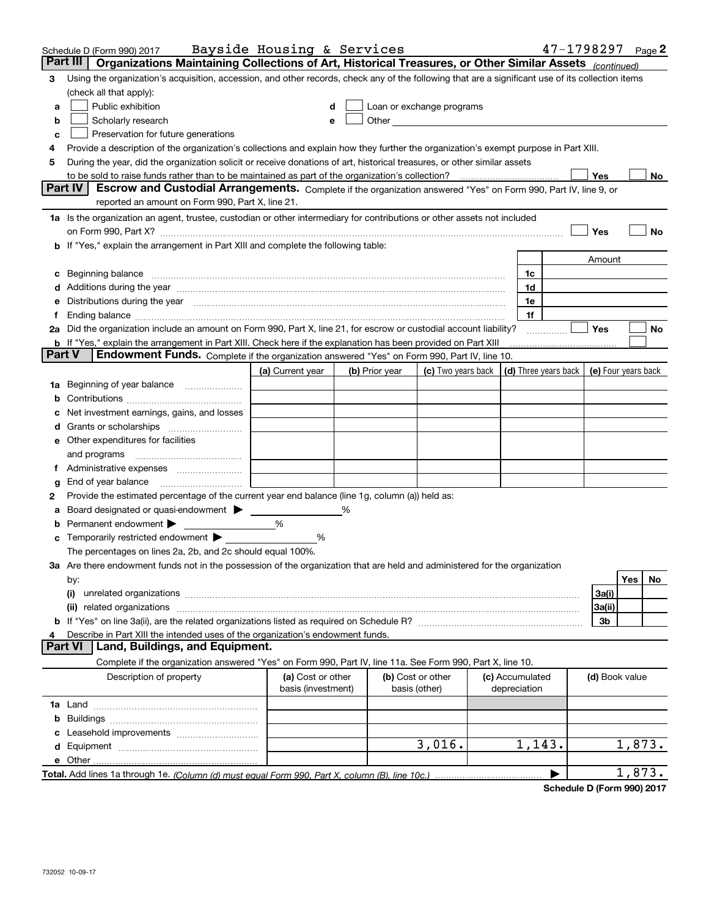Schedule D (Form 990) 2017 Bayside Housing & Services 47-1798297 Page 2

## Part III Organizations Maintaining Collections of Art, Historical Treasures, or Other Similar Assets *(continued)*

3 Using the organization's acquisition, accession, and other records, check any of the following that are a significant use of its collection items (check all that apply):

a ☐ Public exhibition
b ☐ Scholarly research
c ☐ Preservation for future generations
d ☐ Loan or exchange programs
e ☐ Other

4 Provide a description of the organization's collections and explain how they further the organization's exempt purpose in Part XIII.

5 During the year, did the organization solicit or receive donations of art, historical treasures, or other similar assets to be sold to raise funds rather than to be maintained as part of the organization's collection? ☐ Yes ☐ No

## Part IV Escrow and Custodial Arrangements.

Complete if the organization answered "Yes" on Form 990, Part IV, line 9, or reported an amount on Form 990, Part X, line 21.

1a Is the organization an agent, trustee, custodian or other intermediary for contributions or other assets not included on Form 990, Part X? ☐ Yes ☐ No

b If "Yes," explain the arrangement in Part XIII and complete the following table:

| | | Amount |
|---|---|---|
| c Beginning balance | 1c | |
| d Additions during the year | 1d | |
| e Distributions during the year | 1e | |
| f Ending balance | 1f | |

2a Did the organization include an amount on Form 990, Part X, line 21, for escrow or custodial account liability? ☐ Yes ☐ No

b If "Yes," explain the arrangement in Part XIII. Check here if the explanation has been provided on Part XIII ☐

## Part V Endowment Funds.

Complete if the organization answered "Yes" on Form 990, Part IV, line 10.

| | (a) Current year | (b) Prior year | (c) Two years back | (d) Three years back | (e) Four years back |
|---|---|---|---|---|---|
| 1a Beginning of year balance | | | | | |
| b Contributions | | | | | |
| c Net investment earnings, gains, and losses | | | | | |
| d Grants or scholarships | | | | | |
| e Other expenditures for facilities and programs | | | | | |
| f Administrative expenses | | | | | |
| g End of year balance | | | | | |

2 Provide the estimated percentage of the current year end balance (line 1g, column (a)) held as:

a Board designated or quasi-endowment ▶ %
b Permanent endowment ▶ %
c Temporarily restricted endowment ▶ %

The percentages on lines 2a, 2b, and 2c should equal 100%.

3a Are there endowment funds not in the possession of the organization that are held and administered for the organization by:

| | | Yes | No |
|---|---|---|---|
| (i) unrelated organizations | 3a(i) | | |
| (ii) related organizations | 3a(ii) | | |
| b If "Yes" on line 3a(ii), are the related organizations listed as required on Schedule R? | 3b | | |

4 Describe in Part XIII the intended uses of the organization's endowment funds.

## Part VI Land, Buildings, and Equipment.

Complete if the organization answered "Yes" on Form 990, Part IV, line 11a. See Form 990, Part X, line 10.

| Description of property | (a) Cost or other basis (investment) | (b) Cost or other basis (other) | (c) Accumulated depreciation | (d) Book value |
|---|---|---|---|---|
| 1a Land | | | | |
| b Buildings | | | | |
| c Leasehold improvements | | | | |
| d Equipment | | 3,016. | 1,143. | 1,873. |
| e Other | | | | |
| **Total.** Add lines 1a through 1e. *(Column (d) must equal Form 990, Part X, column (B), line 10c.)* | | | ▶ | 1,873. |

**Schedule D (Form 990) 2017**

732052 10-09-17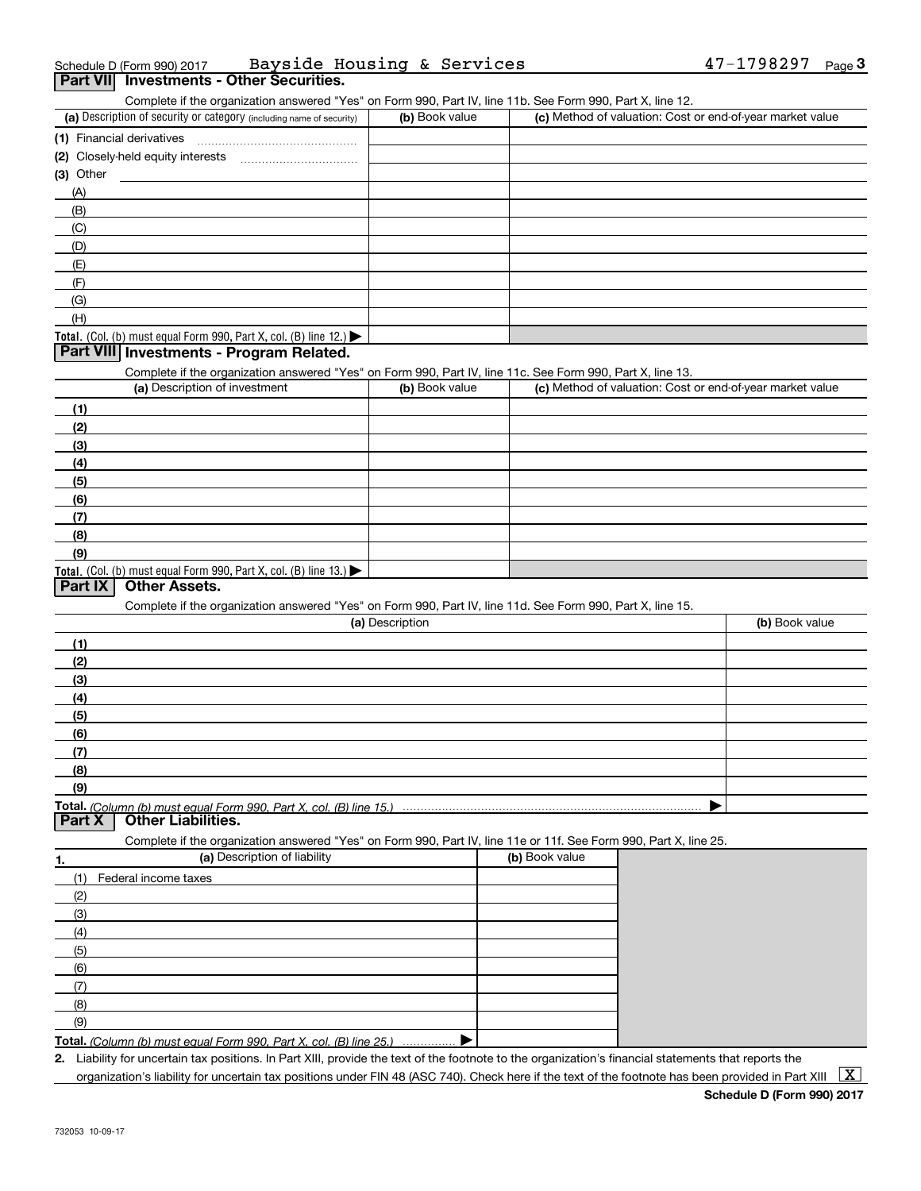Schedule D (Form 990) 2017 Bayside Housing & Services 47-1798297 Page 3

## Part VII Investments - Other Securities.

Complete if the organization answered "Yes" on Form 990, Part IV, line 11b. See Form 990, Part X, line 12.

| (a) Description of security or category (including name of security) | (b) Book value | (c) Method of valuation: Cost or end-of-year market value |
|---|---|---|
| (1) Financial derivatives | | |
| (2) Closely-held equity interests | | |
| (3) Other | | |
| (A) | | |
| (B) | | |
| (C) | | |
| (D) | | |
| (E) | | |
| (F) | | |
| (G) | | |
| (H) | | |
| **Total.** (Col. (b) must equal Form 990, Part X, col. (B) line 12.) ▶ | | |

## Part VIII Investments - Program Related.

Complete if the organization answered "Yes" on Form 990, Part IV, line 11c. See Form 990, Part X, line 13.

| (a) Description of investment | (b) Book value | (c) Method of valuation: Cost or end-of-year market value |
|---|---|---|
| (1) | | |
| (2) | | |
| (3) | | |
| (4) | | |
| (5) | | |
| (6) | | |
| (7) | | |
| (8) | | |
| (9) | | |
| **Total.** (Col. (b) must equal Form 990, Part X, col. (B) line 13.) ▶ | | |

## Part IX Other Assets.

Complete if the organization answered "Yes" on Form 990, Part IV, line 11d. See Form 990, Part X, line 15.

| (a) Description | (b) Book value |
|---|---|
| (1) | |
| (2) | |
| (3) | |
| (4) | |
| (5) | |
| (6) | |
| (7) | |
| (8) | |
| (9) | |
| **Total.** *(Column (b) must equal Form 990, Part X, col. (B) line 15.)* ▶ | |

## Part X Other Liabilities.

Complete if the organization answered "Yes" on Form 990, Part IV, line 11e or 11f. See Form 990, Part X, line 25.

| 1. (a) Description of liability | (b) Book value |
|---|---|
| (1) Federal income taxes | |
| (2) | |
| (3) | |
| (4) | |
| (5) | |
| (6) | |
| (7) | |
| (8) | |
| (9) | |
| **Total.** *(Column (b) must equal Form 990, Part X, col. (B) line 25.)* ▶ | |

2. Liability for uncertain tax positions. In Part XIII, provide the text of the footnote to the organization's financial statements that reports the organization's liability for uncertain tax positions under FIN 48 (ASC 740). Check here if the text of the footnote has been provided in Part XIII [X]

**Schedule D (Form 990) 2017**

732053 10-09-17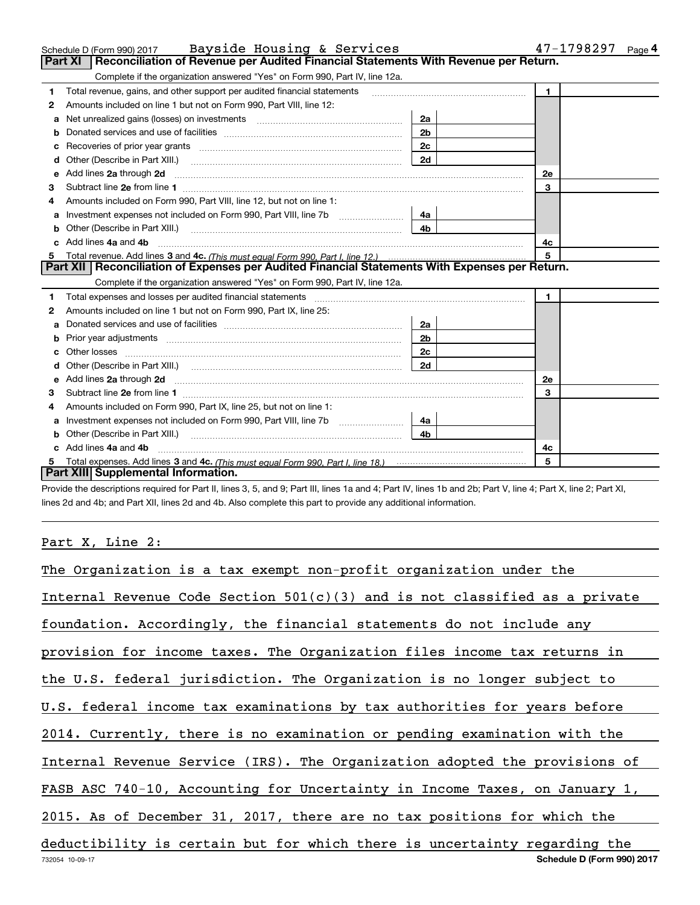Schedule D (Form 990) 2017 Bayside Housing & Services 47-1798297 Page 4

## Part XI Reconciliation of Revenue per Audited Financial Statements With Revenue per Return.

Complete if the organization answered "Yes" on Form 990, Part IV, line 12a.

| | | | | | |
|---|---|---|---|---|---|
| 1 | Total revenue, gains, and other support per audited financial statements | | | 1 | |
| 2 | Amounts included on line 1 but not on Form 990, Part VIII, line 12: | | | | |
| a | Net unrealized gains (losses) on investments | 2a | | | |
| b | Donated services and use of facilities | 2b | | | |
| c | Recoveries of prior year grants | 2c | | | |
| d | Other (Describe in Part XIII.) | 2d | | | |
| e | Add lines 2a through 2d | | | 2e | |
| 3 | Subtract line 2e from line 1 | | | 3 | |
| 4 | Amounts included on Form 990, Part VIII, line 12, but not on line 1: | | | | |
| a | Investment expenses not included on Form 990, Part VIII, line 7b | 4a | | | |
| b | Other (Describe in Part XIII.) | 4b | | | |
| c | Add lines 4a and 4b | | | 4c | |
| 5 | Total revenue. Add lines 3 and 4c. *(This must equal Form 990, Part I, line 12.)* | | | 5 | |

## Part XII Reconciliation of Expenses per Audited Financial Statements With Expenses per Return.

Complete if the organization answered "Yes" on Form 990, Part IV, line 12a.

| | | | | | |
|---|---|---|---|---|---|
| 1 | Total expenses and losses per audited financial statements | | | 1 | |
| 2 | Amounts included on line 1 but not on Form 990, Part IX, line 25: | | | | |
| a | Donated services and use of facilities | 2a | | | |
| b | Prior year adjustments | 2b | | | |
| c | Other losses | 2c | | | |
| d | Other (Describe in Part XIII.) | 2d | | | |
| e | Add lines 2a through 2d | | | 2e | |
| 3 | Subtract line 2e from line 1 | | | 3 | |
| 4 | Amounts included on Form 990, Part IX, line 25, but not on line 1: | | | | |
| a | Investment expenses not included on Form 990, Part VIII, line 7b | 4a | | | |
| b | Other (Describe in Part XIII.) | 4b | | | |
| c | Add lines 4a and 4b | | | 4c | |
| 5 | Total expenses. Add lines 3 and 4c. *(This must equal Form 990, Part I, line 18.)* | | | 5 | |

## Part XIII Supplemental Information.

Provide the descriptions required for Part II, lines 3, 5, and 9; Part III, lines 1a and 4; Part IV, lines 1b and 2b; Part V, line 4; Part X, line 2; Part XI, lines 2d and 4b; and Part XII, lines 2d and 4b. Also complete this part to provide any additional information.

Part X, Line 2:

The Organization is a tax exempt non-profit organization under the Internal Revenue Code Section 501(c)(3) and is not classified as a private foundation. Accordingly, the financial statements do not include any provision for income taxes. The Organization files income tax returns in the U.S. federal jurisdiction. The Organization is no longer subject to U.S. federal income tax examinations by tax authorities for years before 2014. Currently, there is no examination or pending examination with the Internal Revenue Service (IRS). The Organization adopted the provisions of FASB ASC 740-10, Accounting for Uncertainty in Income Taxes, on January 1, 2015. As of December 31, 2017, there are no tax positions for which the deductibility is certain but for which there is uncertainty regarding the

732054 10-09-17 Schedule D (Form 990) 2017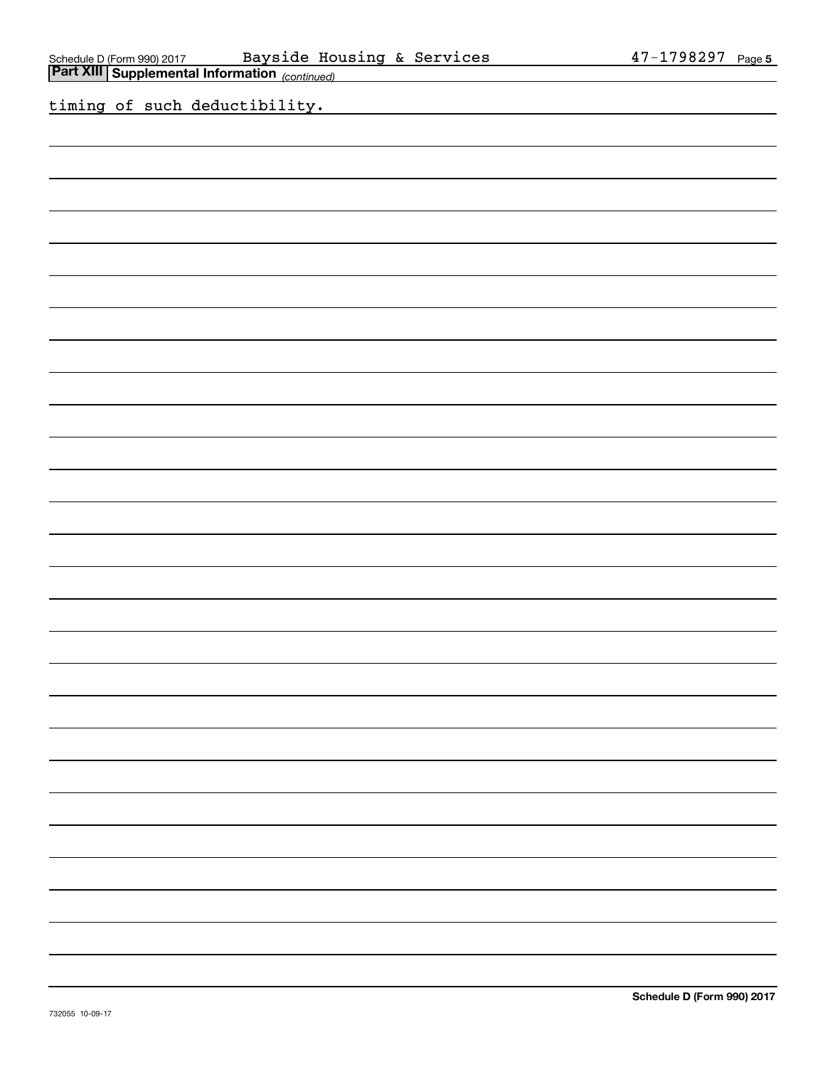## Part XIII | Supplemental Information *(continued)*

timing of such deductibility.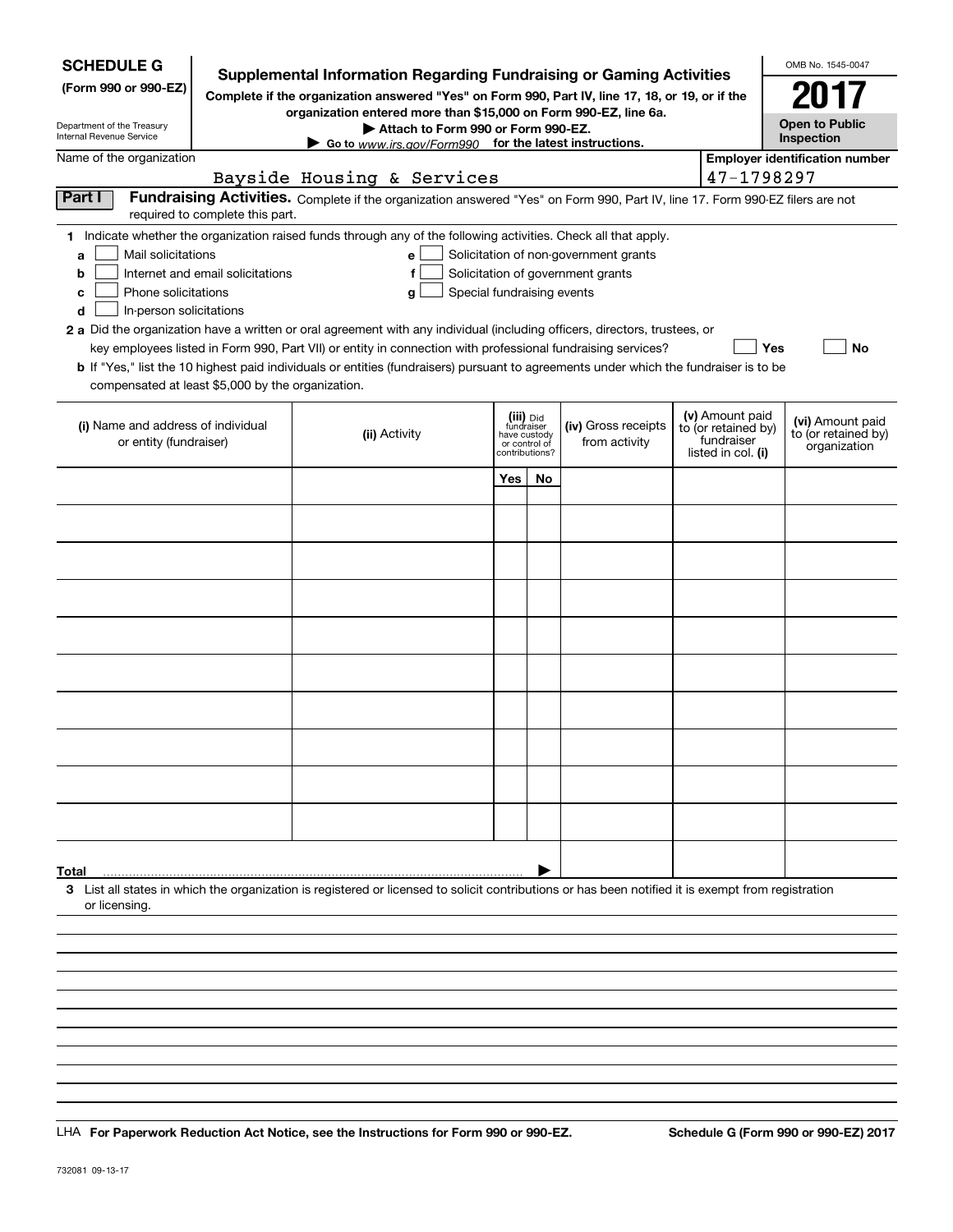**SCHEDULE G**
**(Form 990 or 990-EZ)**

Department of the Treasury
Internal Revenue Service

# Supplemental Information Regarding Fundraising or Gaming Activities

**Complete if the organization answered "Yes" on Form 990, Part IV, line 17, 18, or 19, or if the organization entered more than $15,000 on Form 990-EZ, line 6a.**

**▶ Attach to Form 990 or Form 990-EZ.**

**▶ Go to www.irs.gov/Form990 for the latest instructions.**

OMB No. 1545-0047

**2017**

**Open to Public Inspection**

Name of the organization: Bayside Housing & Services

**Employer identification number:** 47-1798297

**Part I** **Fundraising Activities.** Complete if the organization answered "Yes" on Form 990, Part IV, line 17. Form 990-EZ filers are not required to complete this part.

**1** Indicate whether the organization raised funds through any of the following activities. Check all that apply.

- **a** ☐ Mail solicitations
- **b** ☐ Internet and email solicitations
- **c** ☐ Phone solicitations
- **d** ☐ In-person solicitations
- **e** ☐ Solicitation of non-government grants
- **f** ☐ Solicitation of government grants
- **g** ☐ Special fundraising events

**2 a** Did the organization have a written or oral agreement with any individual (including officers, directors, trustees, or key employees listed in Form 990, Part VII) or entity in connection with professional fundraising services? ☐ **Yes** ☐ **No**

**b** If "Yes," list the 10 highest paid individuals or entities (fundraisers) pursuant to agreements under which the fundraiser is to be compensated at least $5,000 by the organization.

| (i) Name and address of individual or entity (fundraiser) | (ii) Activity | (iii) Did fundraiser have custody or control of contributions? Yes | No | (iv) Gross receipts from activity | (v) Amount paid to (or retained by) fundraiser listed in col. (i) | (vi) Amount paid to (or retained by) organization |
|---|---|---|---|---|---|---|
| | | | | | | |
| | | | | | | |
| | | | | | | |
| | | | | | | |
| | | | | | | |
| | | | | | | |
| | | | | | | |
| | | | | | | |
| | | | | | | |
| | | | | | | |
| **Total** ▶ | | | | | | |

**3** List all states in which the organization is registered or licensed to solicit contributions or has been notified it is exempt from registration or licensing.

LHA **For Paperwork Reduction Act Notice, see the Instructions for Form 990 or 990-EZ.** **Schedule G (Form 990 or 990-EZ) 2017**

732081 09-13-17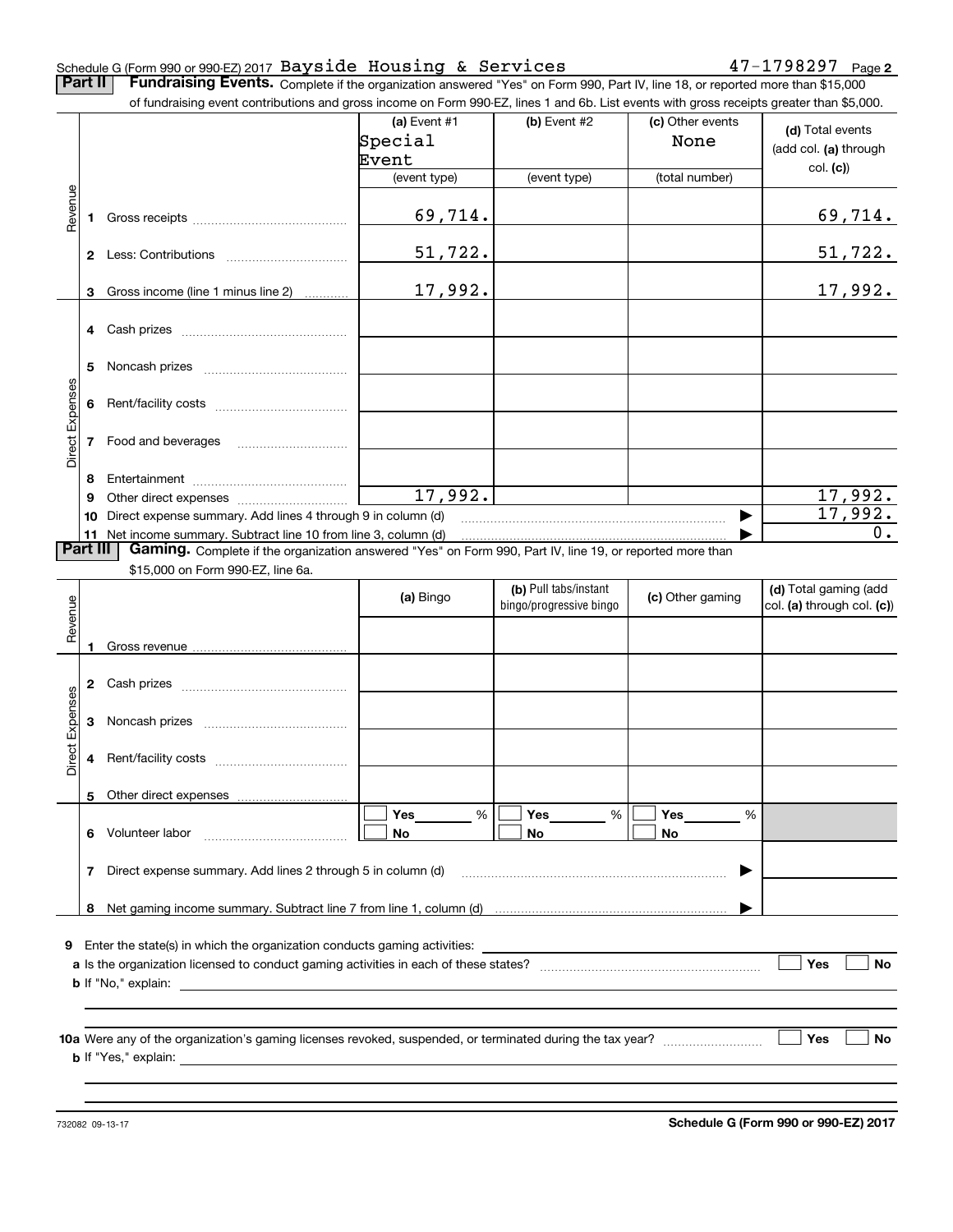Schedule G (Form 990 or 990-EZ) 2017 Bayside Housing & Services 47-1798297 Page **2**

**Part II** **Fundraising Events.** Complete if the organization answered "Yes" on Form 990, Part IV, line 18, or reported more than $15,000 of fundraising event contributions and gross income on Form 990-EZ, lines 1 and 6b. List events with gross receipts greater than $5,000.

| | | (a) Event #1 Special Event (event type) | (b) Event #2 (event type) | (c) Other events None (total number) | (d) Total events (add col. (a) through col. (c)) |
|---|---|---|---|---|---|
| Revenue | 1 Gross receipts | 69,714. | | | 69,714. |
| | 2 Less: Contributions | 51,722. | | | 51,722. |
| | 3 Gross income (line 1 minus line 2) | 17,992. | | | 17,992. |
| Direct Expenses | 4 Cash prizes | | | | |
| | 5 Noncash prizes | | | | |
| | 6 Rent/facility costs | | | | |
| | 7 Food and beverages | | | | |
| | 8 Entertainment | | | | |
| | 9 Other direct expenses | 17,992. | | | 17,992. |
| | 10 Direct expense summary. Add lines 4 through 9 in column (d) | | | ▶ | 17,992. |
| | 11 Net income summary. Subtract line 10 from line 3, column (d) | | | ▶ | 0. |

**Part III** **Gaming.** Complete if the organization answered "Yes" on Form 990, Part IV, line 19, or reported more than $15,000 on Form 990-EZ, line 6a.

| | | (a) Bingo | (b) Pull tabs/instant bingo/progressive bingo | (c) Other gaming | (d) Total gaming (add col. (a) through col. (c)) |
|---|---|---|---|---|---|
| Revenue | 1 Gross revenue | | | | |
| Direct Expenses | 2 Cash prizes | | | | |
| | 3 Noncash prizes | | | | |
| | 4 Rent/facility costs | | | | |
| | 5 Other direct expenses | | | | |
| | 6 Volunteer labor | ☐ Yes ___ % ☐ No | ☐ Yes ___ % ☐ No | ☐ Yes ___ % ☐ No | |
| | 7 Direct expense summary. Add lines 2 through 5 in column (d) | | | ▶ | |
| | 8 Net gaming income summary. Subtract line 7 from line 1, column (d) | | | ▶ | |

**9** Enter the state(s) in which the organization conducts gaming activities: ____________

**a** Is the organization licensed to conduct gaming activities in each of these states? ☐ Yes ☐ No

**b** If "No," explain: ____________

**10a** Were any of the organization's gaming licenses revoked, suspended, or terminated during the tax year? ☐ Yes ☐ No

**b** If "Yes," explain: ____________

732082 09-13-17 **Schedule G (Form 990 or 990-EZ) 2017**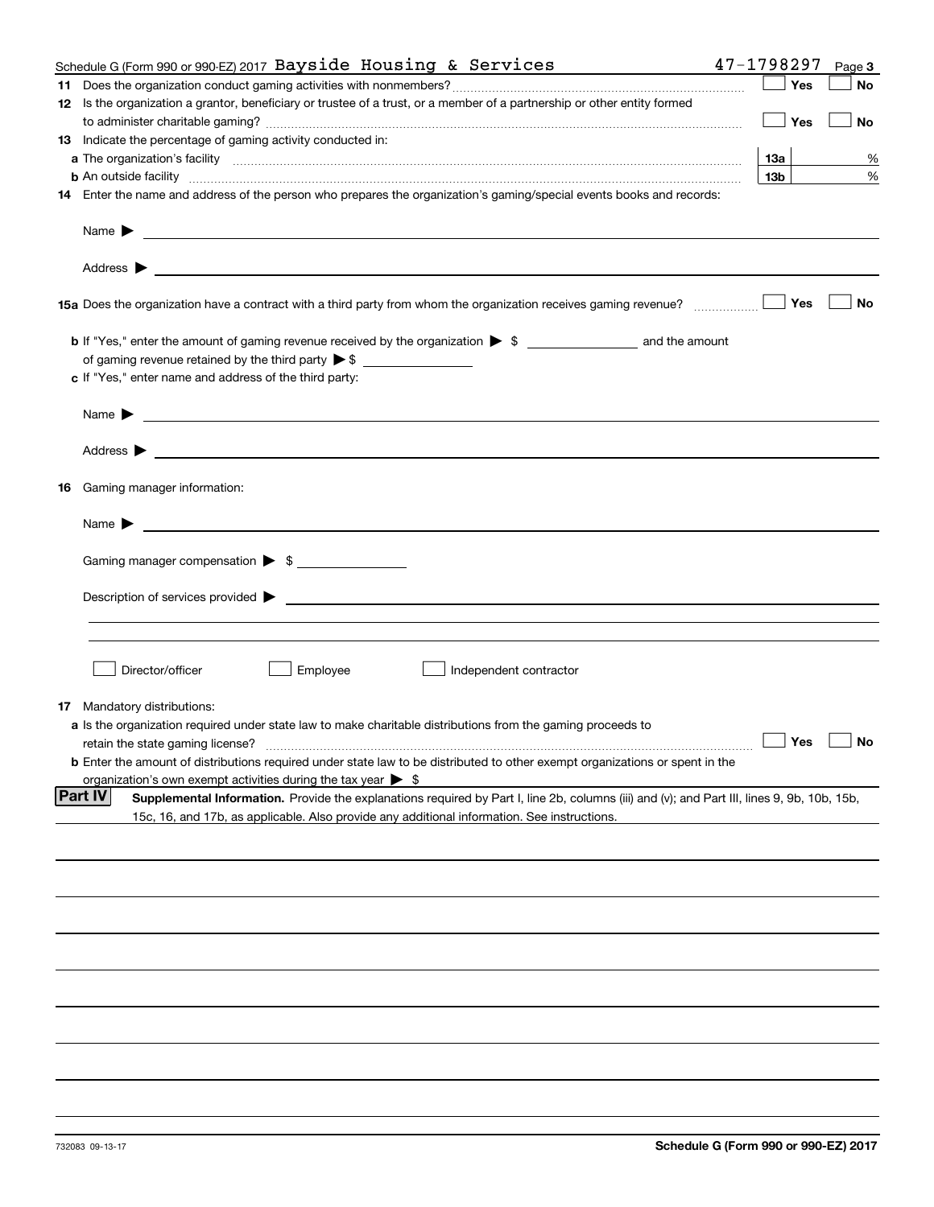Schedule G (Form 990 or 990-EZ) 2017 Bayside Housing & Services 47-1798297 Page 3

**11** Does the organization conduct gaming activities with nonmembers? ☐ Yes ☐ No

**12** Is the organization a grantor, beneficiary or trustee of a trust, or a member of a partnership or other entity formed to administer charitable gaming? ☐ Yes ☐ No

**13** Indicate the percentage of gaming activity conducted in:

**a** The organization's facility **13a** %

**b** An outside facility **13b** %

**14** Enter the name and address of the person who prepares the organization's gaming/special events books and records:

Name ▶

Address ▶

**15a** Does the organization have a contract with a third party from whom the organization receives gaming revenue? ☐ Yes ☐ No

**b** If "Yes," enter the amount of gaming revenue received by the organization ▶ $ ________ and the amount of gaming revenue retained by the third party ▶ $ ________

**c** If "Yes," enter name and address of the third party:

Name ▶

Address ▶

**16** Gaming manager information:

Name ▶

Gaming manager compensation ▶ $ ________

Description of services provided ▶

☐ Director/officer ☐ Employee ☐ Independent contractor

**17** Mandatory distributions:

**a** Is the organization required under state law to make charitable distributions from the gaming proceeds to retain the state gaming license? ☐ Yes ☐ No

**b** Enter the amount of distributions required under state law to be distributed to other exempt organizations or spent in the organization's own exempt activities during the tax year ▶ $

## Part IV Supplemental Information.

Provide the explanations required by Part I, line 2b, columns (iii) and (v); and Part III, lines 9, 9b, 10b, 15b, 15c, 16, and 17b, as applicable. Also provide any additional information. See instructions.

732083 09-13-17 **Schedule G (Form 990 or 990-EZ) 2017**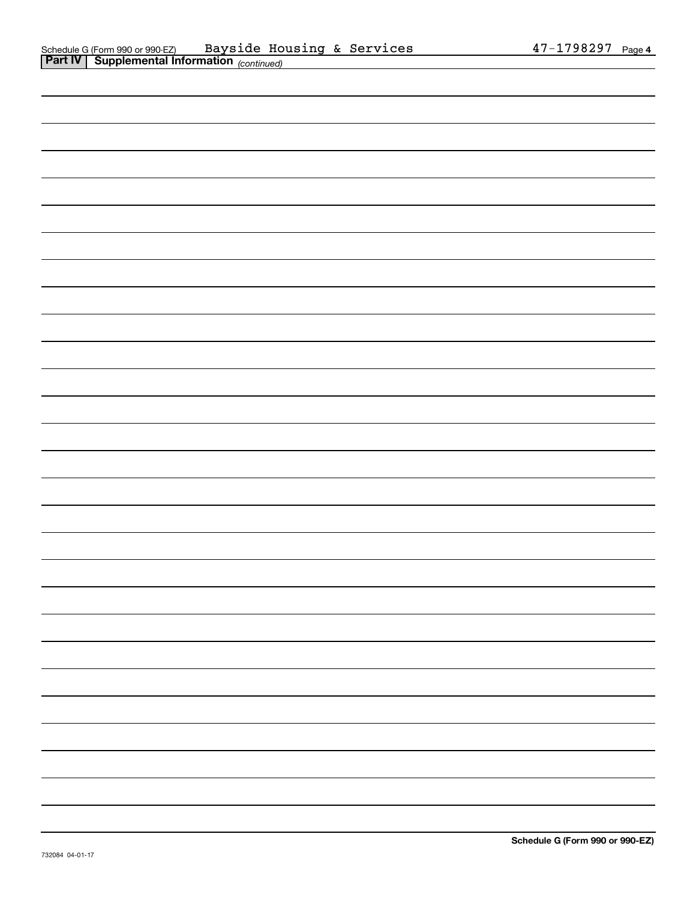Schedule G (Form 990 or 990-EZ) Bayside Housing & Services 47-1798297 Page **4**

**Part IV | Supplemental Information** *(continued)*

**Schedule G (Form 990 or 990-EZ)**

732084 04-01-17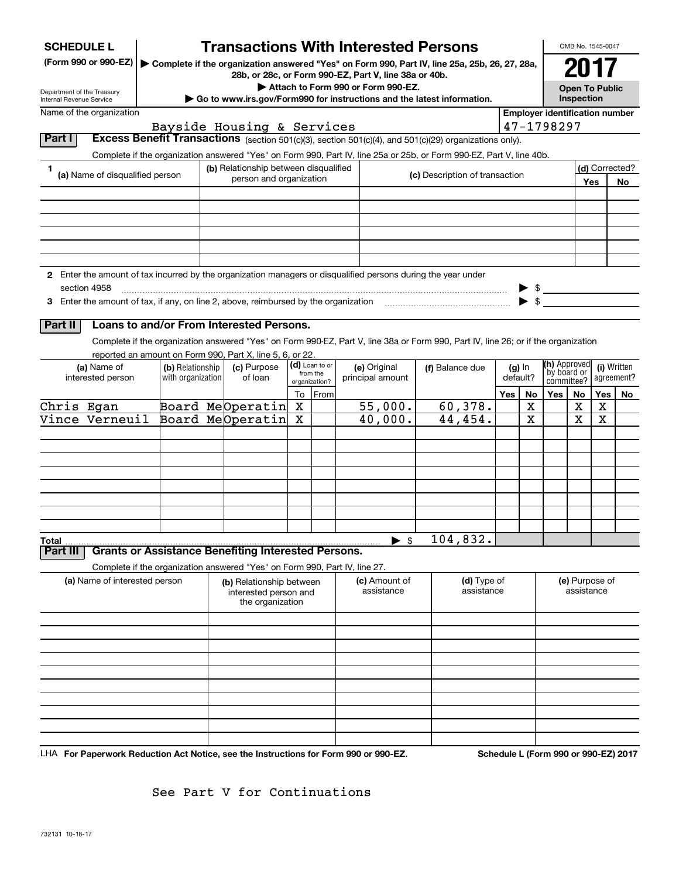# SCHEDULE L (Form 990 or 990-EZ)

## Transactions With Interested Persons

▶ Complete if the organization answered "Yes" on Form 990, Part IV, line 25a, 25b, 26, 27, 28a, 28b, or 28c, or Form 990-EZ, Part V, line 38a or 40b.

▶ Attach to Form 990 or Form 990-EZ.

▶ Go to www.irs.gov/Form990 for instructions and the latest information.

Department of the Treasury
Internal Revenue Service

OMB No. 1545-0047

**2017**

**Open To Public Inspection**

Name of the organization: Bayside Housing & Services

Employer identification number: 47-1798297

**Part I** **Excess Benefit Transactions** (section 501(c)(3), section 501(c)(4), and 501(c)(29) organizations only).

Complete if the organization answered "Yes" on Form 990, Part IV, line 25a or 25b, or Form 990-EZ, Part V, line 40b.

| 1 (a) Name of disqualified person | (b) Relationship between disqualified person and organization | (c) Description of transaction | (d) Corrected? Yes | No |
|---|---|---|---|---|
| | | | | |
| | | | | |
| | | | | |
| | | | | |
| | | | | |
| | | | | |

2 Enter the amount of tax incurred by the organization managers or disqualified persons during the year under section 4958 ▶ $

3 Enter the amount of tax, if any, on line 2, above, reimbursed by the organization ▶ $

**Part II** **Loans to and/or From Interested Persons.**

Complete if the organization answered "Yes" on Form 990-EZ, Part V, line 38a or Form 990, Part IV, line 26; or if the organization reported an amount on Form 990, Part X, line 5, 6, or 22.

| (a) Name of interested person | (b) Relationship with organization | (c) Purpose of loan | (d) Loan to or from the organization? To | From | (e) Original principal amount | (f) Balance due | (g) In default? Yes | No | (h) Approved by board or committee? Yes | No | (i) Written agreement? Yes | No |
|---|---|---|---|---|---|---|---|---|---|---|---|---|
| Chris Egan | Board Me | Operatin | X | | 55,000. | 60,378. | | X | | X | X | |
| Vince Verneuil | Board Me | Operatin | X | | 40,000. | 44,454. | | X | | X | X | |
| | | | | | | | | | | | | |
| | | | | | | | | | | | | |
| | | | | | | | | | | | | |
| | | | | | | | | | | | | |
| | | | | | | | | | | | | |
| | | | | | | | | | | | | |
| | | | | | | | | | | | | |
| **Total** | | | | | ▶ $ | 104,832. | | | | | | |

**Part III** **Grants or Assistance Benefiting Interested Persons.**

Complete if the organization answered "Yes" on Form 990, Part IV, line 27.

| (a) Name of interested person | (b) Relationship between interested person and the organization | (c) Amount of assistance | (d) Type of assistance | (e) Purpose of assistance |
|---|---|---|---|---|
| | | | | |
| | | | | |
| | | | | |
| | | | | |
| | | | | |
| | | | | |
| | | | | |
| | | | | |
| | | | | |

LHA **For Paperwork Reduction Act Notice, see the Instructions for Form 990 or 990-EZ.** **Schedule L (Form 990 or 990-EZ) 2017**

See Part V for Continuations

732131 10-18-17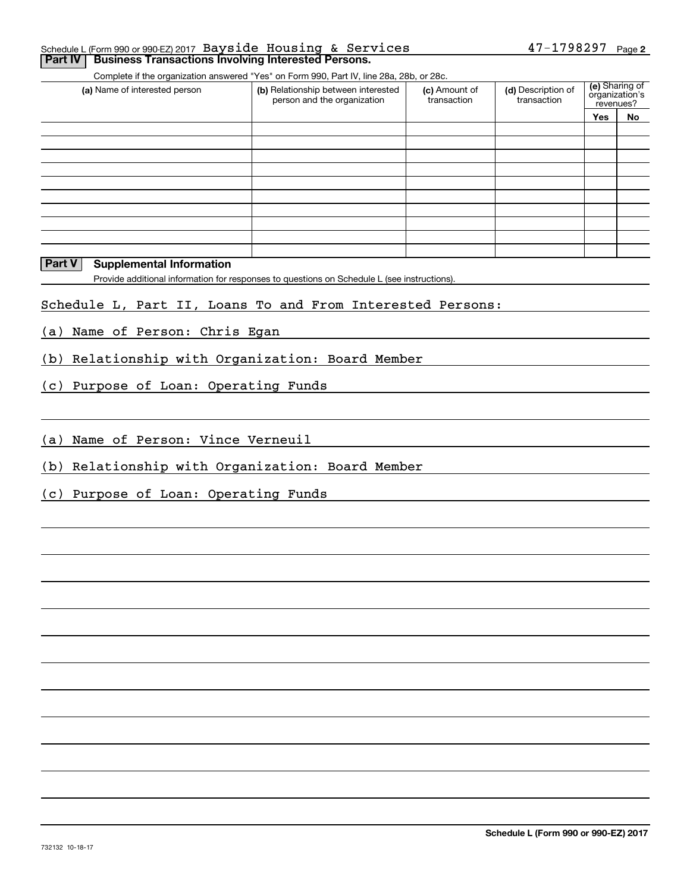Schedule L (Form 990 or 990-EZ) 2017 Bayside Housing & Services 47-1798297 Page **2**

## Part IV Business Transactions Involving Interested Persons.

Complete if the organization answered "Yes" on Form 990, Part IV, line 28a, 28b, or 28c.

| (a) Name of interested person | (b) Relationship between interested person and the organization | (c) Amount of transaction | (d) Description of transaction | (e) Sharing of organization's revenues? | |
|---|---|---|---|---|---|
| | | | | Yes | No |
| | | | | | |
| | | | | | |
| | | | | | |
| | | | | | |
| | | | | | |
| | | | | | |
| | | | | | |
| | | | | | |
| | | | | | |
| | | | | | |

## Part V Supplemental Information

Provide additional information for responses to questions on Schedule L (see instructions).

Schedule L, Part II, Loans To and From Interested Persons:

(a) Name of Person: Chris Egan

(b) Relationship with Organization: Board Member

(c) Purpose of Loan: Operating Funds

(a) Name of Person: Vince Verneuil

(b) Relationship with Organization: Board Member

(c) Purpose of Loan: Operating Funds

**Schedule L (Form 990 or 990-EZ) 2017**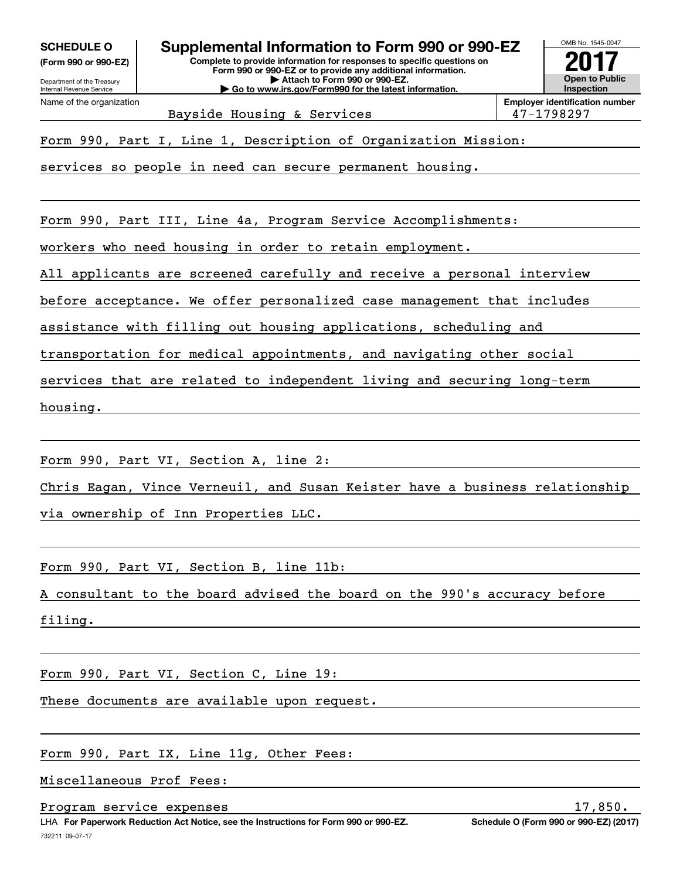**SCHEDULE O**
**(Form 990 or 990-EZ)**

Department of the Treasury
Internal Revenue Service

# Supplemental Information to Form 990 or 990-EZ

**Complete to provide information for responses to specific questions on Form 990 or 990-EZ or to provide any additional information.**
**▶ Attach to Form 990 or 990-EZ.**
**▶ Go to www.irs.gov/Form990 for the latest information.**

OMB No. 1545-0047
**2017**
**Open to Public Inspection**

| Name of the organization | Employer identification number |
|---|---|
| Bayside Housing & Services | 47-1798297 |

Form 990, Part I, Line 1, Description of Organization Mission:

services so people in need can secure permanent housing.

Form 990, Part III, Line 4a, Program Service Accomplishments:

workers who need housing in order to retain employment.

All applicants are screened carefully and receive a personal interview before acceptance. We offer personalized case management that includes assistance with filling out housing applications, scheduling and transportation for medical appointments, and navigating other social services that are related to independent living and securing long-term housing.

Form 990, Part VI, Section A, line 2:

Chris Eagan, Vince Verneuil, and Susan Keister have a business relationship via ownership of Inn Properties LLC.

Form 990, Part VI, Section B, line 11b:

A consultant to the board advised the board on the 990's accuracy before filing.

Form 990, Part VI, Section C, Line 19:

These documents are available upon request.

Form 990, Part IX, Line 11g, Other Fees:

Miscellaneous Prof Fees:

| Program service expenses | 17,850. |
|---|---|

LHA **For Paperwork Reduction Act Notice, see the Instructions for Form 990 or 990-EZ.** **Schedule O (Form 990 or 990-EZ) (2017)**

732211 09-07-17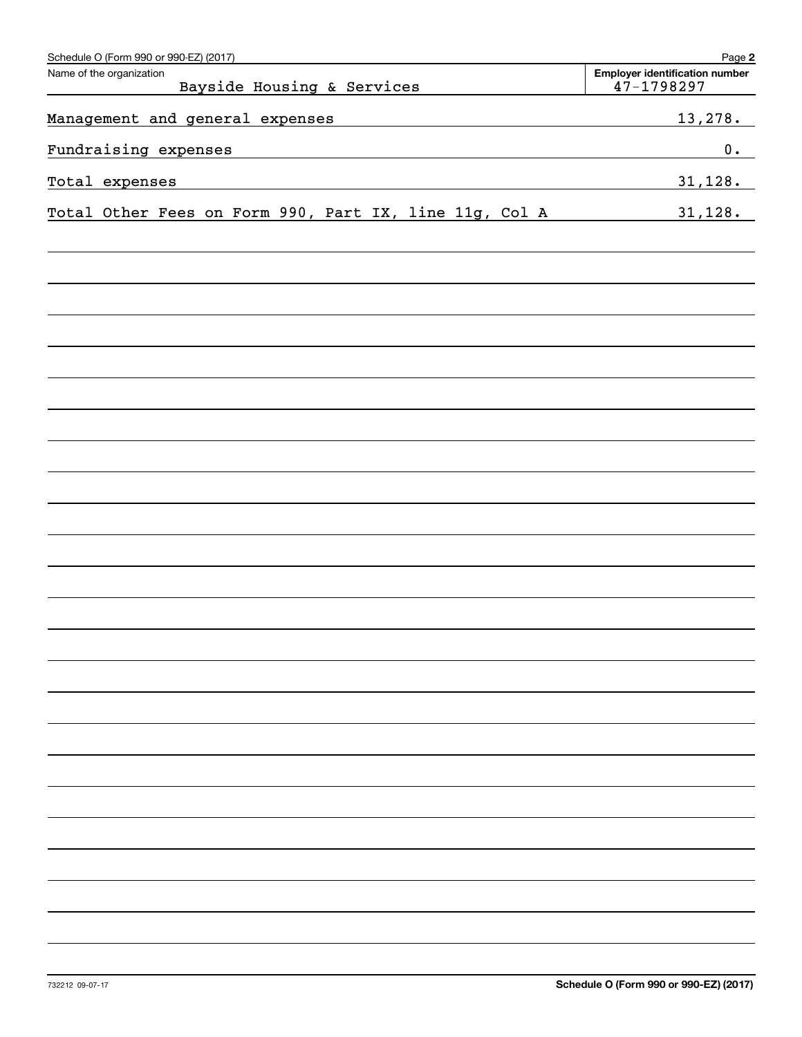Schedule O (Form 990 or 990-EZ) (2017) Page **2**

| Name of the organization | Employer identification number |
|---|---|
| Bayside Housing & Services | 47-1798297 |

| | |
|---|---|
| Management and general expenses | 13,278. |
| Fundraising expenses | 0. |
| Total expenses | 31,128. |
| Total Other Fees on Form 990, Part IX, line 11g, Col A | 31,128. |

732212 09-07-17 **Schedule O (Form 990 or 990-EZ) (2017)**